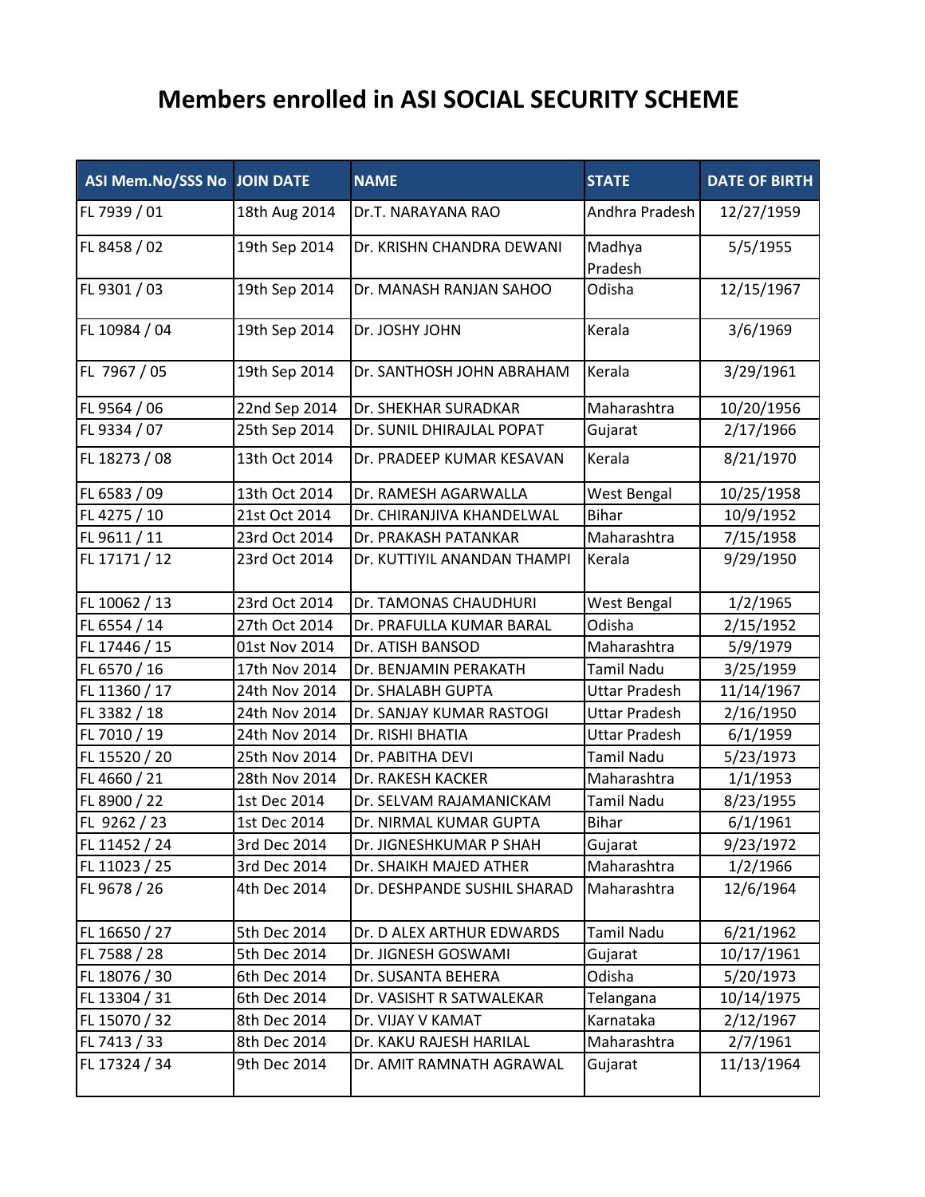# Members enrolled in ASI SOCIAL SECURITY SCHEME

| ASI Mem.No/SSS No | JOIN DATE | NAME | STATE | DATE OF BIRTH |
|---|---|---|---|---|
| FL 7939 / 01 | 18th Aug 2014 | Dr.T. NARAYANA RAO | Andhra Pradesh | 12/27/1959 |
| FL 8458 / 02 | 19th Sep 2014 | Dr. KRISHN CHANDRA DEWANI | Madhya Pradesh | 5/5/1955 |
| FL 9301 / 03 | 19th Sep 2014 | Dr. MANASH RANJAN SAHOO | Odisha | 12/15/1967 |
| FL 10984 / 04 | 19th Sep 2014 | Dr. JOSHY JOHN | Kerala | 3/6/1969 |
| FL 7967 / 05 | 19th Sep 2014 | Dr. SANTHOSH JOHN ABRAHAM | Kerala | 3/29/1961 |
| FL 9564 / 06 | 22nd Sep 2014 | Dr. SHEKHAR SURADKAR | Maharashtra | 10/20/1956 |
| FL 9334 / 07 | 25th Sep 2014 | Dr. SUNIL DHIRAJLAL POPAT | Gujarat | 2/17/1966 |
| FL 18273 / 08 | 13th Oct 2014 | Dr. PRADEEP KUMAR KESAVAN | Kerala | 8/21/1970 |
| FL 6583 / 09 | 13th Oct 2014 | Dr. RAMESH AGARWALLA | West Bengal | 10/25/1958 |
| FL 4275 / 10 | 21st Oct 2014 | Dr. CHIRANJIVA KHANDELWAL | Bihar | 10/9/1952 |
| FL 9611 / 11 | 23rd Oct 2014 | Dr. PRAKASH PATANKAR | Maharashtra | 7/15/1958 |
| FL 17171 / 12 | 23rd Oct 2014 | Dr. KUTTIYIL ANANDAN THAMPI | Kerala | 9/29/1950 |
| FL 10062 / 13 | 23rd Oct 2014 | Dr. TAMONAS CHAUDHURI | West Bengal | 1/2/1965 |
| FL 6554 / 14 | 27th Oct 2014 | Dr. PRAFULLA KUMAR BARAL | Odisha | 2/15/1952 |
| FL 17446 / 15 | 01st Nov 2014 | Dr. ATISH BANSOD | Maharashtra | 5/9/1979 |
| FL 6570 / 16 | 17th Nov 2014 | Dr. BENJAMIN PERAKATH | Tamil Nadu | 3/25/1959 |
| FL 11360 / 17 | 24th Nov 2014 | Dr. SHALABH GUPTA | Uttar Pradesh | 11/14/1967 |
| FL 3382 / 18 | 24th Nov 2014 | Dr. SANJAY KUMAR RASTOGI | Uttar Pradesh | 2/16/1950 |
| FL 7010 / 19 | 24th Nov 2014 | Dr. RISHI BHATIA | Uttar Pradesh | 6/1/1959 |
| FL 15520 / 20 | 25th Nov 2014 | Dr. PABITHA DEVI | Tamil Nadu | 5/23/1973 |
| FL 4660 / 21 | 28th Nov 2014 | Dr. RAKESH KACKER | Maharashtra | 1/1/1953 |
| FL 8900 / 22 | 1st Dec 2014 | Dr. SELVAM RAJAMANICKAM | Tamil Nadu | 8/23/1955 |
| FL 9262 / 23 | 1st Dec 2014 | Dr. NIRMAL KUMAR GUPTA | Bihar | 6/1/1961 |
| FL 11452 / 24 | 3rd Dec 2014 | Dr. JIGNESHKUMAR P SHAH | Gujarat | 9/23/1972 |
| FL 11023 / 25 | 3rd Dec 2014 | Dr. SHAIKH MAJED ATHER | Maharashtra | 1/2/1966 |
| FL 9678 / 26 | 4th Dec 2014 | Dr. DESHPANDE SUSHIL SHARAD | Maharashtra | 12/6/1964 |
| FL 16650 / 27 | 5th Dec 2014 | Dr. D ALEX ARTHUR EDWARDS | Tamil Nadu | 6/21/1962 |
| FL 7588 / 28 | 5th Dec 2014 | Dr. JIGNESH GOSWAMI | Gujarat | 10/17/1961 |
| FL 18076 / 30 | 6th Dec 2014 | Dr. SUSANTA BEHERA | Odisha | 5/20/1973 |
| FL 13304 / 31 | 6th Dec 2014 | Dr. VASISHT R SATWALEKAR | Telangana | 10/14/1975 |
| FL 15070 / 32 | 8th Dec 2014 | Dr. VIJAY V KAMAT | Karnataka | 2/12/1967 |
| FL 7413 / 33 | 8th Dec 2014 | Dr. KAKU RAJESH HARILAL | Maharashtra | 2/7/1961 |
| FL 17324 / 34 | 9th Dec 2014 | Dr. AMIT RAMNATH AGRAWAL | Gujarat | 11/13/1964 |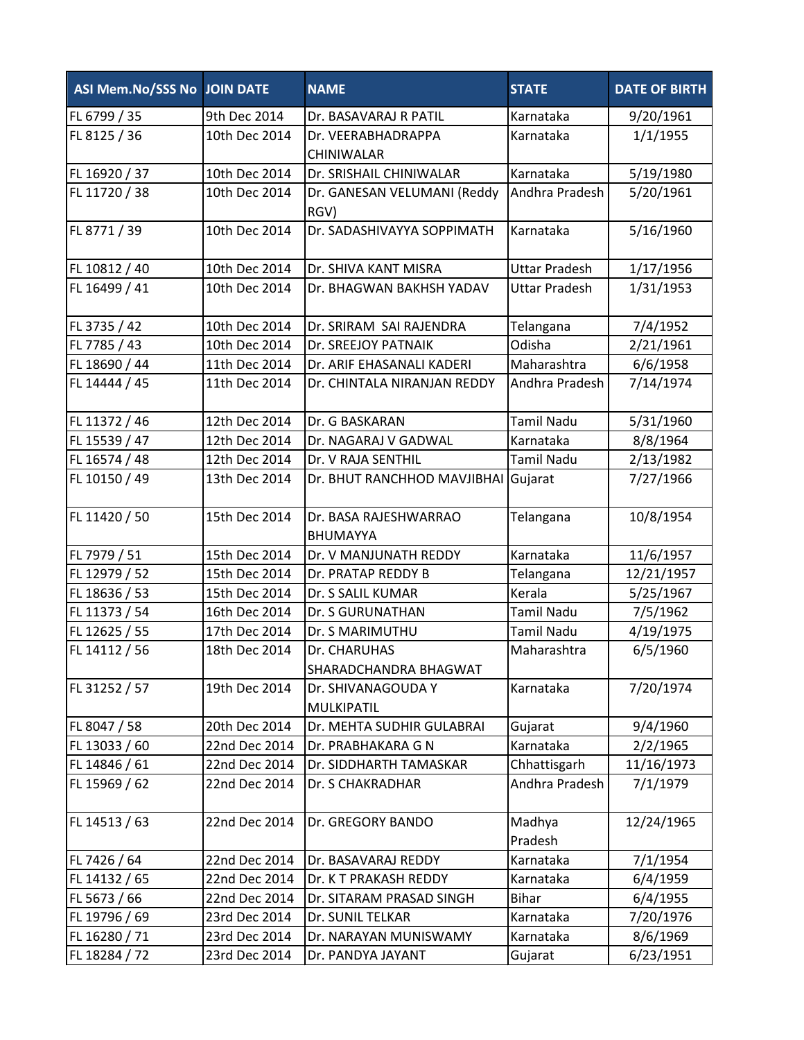| ASI Mem.No/SSS No | JOIN DATE | NAME | STATE | DATE OF BIRTH |
|---|---|---|---|---|
| FL 6799 / 35 | 9th Dec 2014 | Dr. BASAVARAJ R PATIL | Karnataka | 9/20/1961 |
| FL 8125 / 36 | 10th Dec 2014 | Dr. VEERABHADRAPPA CHINIWALAR | Karnataka | 1/1/1955 |
| FL 16920 / 37 | 10th Dec 2014 | Dr. SRISHAIL CHINIWALAR | Karnataka | 5/19/1980 |
| FL 11720 / 38 | 10th Dec 2014 | Dr. GANESAN VELUMANI (Reddy RGV) | Andhra Pradesh | 5/20/1961 |
| FL 8771 / 39 | 10th Dec 2014 | Dr. SADASHIVAYYA SOPPIMATH | Karnataka | 5/16/1960 |
| FL 10812 / 40 | 10th Dec 2014 | Dr. SHIVA KANT MISRA | Uttar Pradesh | 1/17/1956 |
| FL 16499 / 41 | 10th Dec 2014 | Dr. BHAGWAN BAKHSH YADAV | Uttar Pradesh | 1/31/1953 |
| FL 3735 / 42 | 10th Dec 2014 | Dr. SRIRAM SAI RAJENDRA | Telangana | 7/4/1952 |
| FL 7785 / 43 | 10th Dec 2014 | Dr. SREEJOY PATNAIK | Odisha | 2/21/1961 |
| FL 18690 / 44 | 11th Dec 2014 | Dr. ARIF EHASANALI KADERI | Maharashtra | 6/6/1958 |
| FL 14444 / 45 | 11th Dec 2014 | Dr. CHINTALA NIRANJAN REDDY | Andhra Pradesh | 7/14/1974 |
| FL 11372 / 46 | 12th Dec 2014 | Dr. G BASKARAN | Tamil Nadu | 5/31/1960 |
| FL 15539 / 47 | 12th Dec 2014 | Dr. NAGARAJ V GADWAL | Karnataka | 8/8/1964 |
| FL 16574 / 48 | 12th Dec 2014 | Dr. V RAJA SENTHIL | Tamil Nadu | 2/13/1982 |
| FL 10150 / 49 | 13th Dec 2014 | Dr. BHUT RANCHHOD MAVJIBHAI | Gujarat | 7/27/1966 |
| FL 11420 / 50 | 15th Dec 2014 | Dr. BASA RAJESHWARRAO BHUMAYYA | Telangana | 10/8/1954 |
| FL 7979 / 51 | 15th Dec 2014 | Dr. V MANJUNATH REDDY | Karnataka | 11/6/1957 |
| FL 12979 / 52 | 15th Dec 2014 | Dr. PRATAP REDDY B | Telangana | 12/21/1957 |
| FL 18636 / 53 | 15th Dec 2014 | Dr. S SALIL KUMAR | Kerala | 5/25/1967 |
| FL 11373 / 54 | 16th Dec 2014 | Dr. S GURUNATHAN | Tamil Nadu | 7/5/1962 |
| FL 12625 / 55 | 17th Dec 2014 | Dr. S MARIMUTHU | Tamil Nadu | 4/19/1975 |
| FL 14112 / 56 | 18th Dec 2014 | Dr. CHARUHAS SHARADCHANDRA BHAGWAT | Maharashtra | 6/5/1960 |
| FL 31252 / 57 | 19th Dec 2014 | Dr. SHIVANAGOUDA Y MULKIPATIL | Karnataka | 7/20/1974 |
| FL 8047 / 58 | 20th Dec 2014 | Dr. MEHTA SUDHIR GULABRAI | Gujarat | 9/4/1960 |
| FL 13033 / 60 | 22nd Dec 2014 | Dr. PRABHAKARA G N | Karnataka | 2/2/1965 |
| FL 14846 / 61 | 22nd Dec 2014 | Dr. SIDDHARTH TAMASKAR | Chhattisgarh | 11/16/1973 |
| FL 15969 / 62 | 22nd Dec 2014 | Dr. S CHAKRADHAR | Andhra Pradesh | 7/1/1979 |
| FL 14513 / 63 | 22nd Dec 2014 | Dr. GREGORY BANDO | Madhya Pradesh | 12/24/1965 |
| FL 7426 / 64 | 22nd Dec 2014 | Dr. BASAVARAJ REDDY | Karnataka | 7/1/1954 |
| FL 14132 / 65 | 22nd Dec 2014 | Dr. K T PRAKASH REDDY | Karnataka | 6/4/1959 |
| FL 5673 / 66 | 22nd Dec 2014 | Dr. SITARAM PRASAD SINGH | Bihar | 6/4/1955 |
| FL 19796 / 69 | 23rd Dec 2014 | Dr. SUNIL TELKAR | Karnataka | 7/20/1976 |
| FL 16280 / 71 | 23rd Dec 2014 | Dr. NARAYAN MUNISWAMY | Karnataka | 8/6/1969 |
| FL 18284 / 72 | 23rd Dec 2014 | Dr. PANDYA JAYANT | Gujarat | 6/23/1951 |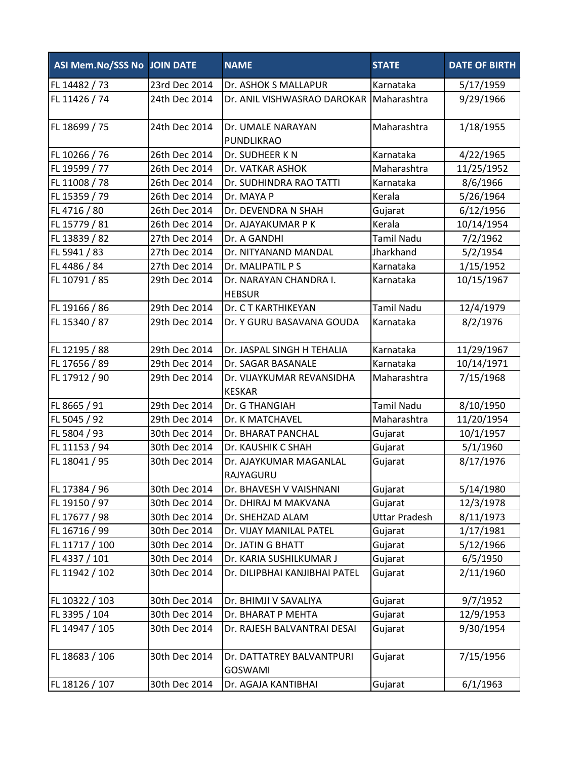| ASI Mem.No/SSS No | JOIN DATE | NAME | STATE | DATE OF BIRTH |
|---|---|---|---|---|
| FL 14482 / 73 | 23rd Dec 2014 | Dr. ASHOK S MALLAPUR | Karnataka | 5/17/1959 |
| FL 11426 / 74 | 24th Dec 2014 | Dr. ANIL VISHWASRAO DAROKAR | Maharashtra | 9/29/1966 |
| FL 18699 / 75 | 24th Dec 2014 | Dr. UMALE NARAYAN PUNDLIKRAO | Maharashtra | 1/18/1955 |
| FL 10266 / 76 | 26th Dec 2014 | Dr. SUDHEER K N | Karnataka | 4/22/1965 |
| FL 19599 / 77 | 26th Dec 2014 | Dr. VATKAR ASHOK | Maharashtra | 11/25/1952 |
| FL 11008 / 78 | 26th Dec 2014 | Dr. SUDHINDRA RAO TATTI | Karnataka | 8/6/1966 |
| FL 15359 / 79 | 26th Dec 2014 | Dr. MAYA P | Kerala | 5/26/1964 |
| FL 4716 / 80 | 26th Dec 2014 | Dr. DEVENDRA N SHAH | Gujarat | 6/12/1956 |
| FL 15779 / 81 | 26th Dec 2014 | Dr. AJAYAKUMAR P K | Kerala | 10/14/1954 |
| FL 13839 / 82 | 27th Dec 2014 | Dr. A GANDHI | Tamil Nadu | 7/2/1962 |
| FL 5941 / 83 | 27th Dec 2014 | Dr. NITYANAND MANDAL | Jharkhand | 5/2/1954 |
| FL 4486 / 84 | 27th Dec 2014 | Dr. MALIPATIL P S | Karnataka | 1/15/1952 |
| FL 10791 / 85 | 29th Dec 2014 | Dr. NARAYAN CHANDRA I. HEBSUR | Karnataka | 10/15/1967 |
| FL 19166 / 86 | 29th Dec 2014 | Dr. C T KARTHIKEYAN | Tamil Nadu | 12/4/1979 |
| FL 15340 / 87 | 29th Dec 2014 | Dr. Y GURU BASAVANA GOUDA | Karnataka | 8/2/1976 |
| FL 12195 / 88 | 29th Dec 2014 | Dr. JASPAL SINGH H TEHALIA | Karnataka | 11/29/1967 |
| FL 17656 / 89 | 29th Dec 2014 | Dr. SAGAR BASANALE | Karnataka | 10/14/1971 |
| FL 17912 / 90 | 29th Dec 2014 | Dr. VIJAYKUMAR REVANSIDHA KESKAR | Maharashtra | 7/15/1968 |
| FL 8665 / 91 | 29th Dec 2014 | Dr. G THANGIAH | Tamil Nadu | 8/10/1950 |
| FL 5045 / 92 | 29th Dec 2014 | Dr. K MATCHAVEL | Maharashtra | 11/20/1954 |
| FL 5804 / 93 | 30th Dec 2014 | Dr. BHARAT PANCHAL | Gujarat | 10/1/1957 |
| FL 11153 / 94 | 30th Dec 2014 | Dr. KAUSHIK C SHAH | Gujarat | 5/1/1960 |
| FL 18041 / 95 | 30th Dec 2014 | Dr. AJAYKUMAR MAGANLAL RAJYAGURU | Gujarat | 8/17/1976 |
| FL 17384 / 96 | 30th Dec 2014 | Dr. BHAVESH V VAISHNANI | Gujarat | 5/14/1980 |
| FL 19150 / 97 | 30th Dec 2014 | Dr. DHIRAJ M MAKVANA | Gujarat | 12/3/1978 |
| FL 17677 / 98 | 30th Dec 2014 | Dr. SHEHZAD ALAM | Uttar Pradesh | 8/11/1973 |
| FL 16716 / 99 | 30th Dec 2014 | Dr. VIJAY MANILAL PATEL | Gujarat | 1/17/1981 |
| FL 11717 / 100 | 30th Dec 2014 | Dr. JATIN G BHATT | Gujarat | 5/12/1966 |
| FL 4337 / 101 | 30th Dec 2014 | Dr. KARIA SUSHILKUMAR J | Gujarat | 6/5/1950 |
| FL 11942 / 102 | 30th Dec 2014 | Dr. DILIPBHAI KANJIBHAI PATEL | Gujarat | 2/11/1960 |
| FL 10322 / 103 | 30th Dec 2014 | Dr. BHIMJI V SAVALIYA | Gujarat | 9/7/1952 |
| FL 3395 / 104 | 30th Dec 2014 | Dr. BHARAT P MEHTA | Gujarat | 12/9/1953 |
| FL 14947 / 105 | 30th Dec 2014 | Dr. RAJESH BALVANTRAI DESAI | Gujarat | 9/30/1954 |
| FL 18683 / 106 | 30th Dec 2014 | Dr. DATTATREY BALVANTPURI GOSWAMI | Gujarat | 7/15/1956 |
| FL 18126 / 107 | 30th Dec 2014 | Dr. AGAJA KANTIBHAI | Gujarat | 6/1/1963 |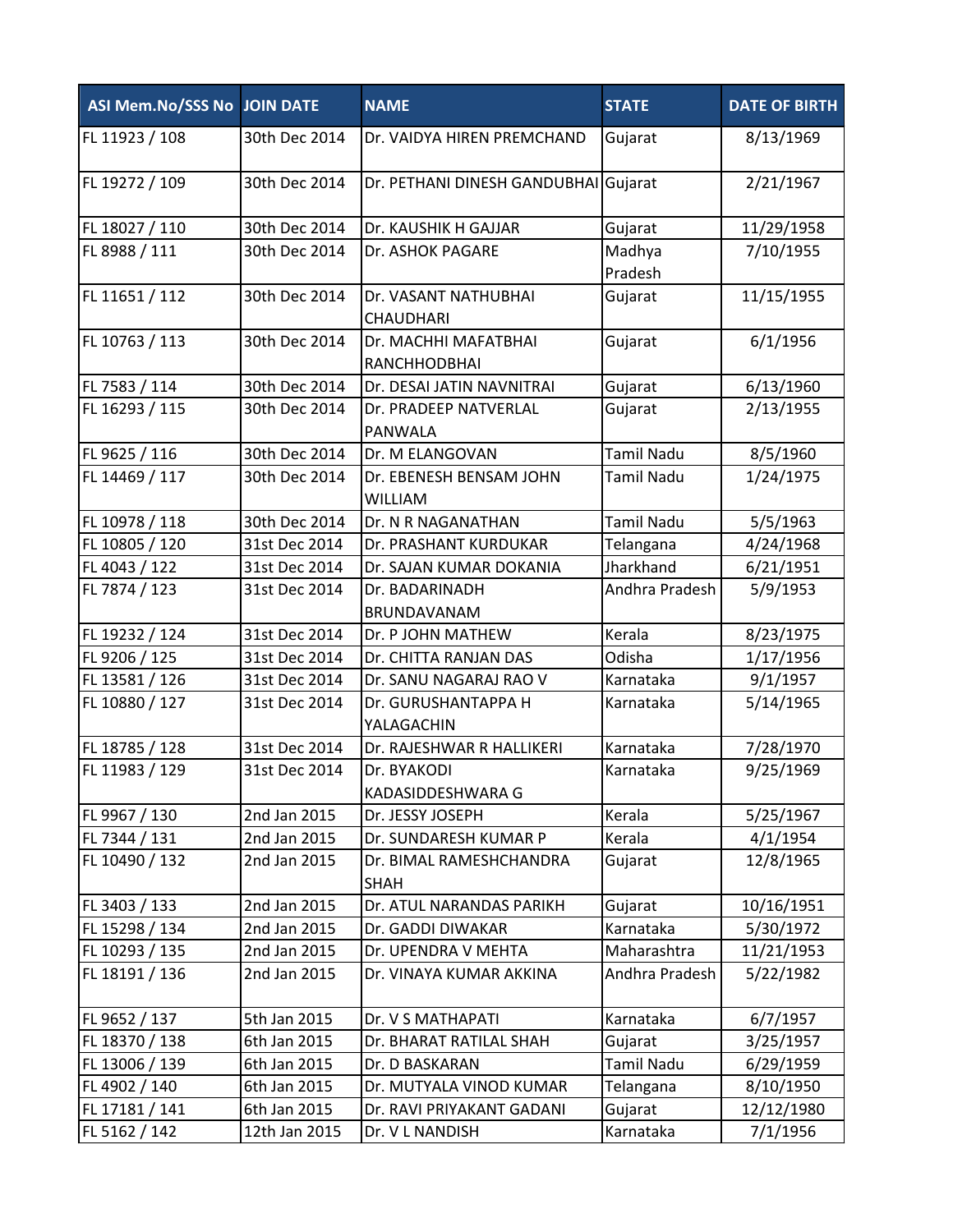| ASI Mem.No/SSS No | JOIN DATE | NAME | STATE | DATE OF BIRTH |
|---|---|---|---|---|
| FL 11923 / 108 | 30th Dec 2014 | Dr. VAIDYA HIREN PREMCHAND | Gujarat | 8/13/1969 |
| FL 19272 / 109 | 30th Dec 2014 | Dr. PETHANI DINESH GANDUBHAI | Gujarat | 2/21/1967 |
| FL 18027 / 110 | 30th Dec 2014 | Dr. KAUSHIK H GAJJAR | Gujarat | 11/29/1958 |
| FL 8988 / 111 | 30th Dec 2014 | Dr. ASHOK PAGARE | Madhya Pradesh | 7/10/1955 |
| FL 11651 / 112 | 30th Dec 2014 | Dr. VASANT NATHUBHAI CHAUDHARI | Gujarat | 11/15/1955 |
| FL 10763 / 113 | 30th Dec 2014 | Dr. MACHHI MAFATBHAI RANCHHODBHAI | Gujarat | 6/1/1956 |
| FL 7583 / 114 | 30th Dec 2014 | Dr. DESAI JATIN NAVNITRAI | Gujarat | 6/13/1960 |
| FL 16293 / 115 | 30th Dec 2014 | Dr. PRADEEP NATVERLAL PANWALA | Gujarat | 2/13/1955 |
| FL 9625 / 116 | 30th Dec 2014 | Dr. M ELANGOVAN | Tamil Nadu | 8/5/1960 |
| FL 14469 / 117 | 30th Dec 2014 | Dr. EBENESH BENSAM JOHN WILLIAM | Tamil Nadu | 1/24/1975 |
| FL 10978 / 118 | 30th Dec 2014 | Dr. N R NAGANATHAN | Tamil Nadu | 5/5/1963 |
| FL 10805 / 120 | 31st Dec 2014 | Dr. PRASHANT KURDUKAR | Telangana | 4/24/1968 |
| FL 4043 / 122 | 31st Dec 2014 | Dr. SAJAN KUMAR DOKANIA | Jharkhand | 6/21/1951 |
| FL 7874 / 123 | 31st Dec 2014 | Dr. BADARINADH BRUNDAVANAM | Andhra Pradesh | 5/9/1953 |
| FL 19232 / 124 | 31st Dec 2014 | Dr. P JOHN MATHEW | Kerala | 8/23/1975 |
| FL 9206 / 125 | 31st Dec 2014 | Dr. CHITTA RANJAN DAS | Odisha | 1/17/1956 |
| FL 13581 / 126 | 31st Dec 2014 | Dr. SANU NAGARAJ RAO V | Karnataka | 9/1/1957 |
| FL 10880 / 127 | 31st Dec 2014 | Dr. GURUSHANTAPPA H YALAGACHIN | Karnataka | 5/14/1965 |
| FL 18785 / 128 | 31st Dec 2014 | Dr. RAJESHWAR R HALLIKERI | Karnataka | 7/28/1970 |
| FL 11983 / 129 | 31st Dec 2014 | Dr. BYAKODI KADASIDDESHWARA G | Karnataka | 9/25/1969 |
| FL 9967 / 130 | 2nd Jan 2015 | Dr. JESSY JOSEPH | Kerala | 5/25/1967 |
| FL 7344 / 131 | 2nd Jan 2015 | Dr. SUNDARESH KUMAR P | Kerala | 4/1/1954 |
| FL 10490 / 132 | 2nd Jan 2015 | Dr. BIMAL RAMESHCHANDRA SHAH | Gujarat | 12/8/1965 |
| FL 3403 / 133 | 2nd Jan 2015 | Dr. ATUL NARANDAS PARIKH | Gujarat | 10/16/1951 |
| FL 15298 / 134 | 2nd Jan 2015 | Dr. GADDI DIWAKAR | Karnataka | 5/30/1972 |
| FL 10293 / 135 | 2nd Jan 2015 | Dr. UPENDRA V MEHTA | Maharashtra | 11/21/1953 |
| FL 18191 / 136 | 2nd Jan 2015 | Dr. VINAYA KUMAR AKKINA | Andhra Pradesh | 5/22/1982 |
| FL 9652 / 137 | 5th Jan 2015 | Dr. V S MATHAPATI | Karnataka | 6/7/1957 |
| FL 18370 / 138 | 6th Jan 2015 | Dr. BHARAT RATILAL SHAH | Gujarat | 3/25/1957 |
| FL 13006 / 139 | 6th Jan 2015 | Dr. D BASKARAN | Tamil Nadu | 6/29/1959 |
| FL 4902 / 140 | 6th Jan 2015 | Dr. MUTYALA VINOD KUMAR | Telangana | 8/10/1950 |
| FL 17181 / 141 | 6th Jan 2015 | Dr. RAVI PRIYAKANT GADANI | Gujarat | 12/12/1980 |
| FL 5162 / 142 | 12th Jan 2015 | Dr. V L NANDISH | Karnataka | 7/1/1956 |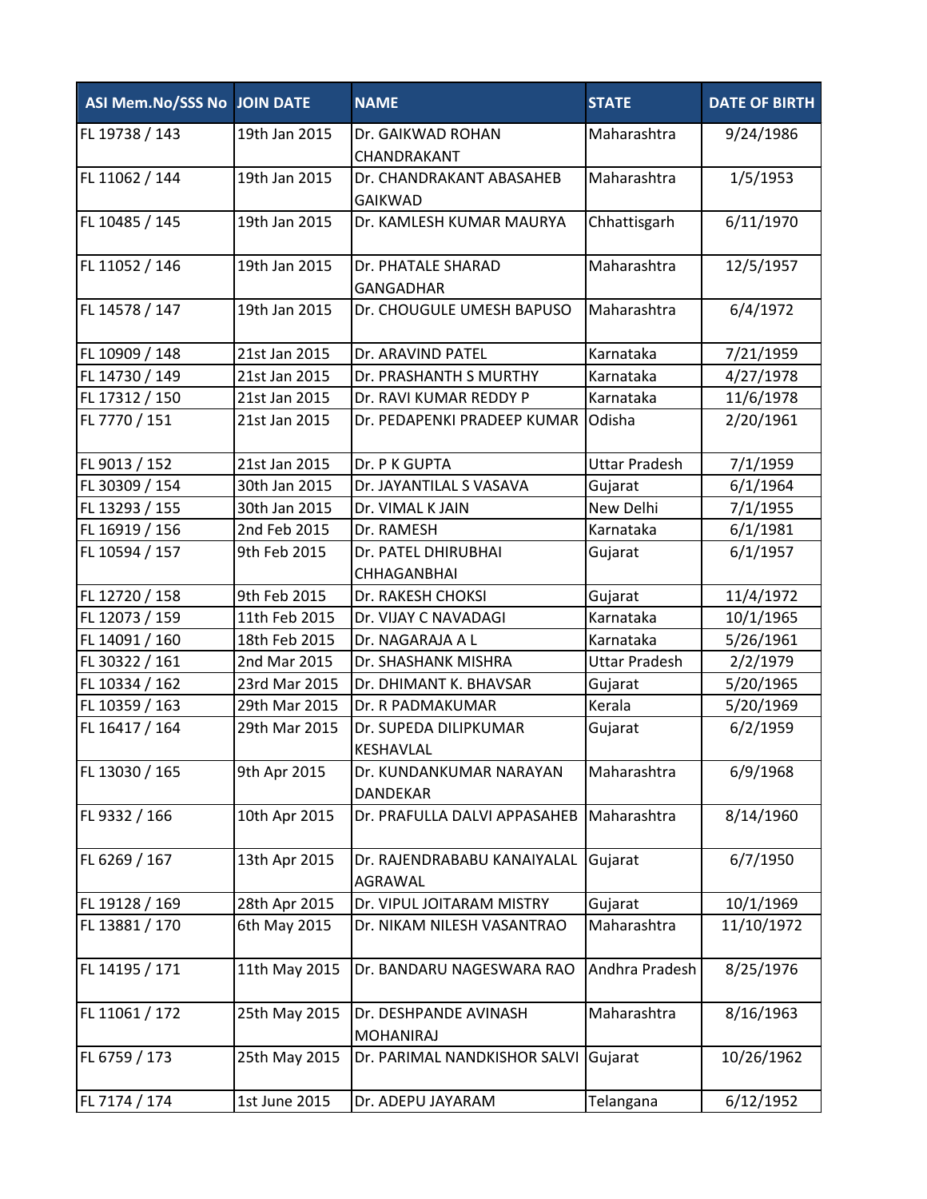| ASI Mem.No/SSS No | JOIN DATE | NAME | STATE | DATE OF BIRTH |
|---|---|---|---|---|
| FL 19738 / 143 | 19th Jan 2015 | Dr. GAIKWAD ROHAN CHANDRAKANT | Maharashtra | 9/24/1986 |
| FL 11062 / 144 | 19th Jan 2015 | Dr. CHANDRAKANT ABASAHEB GAIKWAD | Maharashtra | 1/5/1953 |
| FL 10485 / 145 | 19th Jan 2015 | Dr. KAMLESH KUMAR MAURYA | Chhattisgarh | 6/11/1970 |
| FL 11052 / 146 | 19th Jan 2015 | Dr. PHATALE SHARAD GANGADHAR | Maharashtra | 12/5/1957 |
| FL 14578 / 147 | 19th Jan 2015 | Dr. CHOUGULE UMESH BAPUSO | Maharashtra | 6/4/1972 |
| FL 10909 / 148 | 21st Jan 2015 | Dr. ARAVIND PATEL | Karnataka | 7/21/1959 |
| FL 14730 / 149 | 21st Jan 2015 | Dr. PRASHANTH S MURTHY | Karnataka | 4/27/1978 |
| FL 17312 / 150 | 21st Jan 2015 | Dr. RAVI KUMAR REDDY P | Karnataka | 11/6/1978 |
| FL 7770 / 151 | 21st Jan 2015 | Dr. PEDAPENKI PRADEEP KUMAR | Odisha | 2/20/1961 |
| FL 9013 / 152 | 21st Jan 2015 | Dr. P K GUPTA | Uttar Pradesh | 7/1/1959 |
| FL 30309 / 154 | 30th Jan 2015 | Dr. JAYANTILAL S VASAVA | Gujarat | 6/1/1964 |
| FL 13293 / 155 | 30th Jan 2015 | Dr. VIMAL K JAIN | New Delhi | 7/1/1955 |
| FL 16919 / 156 | 2nd Feb 2015 | Dr. RAMESH | Karnataka | 6/1/1981 |
| FL 10594 / 157 | 9th Feb 2015 | Dr. PATEL DHIRUBHAI CHHAGANBHAI | Gujarat | 6/1/1957 |
| FL 12720 / 158 | 9th Feb 2015 | Dr. RAKESH CHOKSI | Gujarat | 11/4/1972 |
| FL 12073 / 159 | 11th Feb 2015 | Dr. VIJAY C NAVADAGI | Karnataka | 10/1/1965 |
| FL 14091 / 160 | 18th Feb 2015 | Dr. NAGARAJA A L | Karnataka | 5/26/1961 |
| FL 30322 / 161 | 2nd Mar 2015 | Dr. SHASHANK MISHRA | Uttar Pradesh | 2/2/1979 |
| FL 10334 / 162 | 23rd Mar 2015 | Dr. DHIMANT K. BHAVSAR | Gujarat | 5/20/1965 |
| FL 10359 / 163 | 29th Mar 2015 | Dr. R PADMAKUMAR | Kerala | 5/20/1969 |
| FL 16417 / 164 | 29th Mar 2015 | Dr. SUPEDA DILIPKUMAR KESHAVLAL | Gujarat | 6/2/1959 |
| FL 13030 / 165 | 9th Apr 2015 | Dr. KUNDANKUMAR NARAYAN DANDEKAR | Maharashtra | 6/9/1968 |
| FL 9332 / 166 | 10th Apr 2015 | Dr. PRAFULLA DALVI APPASAHEB | Maharashtra | 8/14/1960 |
| FL 6269 / 167 | 13th Apr 2015 | Dr. RAJENDRABABU KANAIYALAL AGRAWAL | Gujarat | 6/7/1950 |
| FL 19128 / 169 | 28th Apr 2015 | Dr. VIPUL JOITARAM MISTRY | Gujarat | 10/1/1969 |
| FL 13881 / 170 | 6th May 2015 | Dr. NIKAM NILESH VASANTRAO | Maharashtra | 11/10/1972 |
| FL 14195 / 171 | 11th May 2015 | Dr. BANDARU NAGESWARA RAO | Andhra Pradesh | 8/25/1976 |
| FL 11061 / 172 | 25th May 2015 | Dr. DESHPANDE AVINASH MOHANIRAJ | Maharashtra | 8/16/1963 |
| FL 6759 / 173 | 25th May 2015 | Dr. PARIMAL NANDKISHOR SALVI | Gujarat | 10/26/1962 |
| FL 7174 / 174 | 1st June 2015 | Dr. ADEPU JAYARAM | Telangana | 6/12/1952 |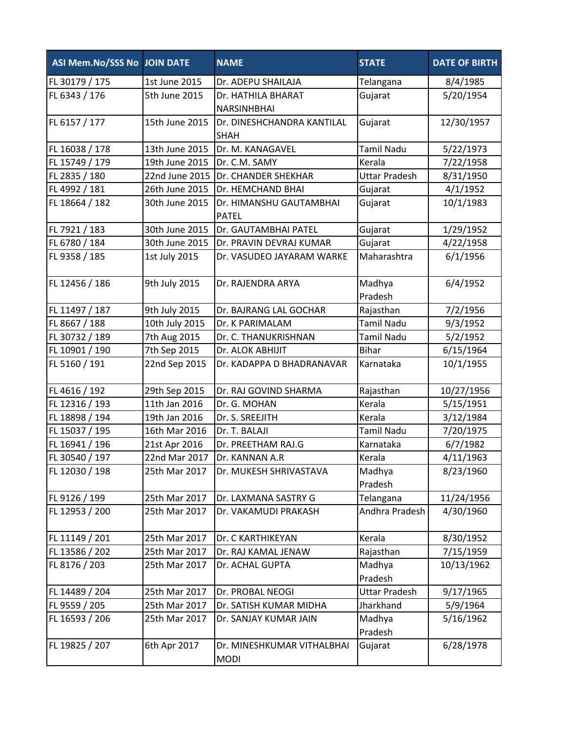| ASI Mem.No/SSS No | JOIN DATE | NAME | STATE | DATE OF BIRTH |
|---|---|---|---|---|
| FL 30179 / 175 | 1st June 2015 | Dr. ADEPU SHAILAJA | Telangana | 8/4/1985 |
| FL 6343 / 176 | 5th June 2015 | Dr. HATHILA BHARAT NARSINHBHAI | Gujarat | 5/20/1954 |
| FL 6157 / 177 | 15th June 2015 | Dr. DINESHCHANDRA KANTILAL SHAH | Gujarat | 12/30/1957 |
| FL 16038 / 178 | 13th June 2015 | Dr. M. KANAGAVEL | Tamil Nadu | 5/22/1973 |
| FL 15749 / 179 | 19th June 2015 | Dr. C.M. SAMY | Kerala | 7/22/1958 |
| FL 2835 / 180 | 22nd June 2015 | Dr. CHANDER SHEKHAR | Uttar Pradesh | 8/31/1950 |
| FL 4992 / 181 | 26th June 2015 | Dr. HEMCHAND BHAI | Gujarat | 4/1/1952 |
| FL 18664 / 182 | 30th June 2015 | Dr. HIMANSHU GAUTAMBHAI PATEL | Gujarat | 10/1/1983 |
| FL 7921 / 183 | 30th June 2015 | Dr. GAUTAMBHAI PATEL | Gujarat | 1/29/1952 |
| FL 6780 / 184 | 30th June 2015 | Dr. PRAVIN DEVRAJ KUMAR | Gujarat | 4/22/1958 |
| FL 9358 / 185 | 1st July 2015 | Dr. VASUDEO JAYARAM WARKE | Maharashtra | 6/1/1956 |
| FL 12456 / 186 | 9th July 2015 | Dr. RAJENDRA ARYA | Madhya Pradesh | 6/4/1952 |
| FL 11497 / 187 | 9th July 2015 | Dr. BAJRANG LAL GOCHAR | Rajasthan | 7/2/1956 |
| FL 8667 / 188 | 10th July 2015 | Dr. K PARIMALAM | Tamil Nadu | 9/3/1952 |
| FL 30732 / 189 | 7th Aug 2015 | Dr. C. THANUKRISHNAN | Tamil Nadu | 5/2/1952 |
| FL 10901 / 190 | 7th Sep 2015 | Dr. ALOK ABHIJIT | Bihar | 6/15/1964 |
| FL 5160 / 191 | 22nd Sep 2015 | Dr. KADAPPA D BHADRANAVAR | Karnataka | 10/1/1955 |
| FL 4616 / 192 | 29th Sep 2015 | Dr. RAJ GOVIND SHARMA | Rajasthan | 10/27/1956 |
| FL 12316 / 193 | 11th Jan 2016 | Dr. G. MOHAN | Kerala | 5/15/1951 |
| FL 18898 / 194 | 19th Jan 2016 | Dr. S. SREEJITH | Kerala | 3/12/1984 |
| FL 15037 / 195 | 16th Mar 2016 | Dr. T. BALAJI | Tamil Nadu | 7/20/1975 |
| FL 16941 / 196 | 21st Apr 2016 | Dr. PREETHAM RAJ.G | Karnataka | 6/7/1982 |
| FL 30540 / 197 | 22nd Mar 2017 | Dr. KANNAN A.R | Kerala | 4/11/1963 |
| FL 12030 / 198 | 25th Mar 2017 | Dr. MUKESH SHRIVASTAVA | Madhya Pradesh | 8/23/1960 |
| FL 9126 / 199 | 25th Mar 2017 | Dr. LAXMANA SASTRY G | Telangana | 11/24/1956 |
| FL 12953 / 200 | 25th Mar 2017 | Dr. VAKAMUDI PRAKASH | Andhra Pradesh | 4/30/1960 |
| FL 11149 / 201 | 25th Mar 2017 | Dr. C KARTHIKEYAN | Kerala | 8/30/1952 |
| FL 13586 / 202 | 25th Mar 2017 | Dr. RAJ KAMAL JENAW | Rajasthan | 7/15/1959 |
| FL 8176 / 203 | 25th Mar 2017 | Dr. ACHAL GUPTA | Madhya Pradesh | 10/13/1962 |
| FL 14489 / 204 | 25th Mar 2017 | Dr. PROBAL NEOGI | Uttar Pradesh | 9/17/1965 |
| FL 9559 / 205 | 25th Mar 2017 | Dr. SATISH KUMAR MIDHA | Jharkhand | 5/9/1964 |
| FL 16593 / 206 | 25th Mar 2017 | Dr. SANJAY KUMAR JAIN | Madhya Pradesh | 5/16/1962 |
| FL 19825 / 207 | 6th Apr 2017 | Dr. MINESHKUMAR VITHALBHAI MODI | Gujarat | 6/28/1978 |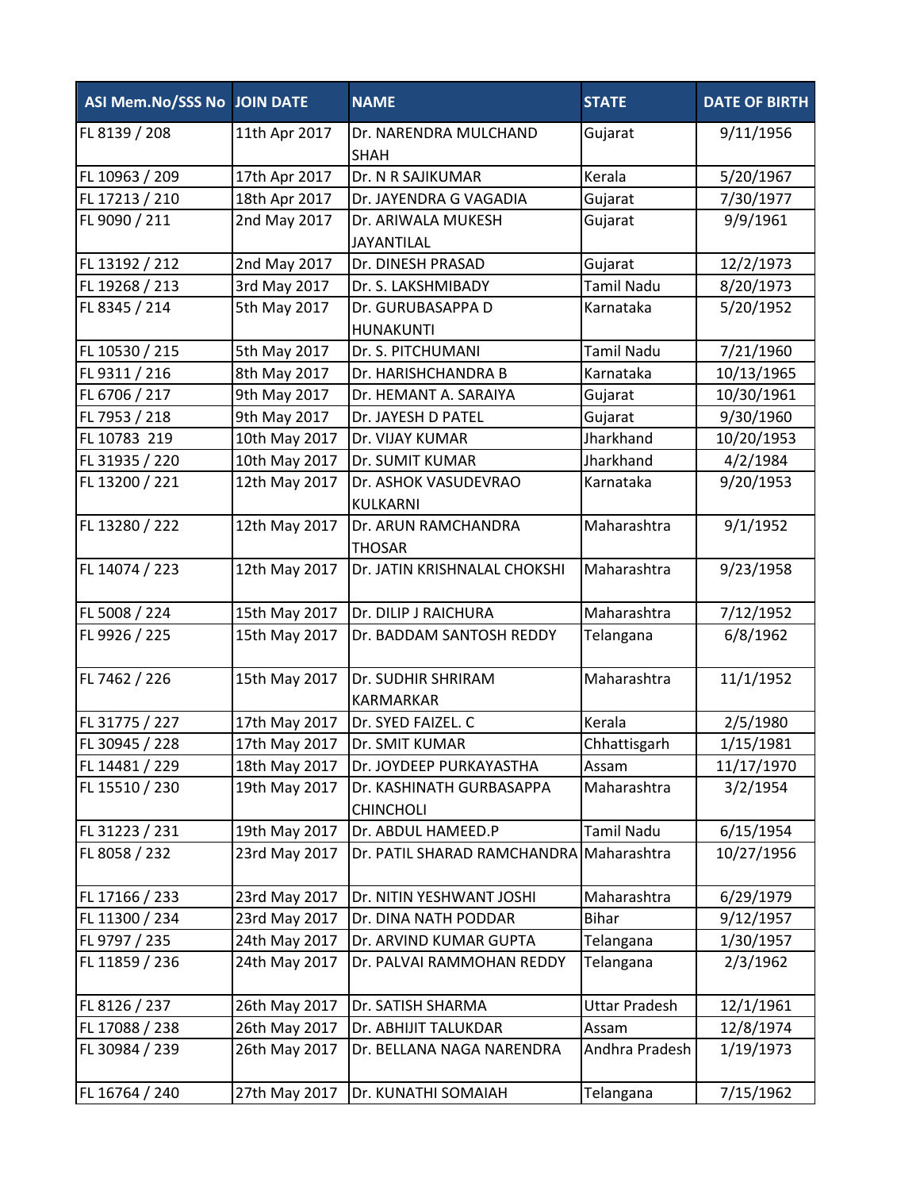| ASI Mem.No/SSS No | JOIN DATE | NAME | STATE | DATE OF BIRTH |
|---|---|---|---|---|
| FL 8139 / 208 | 11th Apr 2017 | Dr. NARENDRA MULCHAND SHAH | Gujarat | 9/11/1956 |
| FL 10963 / 209 | 17th Apr 2017 | Dr. N R SAJIKUMAR | Kerala | 5/20/1967 |
| FL 17213 / 210 | 18th Apr 2017 | Dr. JAYENDRA G VAGADIA | Gujarat | 7/30/1977 |
| FL 9090 / 211 | 2nd May 2017 | Dr. ARIWALA MUKESH JAYANTILAL | Gujarat | 9/9/1961 |
| FL 13192 / 212 | 2nd May 2017 | Dr. DINESH PRASAD | Gujarat | 12/2/1973 |
| FL 19268 / 213 | 3rd May 2017 | Dr. S. LAKSHMIBADY | Tamil Nadu | 8/20/1973 |
| FL 8345 / 214 | 5th May 2017 | Dr. GURUBASAPPA D HUNAKUNTI | Karnataka | 5/20/1952 |
| FL 10530 / 215 | 5th May 2017 | Dr. S. PITCHUMANI | Tamil Nadu | 7/21/1960 |
| FL 9311 / 216 | 8th May 2017 | Dr. HARISHCHANDRA B | Karnataka | 10/13/1965 |
| FL 6706 / 217 | 9th May 2017 | Dr. HEMANT A. SARAIYA | Gujarat | 10/30/1961 |
| FL 7953 / 218 | 9th May 2017 | Dr. JAYESH D PATEL | Gujarat | 9/30/1960 |
| FL 10783 219 | 10th May 2017 | Dr. VIJAY KUMAR | Jharkhand | 10/20/1953 |
| FL 31935 / 220 | 10th May 2017 | Dr. SUMIT KUMAR | Jharkhand | 4/2/1984 |
| FL 13200 / 221 | 12th May 2017 | Dr. ASHOK VASUDEVRAO KULKARNI | Karnataka | 9/20/1953 |
| FL 13280 / 222 | 12th May 2017 | Dr. ARUN RAMCHANDRA THOSAR | Maharashtra | 9/1/1952 |
| FL 14074 / 223 | 12th May 2017 | Dr. JATIN KRISHNALAL CHOKSHI | Maharashtra | 9/23/1958 |
| FL 5008 / 224 | 15th May 2017 | Dr. DILIP J RAICHURA | Maharashtra | 7/12/1952 |
| FL 9926 / 225 | 15th May 2017 | Dr. BADDAM SANTOSH REDDY | Telangana | 6/8/1962 |
| FL 7462 / 226 | 15th May 2017 | Dr. SUDHIR SHRIRAM KARMARKAR | Maharashtra | 11/1/1952 |
| FL 31775 / 227 | 17th May 2017 | Dr. SYED FAIZEL. C | Kerala | 2/5/1980 |
| FL 30945 / 228 | 17th May 2017 | Dr. SMIT KUMAR | Chhattisgarh | 1/15/1981 |
| FL 14481 / 229 | 18th May 2017 | Dr. JOYDEEP PURKAYASTHA | Assam | 11/17/1970 |
| FL 15510 / 230 | 19th May 2017 | Dr. KASHINATH GURBASAPPA CHINCHOLI | Maharashtra | 3/2/1954 |
| FL 31223 / 231 | 19th May 2017 | Dr. ABDUL HAMEED.P | Tamil Nadu | 6/15/1954 |
| FL 8058 / 232 | 23rd May 2017 | Dr. PATIL SHARAD RAMCHANDRA | Maharashtra | 10/27/1956 |
| FL 17166 / 233 | 23rd May 2017 | Dr. NITIN YESHWANT JOSHI | Maharashtra | 6/29/1979 |
| FL 11300 / 234 | 23rd May 2017 | Dr. DINA NATH PODDAR | Bihar | 9/12/1957 |
| FL 9797 / 235 | 24th May 2017 | Dr. ARVIND KUMAR GUPTA | Telangana | 1/30/1957 |
| FL 11859 / 236 | 24th May 2017 | Dr. PALVAI RAMMOHAN REDDY | Telangana | 2/3/1962 |
| FL 8126 / 237 | 26th May 2017 | Dr. SATISH SHARMA | Uttar Pradesh | 12/1/1961 |
| FL 17088 / 238 | 26th May 2017 | Dr. ABHIJIT TALUKDAR | Assam | 12/8/1974 |
| FL 30984 / 239 | 26th May 2017 | Dr. BELLANA NAGA NARENDRA | Andhra Pradesh | 1/19/1973 |
| FL 16764 / 240 | 27th May 2017 | Dr. KUNATHI SOMAIAH | Telangana | 7/15/1962 |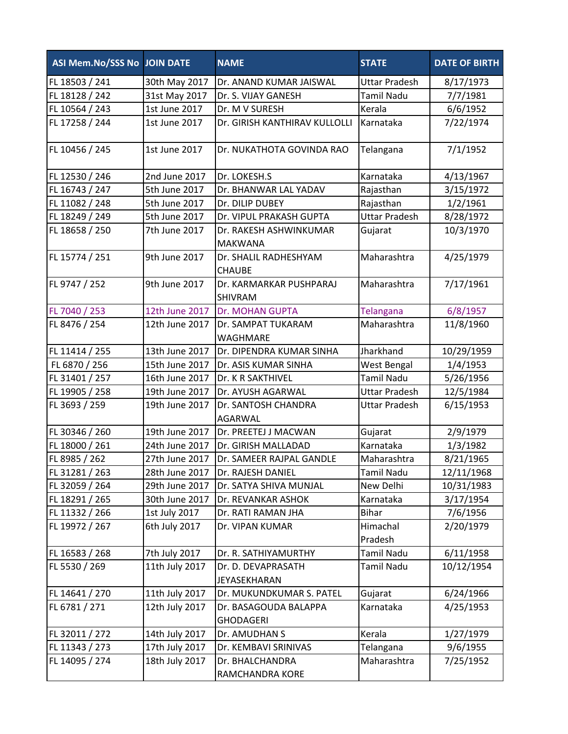| ASI Mem.No/SSS No | JOIN DATE | NAME | STATE | DATE OF BIRTH |
|---|---|---|---|---|
| FL 18503 / 241 | 30th May 2017 | Dr. ANAND KUMAR JAISWAL | Uttar Pradesh | 8/17/1973 |
| FL 18128 / 242 | 31st May 2017 | Dr. S. VIJAY GANESH | Tamil Nadu | 7/7/1981 |
| FL 10564 / 243 | 1st June 2017 | Dr. M V SURESH | Kerala | 6/6/1952 |
| FL 17258 / 244 | 1st June 2017 | Dr. GIRISH KANTHIRAV KULLOLLI | Karnataka | 7/22/1974 |
| FL 10456 / 245 | 1st June 2017 | Dr. NUKATHOTA GOVINDA RAO | Telangana | 7/1/1952 |
| FL 12530 / 246 | 2nd June 2017 | Dr. LOKESH.S | Karnataka | 4/13/1967 |
| FL 16743 / 247 | 5th June 2017 | Dr. BHANWAR LAL YADAV | Rajasthan | 3/15/1972 |
| FL 11082 / 248 | 5th June 2017 | Dr. DILIP DUBEY | Rajasthan | 1/2/1961 |
| FL 18249 / 249 | 5th June 2017 | Dr. VIPUL PRAKASH GUPTA | Uttar Pradesh | 8/28/1972 |
| FL 18658 / 250 | 7th June 2017 | Dr. RAKESH ASHWINKUMAR MAKWANA | Gujarat | 10/3/1970 |
| FL 15774 / 251 | 9th June 2017 | Dr. SHALIL RADHESHYAM CHAUBE | Maharashtra | 4/25/1979 |
| FL 9747 / 252 | 9th June 2017 | Dr. KARMARKAR PUSHPARAJ SHIVRAM | Maharashtra | 7/17/1961 |
| FL 7040 / 253 | 12th June 2017 | Dr. MOHAN GUPTA | Telangana | 6/8/1957 |
| FL 8476 / 254 | 12th June 2017 | Dr. SAMPAT TUKARAM WAGHMARE | Maharashtra | 11/8/1960 |
| FL 11414 / 255 | 13th June 2017 | Dr. DIPENDRA KUMAR SINHA | Jharkhand | 10/29/1959 |
| FL 6870 / 256 | 15th June 2017 | Dr. ASIS KUMAR SINHA | West Bengal | 1/4/1953 |
| FL 31401 / 257 | 16th June 2017 | Dr. K R SAKTHIVEL | Tamil Nadu | 5/26/1956 |
| FL 19905 / 258 | 19th June 2017 | Dr. AYUSH AGARWAL | Uttar Pradesh | 12/5/1984 |
| FL 3693 / 259 | 19th June 2017 | Dr. SANTOSH CHANDRA AGARWAL | Uttar Pradesh | 6/15/1953 |
| FL 30346 / 260 | 19th June 2017 | Dr. PREETEJ J MACWAN | Gujarat | 2/9/1979 |
| FL 18000 / 261 | 24th June 2017 | Dr. GIRISH MALLADAD | Karnataka | 1/3/1982 |
| FL 8985 / 262 | 27th June 2017 | Dr. SAMEER RAJPAL GANDLE | Maharashtra | 8/21/1965 |
| FL 31281 / 263 | 28th June 2017 | Dr. RAJESH DANIEL | Tamil Nadu | 12/11/1968 |
| FL 32059 / 264 | 29th June 2017 | Dr. SATYA SHIVA MUNJAL | New Delhi | 10/31/1983 |
| FL 18291 / 265 | 30th June 2017 | Dr. REVANKAR ASHOK | Karnataka | 3/17/1954 |
| FL 11332 / 266 | 1st July 2017 | Dr. RATI RAMAN JHA | Bihar | 7/6/1956 |
| FL 19972 / 267 | 6th July 2017 | Dr. VIPAN KUMAR | Himachal Pradesh | 2/20/1979 |
| FL 16583 / 268 | 7th July 2017 | Dr. R. SATHIYAMURTHY | Tamil Nadu | 6/11/1958 |
| FL 5530 / 269 | 11th July 2017 | Dr. D. DEVAPRASATH JEYASEKHARAN | Tamil Nadu | 10/12/1954 |
| FL 14641 / 270 | 11th July 2017 | Dr. MUKUNDKUMAR S. PATEL | Gujarat | 6/24/1966 |
| FL 6781 / 271 | 12th July 2017 | Dr. BASAGOUDA BALAPPA GHODAGERI | Karnataka | 4/25/1953 |
| FL 32011 / 272 | 14th July 2017 | Dr. AMUDHAN S | Kerala | 1/27/1979 |
| FL 11343 / 273 | 17th July 2017 | Dr. KEMBAVI SRINIVAS | Telangana | 9/6/1955 |
| FL 14095 / 274 | 18th July 2017 | Dr. BHALCHANDRA RAMCHANDRA KORE | Maharashtra | 7/25/1952 |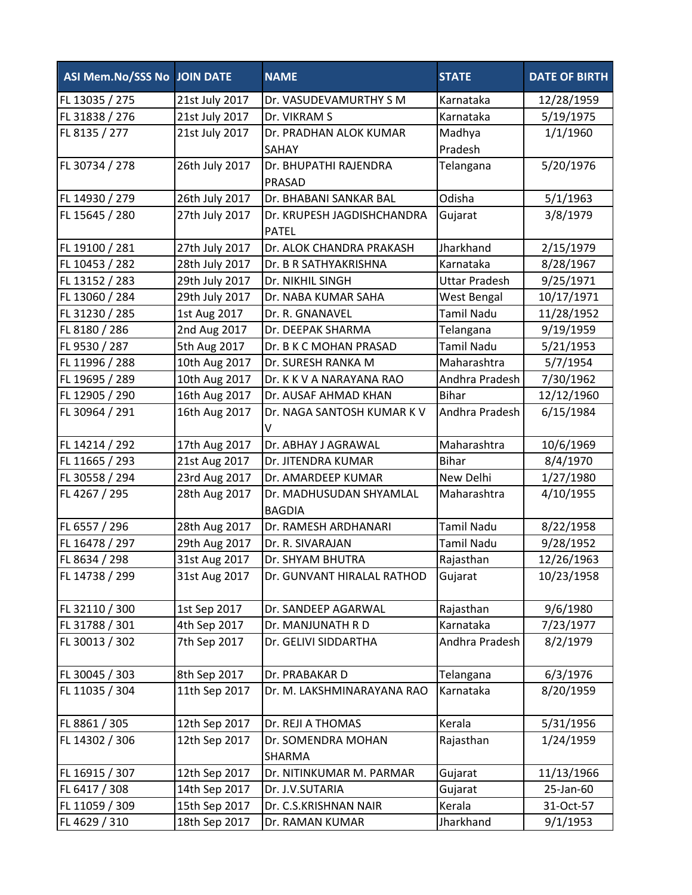| ASI Mem.No/SSS No | JOIN DATE | NAME | STATE | DATE OF BIRTH |
|---|---|---|---|---|
| FL 13035 / 275 | 21st July 2017 | Dr. VASUDEVAMURTHY S M | Karnataka | 12/28/1959 |
| FL 31838 / 276 | 21st July 2017 | Dr. VIKRAM S | Karnataka | 5/19/1975 |
| FL 8135 / 277 | 21st July 2017 | Dr. PRADHAN ALOK KUMAR SAHAY | Madhya Pradesh | 1/1/1960 |
| FL 30734 / 278 | 26th July 2017 | Dr. BHUPATHI RAJENDRA PRASAD | Telangana | 5/20/1976 |
| FL 14930 / 279 | 26th July 2017 | Dr. BHABANI SANKAR BAL | Odisha | 5/1/1963 |
| FL 15645 / 280 | 27th July 2017 | Dr. KRUPESH JAGDISHCHANDRA PATEL | Gujarat | 3/8/1979 |
| FL 19100 / 281 | 27th July 2017 | Dr. ALOK CHANDRA PRAKASH | Jharkhand | 2/15/1979 |
| FL 10453 / 282 | 28th July 2017 | Dr. B R SATHYAKRISHNA | Karnataka | 8/28/1967 |
| FL 13152 / 283 | 29th July 2017 | Dr. NIKHIL SINGH | Uttar Pradesh | 9/25/1971 |
| FL 13060 / 284 | 29th July 2017 | Dr. NABA KUMAR SAHA | West Bengal | 10/17/1971 |
| FL 31230 / 285 | 1st Aug 2017 | Dr. R. GNANAVEL | Tamil Nadu | 11/28/1952 |
| FL 8180 / 286 | 2nd Aug 2017 | Dr. DEEPAK SHARMA | Telangana | 9/19/1959 |
| FL 9530 / 287 | 5th Aug 2017 | Dr. B K C MOHAN PRASAD | Tamil Nadu | 5/21/1953 |
| FL 11996 / 288 | 10th Aug 2017 | Dr. SURESH RANKA M | Maharashtra | 5/7/1954 |
| FL 19695 / 289 | 10th Aug 2017 | Dr. K K V A NARAYANA RAO | Andhra Pradesh | 7/30/1962 |
| FL 12905 / 290 | 16th Aug 2017 | Dr. AUSAF AHMAD KHAN | Bihar | 12/12/1960 |
| FL 30964 / 291 | 16th Aug 2017 | Dr. NAGA SANTOSH KUMAR K V V | Andhra Pradesh | 6/15/1984 |
| FL 14214 / 292 | 17th Aug 2017 | Dr. ABHAY J AGRAWAL | Maharashtra | 10/6/1969 |
| FL 11665 / 293 | 21st Aug 2017 | Dr. JITENDRA KUMAR | Bihar | 8/4/1970 |
| FL 30558 / 294 | 23rd Aug 2017 | Dr. AMARDEEP KUMAR | New Delhi | 1/27/1980 |
| FL 4267 / 295 | 28th Aug 2017 | Dr. MADHUSUDAN SHYAMLAL BAGDIA | Maharashtra | 4/10/1955 |
| FL 6557 / 296 | 28th Aug 2017 | Dr. RAMESH ARDHANARI | Tamil Nadu | 8/22/1958 |
| FL 16478 / 297 | 29th Aug 2017 | Dr. R. SIVARAJAN | Tamil Nadu | 9/28/1952 |
| FL 8634 / 298 | 31st Aug 2017 | Dr. SHYAM BHUTRA | Rajasthan | 12/26/1963 |
| FL 14738 / 299 | 31st Aug 2017 | Dr. GUNVANT HIRALAL RATHOD | Gujarat | 10/23/1958 |
| FL 32110 / 300 | 1st Sep 2017 | Dr. SANDEEP AGARWAL | Rajasthan | 9/6/1980 |
| FL 31788 / 301 | 4th Sep 2017 | Dr. MANJUNATH R D | Karnataka | 7/23/1977 |
| FL 30013 / 302 | 7th Sep 2017 | Dr. GELIVI SIDDARTHA | Andhra Pradesh | 8/2/1979 |
| FL 30045 / 303 | 8th Sep 2017 | Dr. PRABAKAR D | Telangana | 6/3/1976 |
| FL 11035 / 304 | 11th Sep 2017 | Dr. M. LAKSHMINARAYANA RAO | Karnataka | 8/20/1959 |
| FL 8861 / 305 | 12th Sep 2017 | Dr. REJI A THOMAS | Kerala | 5/31/1956 |
| FL 14302 / 306 | 12th Sep 2017 | Dr. SOMENDRA MOHAN SHARMA | Rajasthan | 1/24/1959 |
| FL 16915 / 307 | 12th Sep 2017 | Dr. NITINKUMAR M. PARMAR | Gujarat | 11/13/1966 |
| FL 6417 / 308 | 14th Sep 2017 | Dr. J.V.SUTARIA | Gujarat | 25-Jan-60 |
| FL 11059 / 309 | 15th Sep 2017 | Dr. C.S.KRISHNAN NAIR | Kerala | 31-Oct-57 |
| FL 4629 / 310 | 18th Sep 2017 | Dr. RAMAN KUMAR | Jharkhand | 9/1/1953 |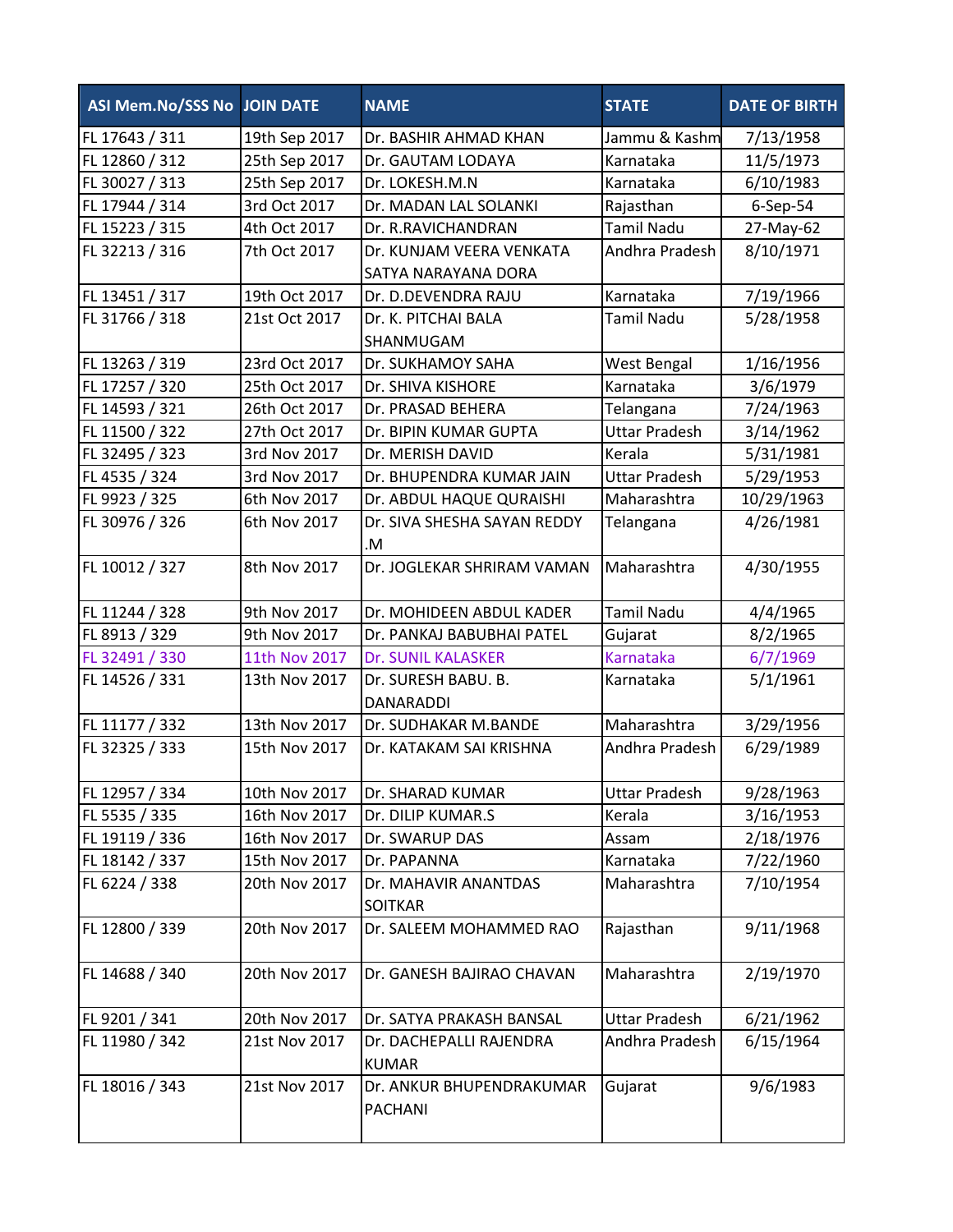| ASI Mem.No/SSS No | JOIN DATE | NAME | STATE | DATE OF BIRTH |
|---|---|---|---|---|
| FL 17643 / 311 | 19th Sep 2017 | Dr. BASHIR AHMAD KHAN | Jammu & Kashm | 7/13/1958 |
| FL 12860 / 312 | 25th Sep 2017 | Dr. GAUTAM LODAYA | Karnataka | 11/5/1973 |
| FL 30027 / 313 | 25th Sep 2017 | Dr. LOKESH.M.N | Karnataka | 6/10/1983 |
| FL 17944 / 314 | 3rd Oct 2017 | Dr. MADAN LAL SOLANKI | Rajasthan | 6-Sep-54 |
| FL 15223 / 315 | 4th Oct 2017 | Dr. R.RAVICHANDRAN | Tamil Nadu | 27-May-62 |
| FL 32213 / 316 | 7th Oct 2017 | Dr. KUNJAM VEERA VENKATA SATYA NARAYANA DORA | Andhra Pradesh | 8/10/1971 |
| FL 13451 / 317 | 19th Oct 2017 | Dr. D.DEVENDRA RAJU | Karnataka | 7/19/1966 |
| FL 31766 / 318 | 21st Oct 2017 | Dr. K. PITCHAI BALA SHANMUGAM | Tamil Nadu | 5/28/1958 |
| FL 13263 / 319 | 23rd Oct 2017 | Dr. SUKHAMOY SAHA | West Bengal | 1/16/1956 |
| FL 17257 / 320 | 25th Oct 2017 | Dr. SHIVA KISHORE | Karnataka | 3/6/1979 |
| FL 14593 / 321 | 26th Oct 2017 | Dr. PRASAD BEHERA | Telangana | 7/24/1963 |
| FL 11500 / 322 | 27th Oct 2017 | Dr. BIPIN KUMAR GUPTA | Uttar Pradesh | 3/14/1962 |
| FL 32495 / 323 | 3rd Nov 2017 | Dr. MERISH DAVID | Kerala | 5/31/1981 |
| FL 4535 / 324 | 3rd Nov 2017 | Dr. BHUPENDRA KUMAR JAIN | Uttar Pradesh | 5/29/1953 |
| FL 9923 / 325 | 6th Nov 2017 | Dr. ABDUL HAQUE QURAISHI | Maharashtra | 10/29/1963 |
| FL 30976 / 326 | 6th Nov 2017 | Dr. SIVA SHESHA SAYAN REDDY .M | Telangana | 4/26/1981 |
| FL 10012 / 327 | 8th Nov 2017 | Dr. JOGLEKAR SHRIRAM VAMAN | Maharashtra | 4/30/1955 |
| FL 11244 / 328 | 9th Nov 2017 | Dr. MOHIDEEN ABDUL KADER | Tamil Nadu | 4/4/1965 |
| FL 8913 / 329 | 9th Nov 2017 | Dr. PANKAJ BABUBHAI PATEL | Gujarat | 8/2/1965 |
| FL 32491 / 330 | 11th Nov 2017 | Dr. SUNIL KALASKER | Karnataka | 6/7/1969 |
| FL 14526 / 331 | 13th Nov 2017 | Dr. SURESH BABU. B. DANARADDI | Karnataka | 5/1/1961 |
| FL 11177 / 332 | 13th Nov 2017 | Dr. SUDHAKAR M.BANDE | Maharashtra | 3/29/1956 |
| FL 32325 / 333 | 15th Nov 2017 | Dr. KATAKAM SAI KRISHNA | Andhra Pradesh | 6/29/1989 |
| FL 12957 / 334 | 10th Nov 2017 | Dr. SHARAD KUMAR | Uttar Pradesh | 9/28/1963 |
| FL 5535 / 335 | 16th Nov 2017 | Dr. DILIP KUMAR.S | Kerala | 3/16/1953 |
| FL 19119 / 336 | 16th Nov 2017 | Dr. SWARUP DAS | Assam | 2/18/1976 |
| FL 18142 / 337 | 15th Nov 2017 | Dr. PAPANNA | Karnataka | 7/22/1960 |
| FL 6224 / 338 | 20th Nov 2017 | Dr. MAHAVIR ANANTDAS SOITKAR | Maharashtra | 7/10/1954 |
| FL 12800 / 339 | 20th Nov 2017 | Dr. SALEEM MOHAMMED RAO | Rajasthan | 9/11/1968 |
| FL 14688 / 340 | 20th Nov 2017 | Dr. GANESH BAJIRAO CHAVAN | Maharashtra | 2/19/1970 |
| FL 9201 / 341 | 20th Nov 2017 | Dr. SATYA PRAKASH BANSAL | Uttar Pradesh | 6/21/1962 |
| FL 11980 / 342 | 21st Nov 2017 | Dr. DACHEPALLI RAJENDRA KUMAR | Andhra Pradesh | 6/15/1964 |
| FL 18016 / 343 | 21st Nov 2017 | Dr. ANKUR BHUPENDRAKUMAR PACHANI | Gujarat | 9/6/1983 |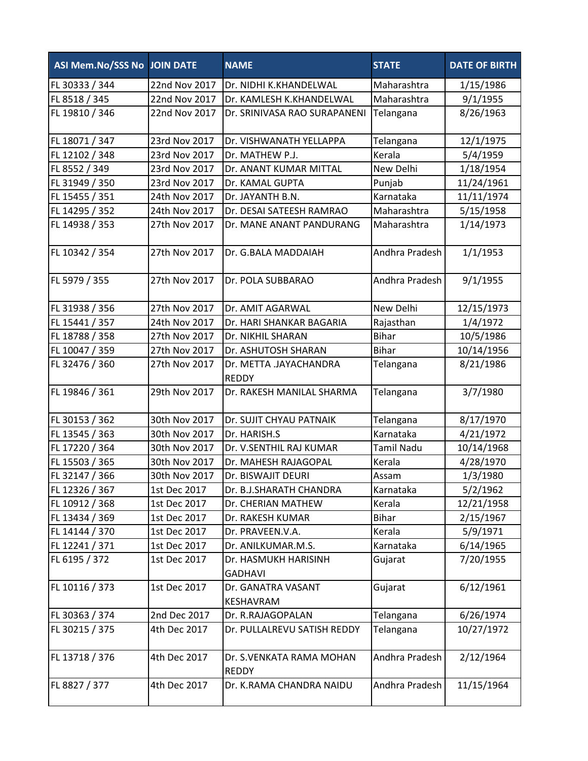| ASI Mem.No/SSS No | JOIN DATE | NAME | STATE | DATE OF BIRTH |
|---|---|---|---|---|
| FL 30333 / 344 | 22nd Nov 2017 | Dr. NIDHI K.KHANDELWAL | Maharashtra | 1/15/1986 |
| FL 8518 / 345 | 22nd Nov 2017 | Dr. KAMLESH K.KHANDELWAL | Maharashtra | 9/1/1955 |
| FL 19810 / 346 | 22nd Nov 2017 | Dr. SRINIVASA RAO SURAPANENI | Telangana | 8/26/1963 |
| FL 18071 / 347 | 23rd Nov 2017 | Dr. VISHWANATH YELLAPPA | Telangana | 12/1/1975 |
| FL 12102 / 348 | 23rd Nov 2017 | Dr. MATHEW P.J. | Kerala | 5/4/1959 |
| FL 8552 / 349 | 23rd Nov 2017 | Dr. ANANT KUMAR MITTAL | New Delhi | 1/18/1954 |
| FL 31949 / 350 | 23rd Nov 2017 | Dr. KAMAL GUPTA | Punjab | 11/24/1961 |
| FL 15455 / 351 | 24th Nov 2017 | Dr. JAYANTH B.N. | Karnataka | 11/11/1974 |
| FL 14295 / 352 | 24th Nov 2017 | Dr. DESAI SATEESH RAMRAO | Maharashtra | 5/15/1958 |
| FL 14938 / 353 | 27th Nov 2017 | Dr. MANE ANANT PANDURANG | Maharashtra | 1/14/1973 |
| FL 10342 / 354 | 27th Nov 2017 | Dr. G.BALA MADDAIAH | Andhra Pradesh | 1/1/1953 |
| FL 5979 / 355 | 27th Nov 2017 | Dr. POLA SUBBARAO | Andhra Pradesh | 9/1/1955 |
| FL 31938 / 356 | 27th Nov 2017 | Dr. AMIT AGARWAL | New Delhi | 12/15/1973 |
| FL 15441 / 357 | 24th Nov 2017 | Dr. HARI SHANKAR BAGARIA | Rajasthan | 1/4/1972 |
| FL 18788 / 358 | 27th Nov 2017 | Dr. NIKHIL SHARAN | Bihar | 10/5/1986 |
| FL 10047 / 359 | 27th Nov 2017 | Dr. ASHUTOSH SHARAN | Bihar | 10/14/1956 |
| FL 32476 / 360 | 27th Nov 2017 | Dr. METTA .JAYACHANDRA REDDY | Telangana | 8/21/1986 |
| FL 19846 / 361 | 29th Nov 2017 | Dr. RAKESH MANILAL SHARMA | Telangana | 3/7/1980 |
| FL 30153 / 362 | 30th Nov 2017 | Dr. SUJIT CHYAU PATNAIK | Telangana | 8/17/1970 |
| FL 13545 / 363 | 30th Nov 2017 | Dr. HARISH.S | Karnataka | 4/21/1972 |
| FL 17220 / 364 | 30th Nov 2017 | Dr. V.SENTHIL RAJ KUMAR | Tamil Nadu | 10/14/1968 |
| FL 15503 / 365 | 30th Nov 2017 | Dr. MAHESH RAJAGOPAL | Kerala | 4/28/1970 |
| FL 32147 / 366 | 30th Nov 2017 | Dr. BISWAJIT DEURI | Assam | 1/3/1980 |
| FL 12326 / 367 | 1st Dec 2017 | Dr. B.J.SHARATH CHANDRA | Karnataka | 5/2/1962 |
| FL 10912 / 368 | 1st Dec 2017 | Dr. CHERIAN MATHEW | Kerala | 12/21/1958 |
| FL 13434 / 369 | 1st Dec 2017 | Dr. RAKESH KUMAR | Bihar | 2/15/1967 |
| FL 14144 / 370 | 1st Dec 2017 | Dr. PRAVEEN.V.A. | Kerala | 5/9/1971 |
| FL 12241 / 371 | 1st Dec 2017 | Dr. ANILKUMAR.M.S. | Karnataka | 6/14/1965 |
| FL 6195 / 372 | 1st Dec 2017 | Dr. HASMUKH HARISINH GADHAVI | Gujarat | 7/20/1955 |
| FL 10116 / 373 | 1st Dec 2017 | Dr. GANATRA VASANT KESHAVRAM | Gujarat | 6/12/1961 |
| FL 30363 / 374 | 2nd Dec 2017 | Dr. R.RAJAGOPALAN | Telangana | 6/26/1974 |
| FL 30215 / 375 | 4th Dec 2017 | Dr. PULLALREVU SATISH REDDY | Telangana | 10/27/1972 |
| FL 13718 / 376 | 4th Dec 2017 | Dr. S.VENKATA RAMA MOHAN REDDY | Andhra Pradesh | 2/12/1964 |
| FL 8827 / 377 | 4th Dec 2017 | Dr. K.RAMA CHANDRA NAIDU | Andhra Pradesh | 11/15/1964 |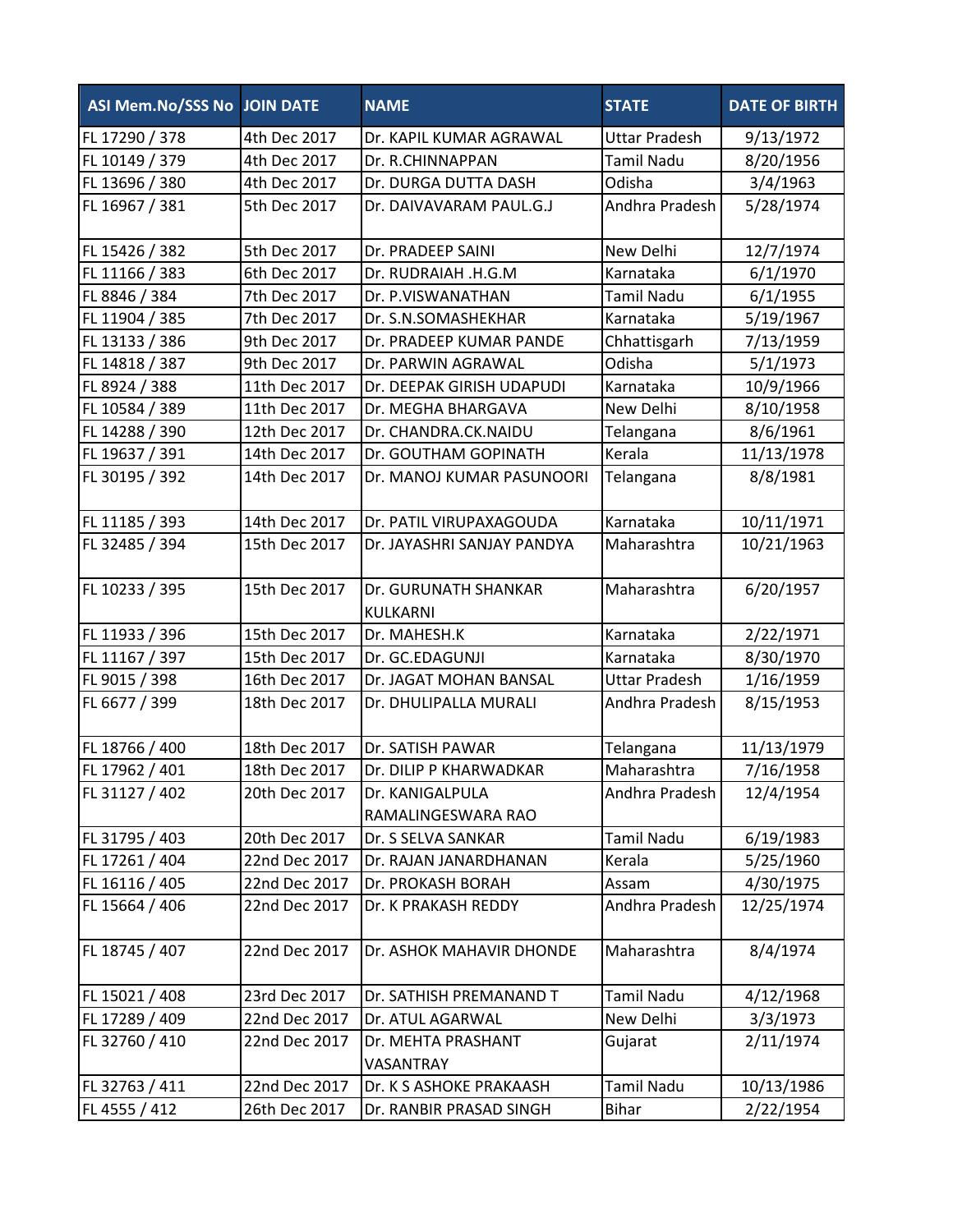| ASI Mem.No/SSS No | JOIN DATE | NAME | STATE | DATE OF BIRTH |
|---|---|---|---|---|
| FL 17290 / 378 | 4th Dec 2017 | Dr. KAPIL KUMAR AGRAWAL | Uttar Pradesh | 9/13/1972 |
| FL 10149 / 379 | 4th Dec 2017 | Dr. R.CHINNAPPAN | Tamil Nadu | 8/20/1956 |
| FL 13696 / 380 | 4th Dec 2017 | Dr. DURGA DUTTA DASH | Odisha | 3/4/1963 |
| FL 16967 / 381 | 5th Dec 2017 | Dr. DAIVAVARAM PAUL.G.J | Andhra Pradesh | 5/28/1974 |
| FL 15426 / 382 | 5th Dec 2017 | Dr. PRADEEP SAINI | New Delhi | 12/7/1974 |
| FL 11166 / 383 | 6th Dec 2017 | Dr. RUDRAIAH .H.G.M | Karnataka | 6/1/1970 |
| FL 8846 / 384 | 7th Dec 2017 | Dr. P.VISWANATHAN | Tamil Nadu | 6/1/1955 |
| FL 11904 / 385 | 7th Dec 2017 | Dr. S.N.SOMASHEKHAR | Karnataka | 5/19/1967 |
| FL 13133 / 386 | 9th Dec 2017 | Dr. PRADEEP KUMAR PANDE | Chhattisgarh | 7/13/1959 |
| FL 14818 / 387 | 9th Dec 2017 | Dr. PARWIN AGRAWAL | Odisha | 5/1/1973 |
| FL 8924 / 388 | 11th Dec 2017 | Dr. DEEPAK GIRISH UDAPUDI | Karnataka | 10/9/1966 |
| FL 10584 / 389 | 11th Dec 2017 | Dr. MEGHA BHARGAVA | New Delhi | 8/10/1958 |
| FL 14288 / 390 | 12th Dec 2017 | Dr. CHANDRA.CK.NAIDU | Telangana | 8/6/1961 |
| FL 19637 / 391 | 14th Dec 2017 | Dr. GOUTHAM GOPINATH | Kerala | 11/13/1978 |
| FL 30195 / 392 | 14th Dec 2017 | Dr. MANOJ KUMAR PASUNOORI | Telangana | 8/8/1981 |
| FL 11185 / 393 | 14th Dec 2017 | Dr. PATIL VIRUPAXAGOUDA | Karnataka | 10/11/1971 |
| FL 32485 / 394 | 15th Dec 2017 | Dr. JAYASHRI SANJAY PANDYA | Maharashtra | 10/21/1963 |
| FL 10233 / 395 | 15th Dec 2017 | Dr. GURUNATH SHANKAR KULKARNI | Maharashtra | 6/20/1957 |
| FL 11933 / 396 | 15th Dec 2017 | Dr. MAHESH.K | Karnataka | 2/22/1971 |
| FL 11167 / 397 | 15th Dec 2017 | Dr. GC.EDAGUNJI | Karnataka | 8/30/1970 |
| FL 9015 / 398 | 16th Dec 2017 | Dr. JAGAT MOHAN BANSAL | Uttar Pradesh | 1/16/1959 |
| FL 6677 / 399 | 18th Dec 2017 | Dr. DHULIPALLA MURALI | Andhra Pradesh | 8/15/1953 |
| FL 18766 / 400 | 18th Dec 2017 | Dr. SATISH PAWAR | Telangana | 11/13/1979 |
| FL 17962 / 401 | 18th Dec 2017 | Dr. DILIP P KHARWADKAR | Maharashtra | 7/16/1958 |
| FL 31127 / 402 | 20th Dec 2017 | Dr. KANIGALPULA RAMALINGESWARA RAO | Andhra Pradesh | 12/4/1954 |
| FL 31795 / 403 | 20th Dec 2017 | Dr. S SELVA SANKAR | Tamil Nadu | 6/19/1983 |
| FL 17261 / 404 | 22nd Dec 2017 | Dr. RAJAN JANARDHANAN | Kerala | 5/25/1960 |
| FL 16116 / 405 | 22nd Dec 2017 | Dr. PROKASH BORAH | Assam | 4/30/1975 |
| FL 15664 / 406 | 22nd Dec 2017 | Dr. K PRAKASH REDDY | Andhra Pradesh | 12/25/1974 |
| FL 18745 / 407 | 22nd Dec 2017 | Dr. ASHOK MAHAVIR DHONDE | Maharashtra | 8/4/1974 |
| FL 15021 / 408 | 23rd Dec 2017 | Dr. SATHISH PREMANAND T | Tamil Nadu | 4/12/1968 |
| FL 17289 / 409 | 22nd Dec 2017 | Dr. ATUL AGARWAL | New Delhi | 3/3/1973 |
| FL 32760 / 410 | 22nd Dec 2017 | Dr. MEHTA PRASHANT VASANTRAY | Gujarat | 2/11/1974 |
| FL 32763 / 411 | 22nd Dec 2017 | Dr. K S ASHOKE PRAKAASH | Tamil Nadu | 10/13/1986 |
| FL 4555 / 412 | 26th Dec 2017 | Dr. RANBIR PRASAD SINGH | Bihar | 2/22/1954 |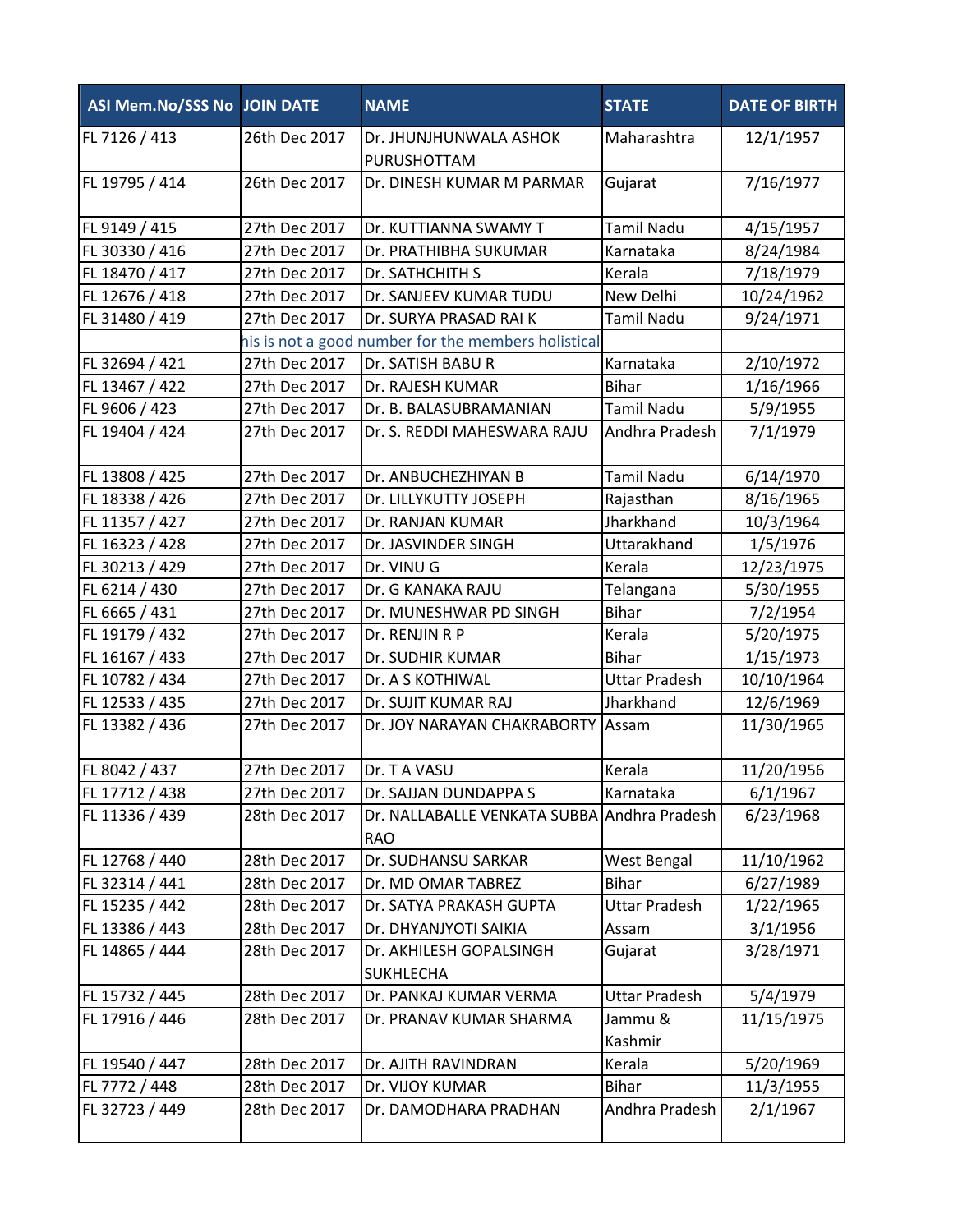| ASI Mem.No/SSS No | JOIN DATE | NAME | STATE | DATE OF BIRTH |
|---|---|---|---|---|
| FL 7126 / 413 | 26th Dec 2017 | Dr. JHUNJHUNWALA ASHOK PURUSHOTTAM | Maharashtra | 12/1/1957 |
| FL 19795 / 414 | 26th Dec 2017 | Dr. DINESH KUMAR M PARMAR | Gujarat | 7/16/1977 |
| FL 9149 / 415 | 27th Dec 2017 | Dr. KUTTIANNA SWAMY T | Tamil Nadu | 4/15/1957 |
| FL 30330 / 416 | 27th Dec 2017 | Dr. PRATHIBHA SUKUMAR | Karnataka | 8/24/1984 |
| FL 18470 / 417 | 27th Dec 2017 | Dr. SATHCHITH S | Kerala | 7/18/1979 |
| FL 12676 / 418 | 27th Dec 2017 | Dr. SANJEEV KUMAR TUDU | New Delhi | 10/24/1962 |
| FL 31480 / 419 | 27th Dec 2017 | Dr. SURYA PRASAD RAI K | Tamil Nadu | 9/24/1971 |
| | his is not a good number for the members holistical | | | |
| FL 32694 / 421 | 27th Dec 2017 | Dr. SATISH BABU R | Karnataka | 2/10/1972 |
| FL 13467 / 422 | 27th Dec 2017 | Dr. RAJESH KUMAR | Bihar | 1/16/1966 |
| FL 9606 / 423 | 27th Dec 2017 | Dr. B. BALASUBRAMANIAN | Tamil Nadu | 5/9/1955 |
| FL 19404 / 424 | 27th Dec 2017 | Dr. S. REDDI MAHESWARA RAJU | Andhra Pradesh | 7/1/1979 |
| FL 13808 / 425 | 27th Dec 2017 | Dr. ANBUCHEZHIYAN B | Tamil Nadu | 6/14/1970 |
| FL 18338 / 426 | 27th Dec 2017 | Dr. LILLYKUTTY JOSEPH | Rajasthan | 8/16/1965 |
| FL 11357 / 427 | 27th Dec 2017 | Dr. RANJAN KUMAR | Jharkhand | 10/3/1964 |
| FL 16323 / 428 | 27th Dec 2017 | Dr. JASVINDER SINGH | Uttarakhand | 1/5/1976 |
| FL 30213 / 429 | 27th Dec 2017 | Dr. VINU G | Kerala | 12/23/1975 |
| FL 6214 / 430 | 27th Dec 2017 | Dr. G KANAKA RAJU | Telangana | 5/30/1955 |
| FL 6665 / 431 | 27th Dec 2017 | Dr. MUNESHWAR PD SINGH | Bihar | 7/2/1954 |
| FL 19179 / 432 | 27th Dec 2017 | Dr. RENJIN R P | Kerala | 5/20/1975 |
| FL 16167 / 433 | 27th Dec 2017 | Dr. SUDHIR KUMAR | Bihar | 1/15/1973 |
| FL 10782 / 434 | 27th Dec 2017 | Dr. A S KOTHIWAL | Uttar Pradesh | 10/10/1964 |
| FL 12533 / 435 | 27th Dec 2017 | Dr. SUJIT KUMAR RAJ | Jharkhand | 12/6/1969 |
| FL 13382 / 436 | 27th Dec 2017 | Dr. JOY NARAYAN CHAKRABORTY | Assam | 11/30/1965 |
| FL 8042 / 437 | 27th Dec 2017 | Dr. T A VASU | Kerala | 11/20/1956 |
| FL 17712 / 438 | 27th Dec 2017 | Dr. SAJJAN DUNDAPPA S | Karnataka | 6/1/1967 |
| FL 11336 / 439 | 28th Dec 2017 | Dr. NALLABALLE VENKATA SUBBA RAO | Andhra Pradesh | 6/23/1968 |
| FL 12768 / 440 | 28th Dec 2017 | Dr. SUDHANSU SARKAR | West Bengal | 11/10/1962 |
| FL 32314 / 441 | 28th Dec 2017 | Dr. MD OMAR TABREZ | Bihar | 6/27/1989 |
| FL 15235 / 442 | 28th Dec 2017 | Dr. SATYA PRAKASH GUPTA | Uttar Pradesh | 1/22/1965 |
| FL 13386 / 443 | 28th Dec 2017 | Dr. DHYANJYOTI SAIKIA | Assam | 3/1/1956 |
| FL 14865 / 444 | 28th Dec 2017 | Dr. AKHILESH GOPALSINGH SUKHLECHA | Gujarat | 3/28/1971 |
| FL 15732 / 445 | 28th Dec 2017 | Dr. PANKAJ KUMAR VERMA | Uttar Pradesh | 5/4/1979 |
| FL 17916 / 446 | 28th Dec 2017 | Dr. PRANAV KUMAR SHARMA | Jammu & Kashmir | 11/15/1975 |
| FL 19540 / 447 | 28th Dec 2017 | Dr. AJITH RAVINDRAN | Kerala | 5/20/1969 |
| FL 7772 / 448 | 28th Dec 2017 | Dr. VIJOY KUMAR | Bihar | 11/3/1955 |
| FL 32723 / 449 | 28th Dec 2017 | Dr. DAMODHARA PRADHAN | Andhra Pradesh | 2/1/1967 |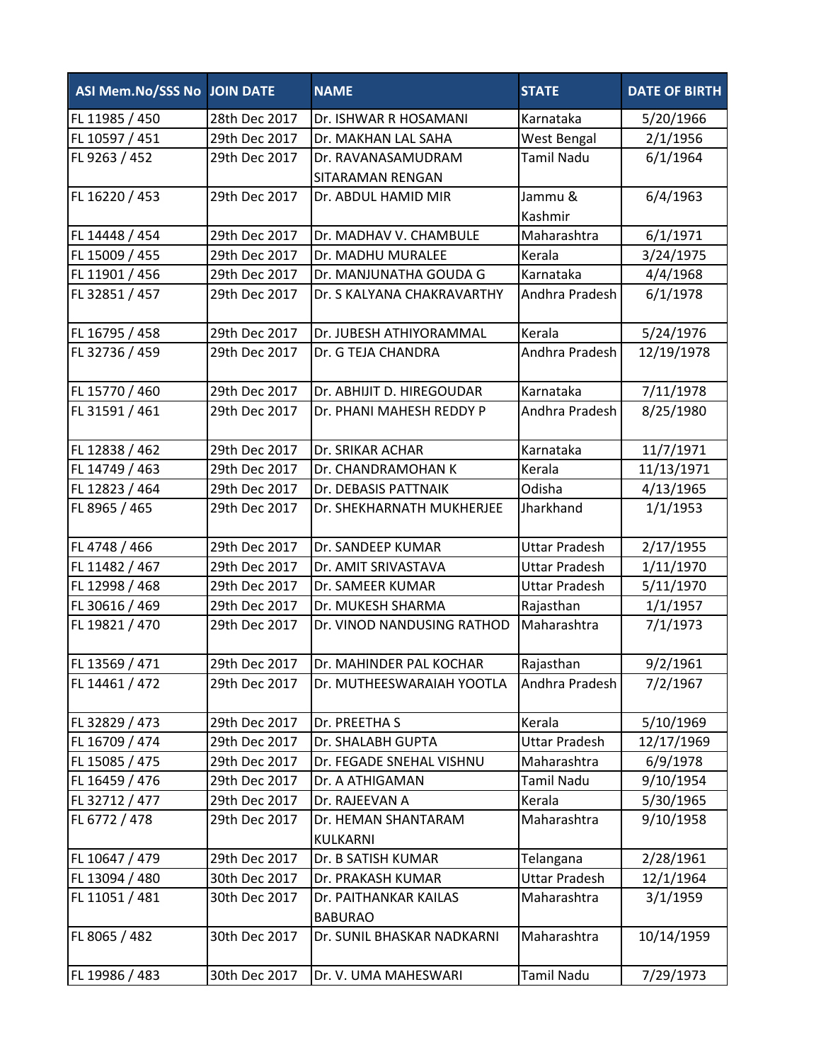| ASI Mem.No/SSS No | JOIN DATE | NAME | STATE | DATE OF BIRTH |
|---|---|---|---|---|
| FL 11985 / 450 | 28th Dec 2017 | Dr. ISHWAR R HOSAMANI | Karnataka | 5/20/1966 |
| FL 10597 / 451 | 29th Dec 2017 | Dr. MAKHAN LAL SAHA | West Bengal | 2/1/1956 |
| FL 9263 / 452 | 29th Dec 2017 | Dr. RAVANASAMUDRAM SITARAMAN RENGAN | Tamil Nadu | 6/1/1964 |
| FL 16220 / 453 | 29th Dec 2017 | Dr. ABDUL HAMID MIR | Jammu & Kashmir | 6/4/1963 |
| FL 14448 / 454 | 29th Dec 2017 | Dr. MADHAV V. CHAMBULE | Maharashtra | 6/1/1971 |
| FL 15009 / 455 | 29th Dec 2017 | Dr. MADHU MURALEE | Kerala | 3/24/1975 |
| FL 11901 / 456 | 29th Dec 2017 | Dr. MANJUNATHA GOUDA G | Karnataka | 4/4/1968 |
| FL 32851 / 457 | 29th Dec 2017 | Dr. S KALYANA CHAKRAVARTHY | Andhra Pradesh | 6/1/1978 |
| FL 16795 / 458 | 29th Dec 2017 | Dr. JUBESH ATHIYORAMMAL | Kerala | 5/24/1976 |
| FL 32736 / 459 | 29th Dec 2017 | Dr. G TEJA CHANDRA | Andhra Pradesh | 12/19/1978 |
| FL 15770 / 460 | 29th Dec 2017 | Dr. ABHIJIT D. HIREGOUDAR | Karnataka | 7/11/1978 |
| FL 31591 / 461 | 29th Dec 2017 | Dr. PHANI MAHESH REDDY P | Andhra Pradesh | 8/25/1980 |
| FL 12838 / 462 | 29th Dec 2017 | Dr. SRIKAR ACHAR | Karnataka | 11/7/1971 |
| FL 14749 / 463 | 29th Dec 2017 | Dr. CHANDRAMOHAN K | Kerala | 11/13/1971 |
| FL 12823 / 464 | 29th Dec 2017 | Dr. DEBASIS PATTNAIK | Odisha | 4/13/1965 |
| FL 8965 / 465 | 29th Dec 2017 | Dr. SHEKHARNATH MUKHERJEE | Jharkhand | 1/1/1953 |
| FL 4748 / 466 | 29th Dec 2017 | Dr. SANDEEP KUMAR | Uttar Pradesh | 2/17/1955 |
| FL 11482 / 467 | 29th Dec 2017 | Dr. AMIT SRIVASTAVA | Uttar Pradesh | 1/11/1970 |
| FL 12998 / 468 | 29th Dec 2017 | Dr. SAMEER KUMAR | Uttar Pradesh | 5/11/1970 |
| FL 30616 / 469 | 29th Dec 2017 | Dr. MUKESH SHARMA | Rajasthan | 1/1/1957 |
| FL 19821 / 470 | 29th Dec 2017 | Dr. VINOD NANDUSING RATHOD | Maharashtra | 7/1/1973 |
| FL 13569 / 471 | 29th Dec 2017 | Dr. MAHINDER PAL KOCHAR | Rajasthan | 9/2/1961 |
| FL 14461 / 472 | 29th Dec 2017 | Dr. MUTHEESWARAIAH YOOTLA | Andhra Pradesh | 7/2/1967 |
| FL 32829 / 473 | 29th Dec 2017 | Dr. PREETHA S | Kerala | 5/10/1969 |
| FL 16709 / 474 | 29th Dec 2017 | Dr. SHALABH GUPTA | Uttar Pradesh | 12/17/1969 |
| FL 15085 / 475 | 29th Dec 2017 | Dr. FEGADE SNEHAL VISHNU | Maharashtra | 6/9/1978 |
| FL 16459 / 476 | 29th Dec 2017 | Dr. A ATHIGAMAN | Tamil Nadu | 9/10/1954 |
| FL 32712 / 477 | 29th Dec 2017 | Dr. RAJEEVAN A | Kerala | 5/30/1965 |
| FL 6772 / 478 | 29th Dec 2017 | Dr. HEMAN SHANTARAM KULKARNI | Maharashtra | 9/10/1958 |
| FL 10647 / 479 | 29th Dec 2017 | Dr. B SATISH KUMAR | Telangana | 2/28/1961 |
| FL 13094 / 480 | 30th Dec 2017 | Dr. PRAKASH KUMAR | Uttar Pradesh | 12/1/1964 |
| FL 11051 / 481 | 30th Dec 2017 | Dr. PAITHANKAR KAILAS BABURAO | Maharashtra | 3/1/1959 |
| FL 8065 / 482 | 30th Dec 2017 | Dr. SUNIL BHASKAR NADKARNI | Maharashtra | 10/14/1959 |
| FL 19986 / 483 | 30th Dec 2017 | Dr. V. UMA MAHESWARI | Tamil Nadu | 7/29/1973 |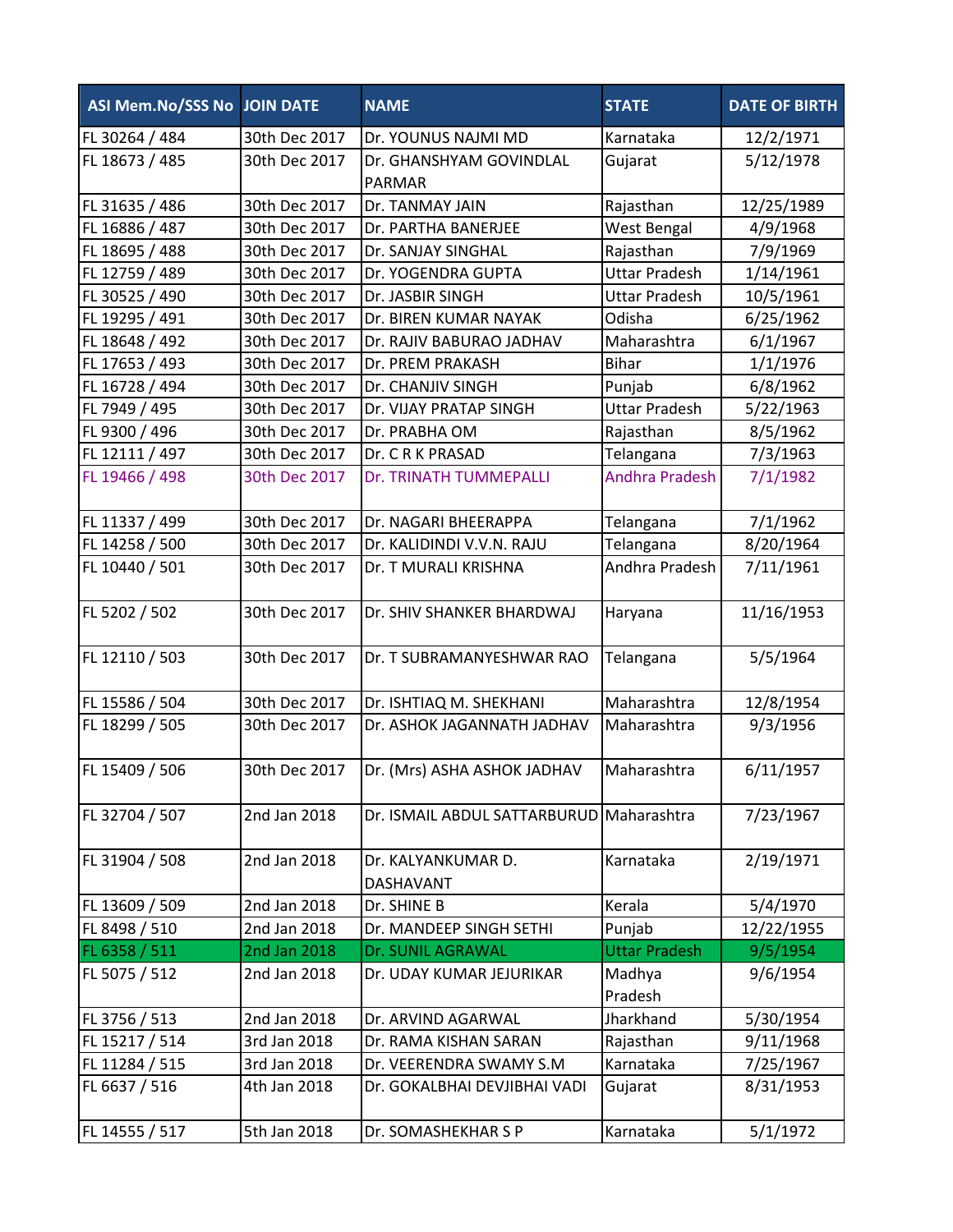| ASI Mem.No/SSS No | JOIN DATE | NAME | STATE | DATE OF BIRTH |
|---|---|---|---|---|
| FL 30264 / 484 | 30th Dec 2017 | Dr. YOUNUS NAJMI MD | Karnataka | 12/2/1971 |
| FL 18673 / 485 | 30th Dec 2017 | Dr. GHANSHYAM GOVINDLAL PARMAR | Gujarat | 5/12/1978 |
| FL 31635 / 486 | 30th Dec 2017 | Dr. TANMAY JAIN | Rajasthan | 12/25/1989 |
| FL 16886 / 487 | 30th Dec 2017 | Dr. PARTHA BANERJEE | West Bengal | 4/9/1968 |
| FL 18695 / 488 | 30th Dec 2017 | Dr. SANJAY SINGHAL | Rajasthan | 7/9/1969 |
| FL 12759 / 489 | 30th Dec 2017 | Dr. YOGENDRA GUPTA | Uttar Pradesh | 1/14/1961 |
| FL 30525 / 490 | 30th Dec 2017 | Dr. JASBIR SINGH | Uttar Pradesh | 10/5/1961 |
| FL 19295 / 491 | 30th Dec 2017 | Dr. BIREN KUMAR NAYAK | Odisha | 6/25/1962 |
| FL 18648 / 492 | 30th Dec 2017 | Dr. RAJIV BABURAO JADHAV | Maharashtra | 6/1/1967 |
| FL 17653 / 493 | 30th Dec 2017 | Dr. PREM PRAKASH | Bihar | 1/1/1976 |
| FL 16728 / 494 | 30th Dec 2017 | Dr. CHANJIV SINGH | Punjab | 6/8/1962 |
| FL 7949 / 495 | 30th Dec 2017 | Dr. VIJAY PRATAP SINGH | Uttar Pradesh | 5/22/1963 |
| FL 9300 / 496 | 30th Dec 2017 | Dr. PRABHA OM | Rajasthan | 8/5/1962 |
| FL 12111 / 497 | 30th Dec 2017 | Dr. C R K PRASAD | Telangana | 7/3/1963 |
| FL 19466 / 498 | 30th Dec 2017 | Dr. TRINATH TUMMEPALLI | Andhra Pradesh | 7/1/1982 |
| FL 11337 / 499 | 30th Dec 2017 | Dr. NAGARI BHEERAPPA | Telangana | 7/1/1962 |
| FL 14258 / 500 | 30th Dec 2017 | Dr. KALIDINDI V.V.N. RAJU | Telangana | 8/20/1964 |
| FL 10440 / 501 | 30th Dec 2017 | Dr. T MURALI KRISHNA | Andhra Pradesh | 7/11/1961 |
| FL 5202 / 502 | 30th Dec 2017 | Dr. SHIV SHANKER BHARDWAJ | Haryana | 11/16/1953 |
| FL 12110 / 503 | 30th Dec 2017 | Dr. T SUBRAMANYESHWAR RAO | Telangana | 5/5/1964 |
| FL 15586 / 504 | 30th Dec 2017 | Dr. ISHTIAQ M. SHEKHANI | Maharashtra | 12/8/1954 |
| FL 18299 / 505 | 30th Dec 2017 | Dr. ASHOK JAGANNATH JADHAV | Maharashtra | 9/3/1956 |
| FL 15409 / 506 | 30th Dec 2017 | Dr. (Mrs) ASHA ASHOK JADHAV | Maharashtra | 6/11/1957 |
| FL 32704 / 507 | 2nd Jan 2018 | Dr. ISMAIL ABDUL SATTARBURUD | Maharashtra | 7/23/1967 |
| FL 31904 / 508 | 2nd Jan 2018 | Dr. KALYANKUMAR D. DASHAVANT | Karnataka | 2/19/1971 |
| FL 13609 / 509 | 2nd Jan 2018 | Dr. SHINE B | Kerala | 5/4/1970 |
| FL 8498 / 510 | 2nd Jan 2018 | Dr. MANDEEP SINGH SETHI | Punjab | 12/22/1955 |
| FL 6358 / 511 | 2nd Jan 2018 | Dr. SUNIL AGRAWAL | Uttar Pradesh | 9/5/1954 |
| FL 5075 / 512 | 2nd Jan 2018 | Dr. UDAY KUMAR JEJURIKAR | Madhya Pradesh | 9/6/1954 |
| FL 3756 / 513 | 2nd Jan 2018 | Dr. ARVIND AGARWAL | Jharkhand | 5/30/1954 |
| FL 15217 / 514 | 3rd Jan 2018 | Dr. RAMA KISHAN SARAN | Rajasthan | 9/11/1968 |
| FL 11284 / 515 | 3rd Jan 2018 | Dr. VEERENDRA SWAMY S.M | Karnataka | 7/25/1967 |
| FL 6637 / 516 | 4th Jan 2018 | Dr. GOKALBHAI DEVJIBHAI VADI | Gujarat | 8/31/1953 |
| FL 14555 / 517 | 5th Jan 2018 | Dr. SOMASHEKHAR S P | Karnataka | 5/1/1972 |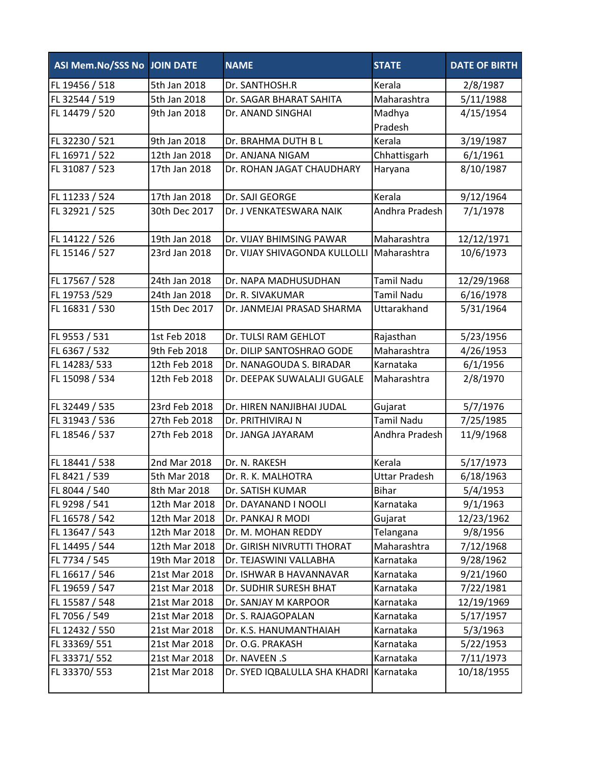| ASI Mem.No/SSS No | JOIN DATE | NAME | STATE | DATE OF BIRTH |
|---|---|---|---|---|
| FL 19456 / 518 | 5th Jan 2018 | Dr. SANTHOSH.R | Kerala | 2/8/1987 |
| FL 32544 / 519 | 5th Jan 2018 | Dr. SAGAR BHARAT SAHITA | Maharashtra | 5/11/1988 |
| FL 14479 / 520 | 9th Jan 2018 | Dr. ANAND SINGHAI | Madhya Pradesh | 4/15/1954 |
| FL 32230 / 521 | 9th Jan 2018 | Dr. BRAHMA DUTH B L | Kerala | 3/19/1987 |
| FL 16971 / 522 | 12th Jan 2018 | Dr. ANJANA NIGAM | Chhattisgarh | 6/1/1961 |
| FL 31087 / 523 | 17th Jan 2018 | Dr. ROHAN JAGAT CHAUDHARY | Haryana | 8/10/1987 |
| FL 11233 / 524 | 17th Jan 2018 | Dr. SAJI GEORGE | Kerala | 9/12/1964 |
| FL 32921 / 525 | 30th Dec 2017 | Dr. J VENKATESWARA NAIK | Andhra Pradesh | 7/1/1978 |
| FL 14122 / 526 | 19th Jan 2018 | Dr. VIJAY BHIMSING PAWAR | Maharashtra | 12/12/1971 |
| FL 15146 / 527 | 23rd Jan 2018 | Dr. VIJAY SHIVAGONDA KULLOLLI | Maharashtra | 10/6/1973 |
| FL 17567 / 528 | 24th Jan 2018 | Dr. NAPA MADHUSUDHAN | Tamil Nadu | 12/29/1968 |
| FL 19753 /529 | 24th Jan 2018 | Dr. R. SIVAKUMAR | Tamil Nadu | 6/16/1978 |
| FL 16831 / 530 | 15th Dec 2017 | Dr. JANMEJAI PRASAD SHARMA | Uttarakhand | 5/31/1964 |
| FL 9553 / 531 | 1st Feb 2018 | Dr. TULSI RAM GEHLOT | Rajasthan | 5/23/1956 |
| FL 6367 / 532 | 9th Feb 2018 | Dr. DILIP SANTOSHRAO GODE | Maharashtra | 4/26/1953 |
| FL 14283/ 533 | 12th Feb 2018 | Dr. NANAGOUDA S. BIRADAR | Karnataka | 6/1/1956 |
| FL 15098 / 534 | 12th Feb 2018 | Dr. DEEPAK SUWALALJI GUGALE | Maharashtra | 2/8/1970 |
| FL 32449 / 535 | 23rd Feb 2018 | Dr. HIREN NANJIBHAI JUDAL | Gujarat | 5/7/1976 |
| FL 31943 / 536 | 27th Feb 2018 | Dr. PRITHIVIRAJ N | Tamil Nadu | 7/25/1985 |
| FL 18546 / 537 | 27th Feb 2018 | Dr. JANGA JAYARAM | Andhra Pradesh | 11/9/1968 |
| FL 18441 / 538 | 2nd Mar 2018 | Dr. N. RAKESH | Kerala | 5/17/1973 |
| FL 8421 / 539 | 5th Mar 2018 | Dr. R. K. MALHOTRA | Uttar Pradesh | 6/18/1963 |
| FL 8044 / 540 | 8th Mar 2018 | Dr. SATISH KUMAR | Bihar | 5/4/1953 |
| FL 9298 / 541 | 12th Mar 2018 | Dr. DAYANAND I NOOLI | Karnataka | 9/1/1963 |
| FL 16578 / 542 | 12th Mar 2018 | Dr. PANKAJ R MODI | Gujarat | 12/23/1962 |
| FL 13647 / 543 | 12th Mar 2018 | Dr. M. MOHAN REDDY | Telangana | 9/8/1956 |
| FL 14495 / 544 | 12th Mar 2018 | Dr. GIRISH NIVRUTTI THORAT | Maharashtra | 7/12/1968 |
| FL 7734 / 545 | 19th Mar 2018 | Dr. TEJASWINI VALLABHA | Karnataka | 9/28/1962 |
| FL 16617 / 546 | 21st Mar 2018 | Dr. ISHWAR B HAVANNAVAR | Karnataka | 9/21/1960 |
| FL 19659 / 547 | 21st Mar 2018 | Dr. SUDHIR SURESH BHAT | Karnataka | 7/22/1981 |
| FL 15587 / 548 | 21st Mar 2018 | Dr. SANJAY M KARPOOR | Karnataka | 12/19/1969 |
| FL 7056 / 549 | 21st Mar 2018 | Dr. S. RAJAGOPALAN | Karnataka | 5/17/1957 |
| FL 12432 / 550 | 21st Mar 2018 | Dr. K.S. HANUMANTHAIAH | Karnataka | 5/3/1963 |
| FL 33369/ 551 | 21st Mar 2018 | Dr. O.G. PRAKASH | Karnataka | 5/22/1953 |
| FL 33371/ 552 | 21st Mar 2018 | Dr. NAVEEN .S | Karnataka | 7/11/1973 |
| FL 33370/ 553 | 21st Mar 2018 | Dr. SYED IQBALULLA SHA KHADRI | Karnataka | 10/18/1955 |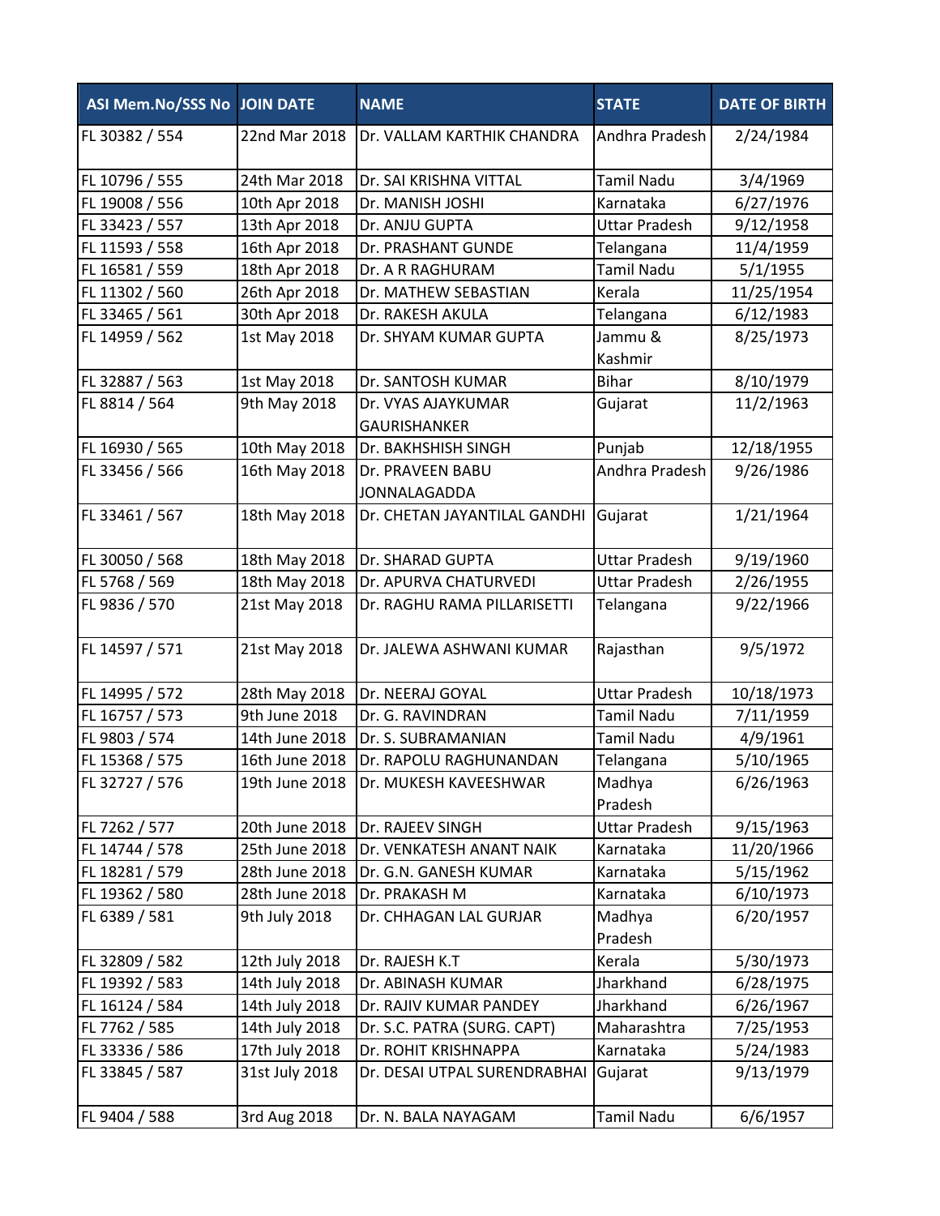| ASI Mem.No/SSS No | JOIN DATE | NAME | STATE | DATE OF BIRTH |
|---|---|---|---|---|
| FL 30382 / 554 | 22nd Mar 2018 | Dr. VALLAM KARTHIK CHANDRA | Andhra Pradesh | 2/24/1984 |
| FL 10796 / 555 | 24th Mar 2018 | Dr. SAI KRISHNA VITTAL | Tamil Nadu | 3/4/1969 |
| FL 19008 / 556 | 10th Apr 2018 | Dr. MANISH JOSHI | Karnataka | 6/27/1976 |
| FL 33423 / 557 | 13th Apr 2018 | Dr. ANJU GUPTA | Uttar Pradesh | 9/12/1958 |
| FL 11593 / 558 | 16th Apr 2018 | Dr. PRASHANT GUNDE | Telangana | 11/4/1959 |
| FL 16581 / 559 | 18th Apr 2018 | Dr. A R RAGHURAM | Tamil Nadu | 5/1/1955 |
| FL 11302 / 560 | 26th Apr 2018 | Dr. MATHEW SEBASTIAN | Kerala | 11/25/1954 |
| FL 33465 / 561 | 30th Apr 2018 | Dr. RAKESH AKULA | Telangana | 6/12/1983 |
| FL 14959 / 562 | 1st May 2018 | Dr. SHYAM KUMAR GUPTA | Jammu & Kashmir | 8/25/1973 |
| FL 32887 / 563 | 1st May 2018 | Dr. SANTOSH KUMAR | Bihar | 8/10/1979 |
| FL 8814 / 564 | 9th May 2018 | Dr. VYAS AJAYKUMAR GAURISHANKER | Gujarat | 11/2/1963 |
| FL 16930 / 565 | 10th May 2018 | Dr. BAKHSHISH SINGH | Punjab | 12/18/1955 |
| FL 33456 / 566 | 16th May 2018 | Dr. PRAVEEN BABU JONNALAGADDA | Andhra Pradesh | 9/26/1986 |
| FL 33461 / 567 | 18th May 2018 | Dr. CHETAN JAYANTILAL GANDHI | Gujarat | 1/21/1964 |
| FL 30050 / 568 | 18th May 2018 | Dr. SHARAD GUPTA | Uttar Pradesh | 9/19/1960 |
| FL 5768 / 569 | 18th May 2018 | Dr. APURVA CHATURVEDI | Uttar Pradesh | 2/26/1955 |
| FL 9836 / 570 | 21st May 2018 | Dr. RAGHU RAMA PILLARISETTI | Telangana | 9/22/1966 |
| FL 14597 / 571 | 21st May 2018 | Dr. JALEWA ASHWANI KUMAR | Rajasthan | 9/5/1972 |
| FL 14995 / 572 | 28th May 2018 | Dr. NEERAJ GOYAL | Uttar Pradesh | 10/18/1973 |
| FL 16757 / 573 | 9th June 2018 | Dr. G. RAVINDRAN | Tamil Nadu | 7/11/1959 |
| FL 9803 / 574 | 14th June 2018 | Dr. S. SUBRAMANIAN | Tamil Nadu | 4/9/1961 |
| FL 15368 / 575 | 16th June 2018 | Dr. RAPOLU RAGHUNANDAN | Telangana | 5/10/1965 |
| FL 32727 / 576 | 19th June 2018 | Dr. MUKESH KAVEESHWAR | Madhya Pradesh | 6/26/1963 |
| FL 7262 / 577 | 20th June 2018 | Dr. RAJEEV SINGH | Uttar Pradesh | 9/15/1963 |
| FL 14744 / 578 | 25th June 2018 | Dr. VENKATESH ANANT NAIK | Karnataka | 11/20/1966 |
| FL 18281 / 579 | 28th June 2018 | Dr. G.N. GANESH KUMAR | Karnataka | 5/15/1962 |
| FL 19362 / 580 | 28th June 2018 | Dr. PRAKASH M | Karnataka | 6/10/1973 |
| FL 6389 / 581 | 9th July 2018 | Dr. CHHAGAN LAL GURJAR | Madhya Pradesh | 6/20/1957 |
| FL 32809 / 582 | 12th July 2018 | Dr. RAJESH K.T | Kerala | 5/30/1973 |
| FL 19392 / 583 | 14th July 2018 | Dr. ABINASH KUMAR | Jharkhand | 6/28/1975 |
| FL 16124 / 584 | 14th July 2018 | Dr. RAJIV KUMAR PANDEY | Jharkhand | 6/26/1967 |
| FL 7762 / 585 | 14th July 2018 | Dr. S.C. PATRA (SURG. CAPT) | Maharashtra | 7/25/1953 |
| FL 33336 / 586 | 17th July 2018 | Dr. ROHIT KRISHNAPPA | Karnataka | 5/24/1983 |
| FL 33845 / 587 | 31st July 2018 | Dr. DESAI UTPAL SURENDRABHAI | Gujarat | 9/13/1979 |
| FL 9404 / 588 | 3rd Aug 2018 | Dr. N. BALA NAYAGAM | Tamil Nadu | 6/6/1957 |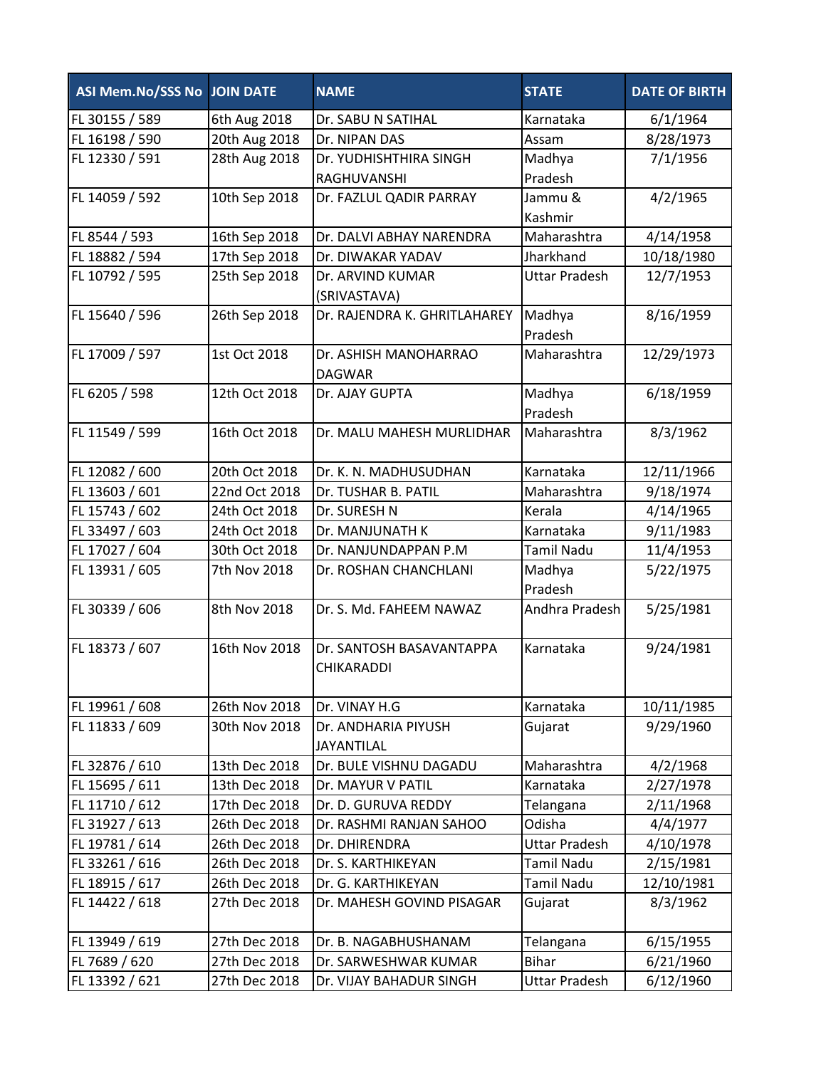| ASI Mem.No/SSS No | JOIN DATE | NAME | STATE | DATE OF BIRTH |
|---|---|---|---|---|
| FL 30155 / 589 | 6th Aug 2018 | Dr. SABU N SATIHAL | Karnataka | 6/1/1964 |
| FL 16198 / 590 | 20th Aug 2018 | Dr. NIPAN DAS | Assam | 8/28/1973 |
| FL 12330 / 591 | 28th Aug 2018 | Dr. YUDHISHTHIRA SINGH RAGHUVANSHI | Madhya Pradesh | 7/1/1956 |
| FL 14059 / 592 | 10th Sep 2018 | Dr. FAZLUL QADIR PARRAY | Jammu & Kashmir | 4/2/1965 |
| FL 8544 / 593 | 16th Sep 2018 | Dr. DALVI ABHAY NARENDRA | Maharashtra | 4/14/1958 |
| FL 18882 / 594 | 17th Sep 2018 | Dr. DIWAKAR YADAV | Jharkhand | 10/18/1980 |
| FL 10792 / 595 | 25th Sep 2018 | Dr. ARVIND KUMAR (SRIVASTAVA) | Uttar Pradesh | 12/7/1953 |
| FL 15640 / 596 | 26th Sep 2018 | Dr. RAJENDRA K. GHRITLAHAREY | Madhya Pradesh | 8/16/1959 |
| FL 17009 / 597 | 1st Oct 2018 | Dr. ASHISH MANOHARRAO DAGWAR | Maharashtra | 12/29/1973 |
| FL 6205 / 598 | 12th Oct 2018 | Dr. AJAY GUPTA | Madhya Pradesh | 6/18/1959 |
| FL 11549 / 599 | 16th Oct 2018 | Dr. MALU MAHESH MURLIDHAR | Maharashtra | 8/3/1962 |
| FL 12082 / 600 | 20th Oct 2018 | Dr. K. N. MADHUSUDHAN | Karnataka | 12/11/1966 |
| FL 13603 / 601 | 22nd Oct 2018 | Dr. TUSHAR B. PATIL | Maharashtra | 9/18/1974 |
| FL 15743 / 602 | 24th Oct 2018 | Dr. SURESH N | Kerala | 4/14/1965 |
| FL 33497 / 603 | 24th Oct 2018 | Dr. MANJUNATH K | Karnataka | 9/11/1983 |
| FL 17027 / 604 | 30th Oct 2018 | Dr. NANJUNDAPPAN P.M | Tamil Nadu | 11/4/1953 |
| FL 13931 / 605 | 7th Nov 2018 | Dr. ROSHAN CHANCHLANI | Madhya Pradesh | 5/22/1975 |
| FL 30339 / 606 | 8th Nov 2018 | Dr. S. Md. FAHEEM NAWAZ | Andhra Pradesh | 5/25/1981 |
| FL 18373 / 607 | 16th Nov 2018 | Dr. SANTOSH BASAVANTAPPA CHIKARADDI | Karnataka | 9/24/1981 |
| FL 19961 / 608 | 26th Nov 2018 | Dr. VINAY H.G | Karnataka | 10/11/1985 |
| FL 11833 / 609 | 30th Nov 2018 | Dr. ANDHARIA PIYUSH JAYANTILAL | Gujarat | 9/29/1960 |
| FL 32876 / 610 | 13th Dec 2018 | Dr. BULE VISHNU DAGADU | Maharashtra | 4/2/1968 |
| FL 15695 / 611 | 13th Dec 2018 | Dr. MAYUR V PATIL | Karnataka | 2/27/1978 |
| FL 11710 / 612 | 17th Dec 2018 | Dr. D. GURUVA REDDY | Telangana | 2/11/1968 |
| FL 31927 / 613 | 26th Dec 2018 | Dr. RASHMI RANJAN SAHOO | Odisha | 4/4/1977 |
| FL 19781 / 614 | 26th Dec 2018 | Dr. DHIRENDRA | Uttar Pradesh | 4/10/1978 |
| FL 33261 / 616 | 26th Dec 2018 | Dr. S. KARTHIKEYAN | Tamil Nadu | 2/15/1981 |
| FL 18915 / 617 | 26th Dec 2018 | Dr. G. KARTHIKEYAN | Tamil Nadu | 12/10/1981 |
| FL 14422 / 618 | 27th Dec 2018 | Dr. MAHESH GOVIND PISAGAR | Gujarat | 8/3/1962 |
| FL 13949 / 619 | 27th Dec 2018 | Dr. B. NAGABHUSHANAM | Telangana | 6/15/1955 |
| FL 7689 / 620 | 27th Dec 2018 | Dr. SARWESHWAR KUMAR | Bihar | 6/21/1960 |
| FL 13392 / 621 | 27th Dec 2018 | Dr. VIJAY BAHADUR SINGH | Uttar Pradesh | 6/12/1960 |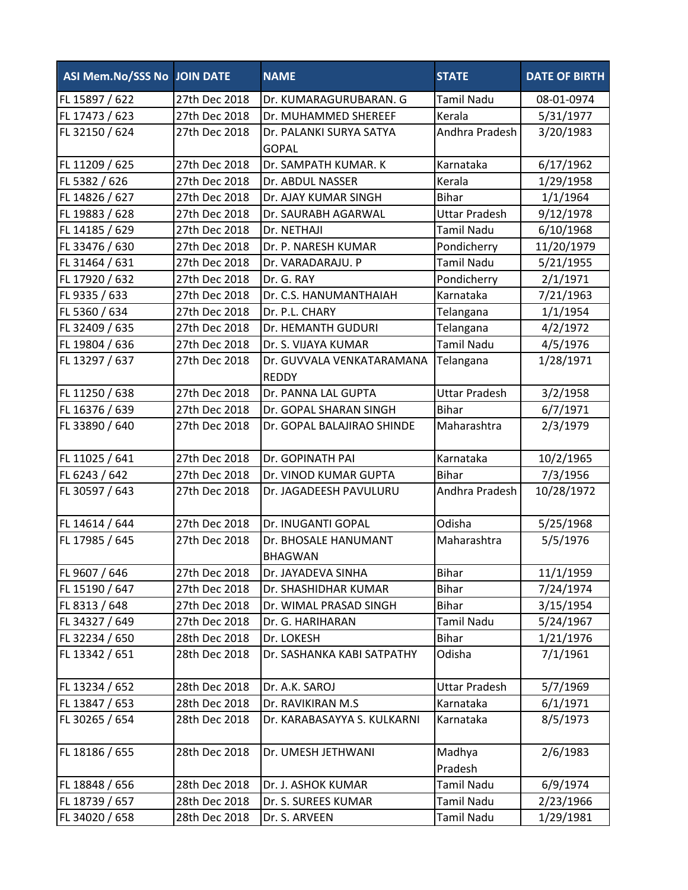| ASI Mem.No/SSS No | JOIN DATE | NAME | STATE | DATE OF BIRTH |
|---|---|---|---|---|
| FL 15897 / 622 | 27th Dec 2018 | Dr. KUMARAGURUBARAN. G | Tamil Nadu | 08-01-0974 |
| FL 17473 / 623 | 27th Dec 2018 | Dr. MUHAMMED SHEREEF | Kerala | 5/31/1977 |
| FL 32150 / 624 | 27th Dec 2018 | Dr. PALANKI SURYA SATYA GOPAL | Andhra Pradesh | 3/20/1983 |
| FL 11209 / 625 | 27th Dec 2018 | Dr. SAMPATH KUMAR. K | Karnataka | 6/17/1962 |
| FL 5382 / 626 | 27th Dec 2018 | Dr. ABDUL NASSER | Kerala | 1/29/1958 |
| FL 14826 / 627 | 27th Dec 2018 | Dr. AJAY KUMAR SINGH | Bihar | 1/1/1964 |
| FL 19883 / 628 | 27th Dec 2018 | Dr. SAURABH AGARWAL | Uttar Pradesh | 9/12/1978 |
| FL 14185 / 629 | 27th Dec 2018 | Dr. NETHAJI | Tamil Nadu | 6/10/1968 |
| FL 33476 / 630 | 27th Dec 2018 | Dr. P. NARESH KUMAR | Pondicherry | 11/20/1979 |
| FL 31464 / 631 | 27th Dec 2018 | Dr. VARADARAJU. P | Tamil Nadu | 5/21/1955 |
| FL 17920 / 632 | 27th Dec 2018 | Dr. G. RAY | Pondicherry | 2/1/1971 |
| FL 9335 / 633 | 27th Dec 2018 | Dr. C.S. HANUMANTHAIAH | Karnataka | 7/21/1963 |
| FL 5360 / 634 | 27th Dec 2018 | Dr. P.L. CHARY | Telangana | 1/1/1954 |
| FL 32409 / 635 | 27th Dec 2018 | Dr. HEMANTH GUDURI | Telangana | 4/2/1972 |
| FL 19804 / 636 | 27th Dec 2018 | Dr. S. VIJAYA KUMAR | Tamil Nadu | 4/5/1976 |
| FL 13297 / 637 | 27th Dec 2018 | Dr. GUVVALA VENKATARAMANA REDDY | Telangana | 1/28/1971 |
| FL 11250 / 638 | 27th Dec 2018 | Dr. PANNA LAL GUPTA | Uttar Pradesh | 3/2/1958 |
| FL 16376 / 639 | 27th Dec 2018 | Dr. GOPAL SHARAN SINGH | Bihar | 6/7/1971 |
| FL 33890 / 640 | 27th Dec 2018 | Dr. GOPAL BALAJIRAO SHINDE | Maharashtra | 2/3/1979 |
| FL 11025 / 641 | 27th Dec 2018 | Dr. GOPINATH PAI | Karnataka | 10/2/1965 |
| FL 6243 / 642 | 27th Dec 2018 | Dr. VINOD KUMAR GUPTA | Bihar | 7/3/1956 |
| FL 30597 / 643 | 27th Dec 2018 | Dr. JAGADEESH PAVULURU | Andhra Pradesh | 10/28/1972 |
| FL 14614 / 644 | 27th Dec 2018 | Dr. INUGANTI GOPAL | Odisha | 5/25/1968 |
| FL 17985 / 645 | 27th Dec 2018 | Dr. BHOSALE HANUMANT BHAGWAN | Maharashtra | 5/5/1976 |
| FL 9607 / 646 | 27th Dec 2018 | Dr. JAYADEVA SINHA | Bihar | 11/1/1959 |
| FL 15190 / 647 | 27th Dec 2018 | Dr. SHASHIDHAR KUMAR | Bihar | 7/24/1974 |
| FL 8313 / 648 | 27th Dec 2018 | Dr. WIMAL PRASAD SINGH | Bihar | 3/15/1954 |
| FL 34327 / 649 | 27th Dec 2018 | Dr. G. HARIHARAN | Tamil Nadu | 5/24/1967 |
| FL 32234 / 650 | 28th Dec 2018 | Dr. LOKESH | Bihar | 1/21/1976 |
| FL 13342 / 651 | 28th Dec 2018 | Dr. SASHANKA KABI SATPATHY | Odisha | 7/1/1961 |
| FL 13234 / 652 | 28th Dec 2018 | Dr. A.K. SAROJ | Uttar Pradesh | 5/7/1969 |
| FL 13847 / 653 | 28th Dec 2018 | Dr. RAVIKIRAN M.S | Karnataka | 6/1/1971 |
| FL 30265 / 654 | 28th Dec 2018 | Dr. KARABASAYYA S. KULKARNI | Karnataka | 8/5/1973 |
| FL 18186 / 655 | 28th Dec 2018 | Dr. UMESH JETHWANI | Madhya Pradesh | 2/6/1983 |
| FL 18848 / 656 | 28th Dec 2018 | Dr. J. ASHOK KUMAR | Tamil Nadu | 6/9/1974 |
| FL 18739 / 657 | 28th Dec 2018 | Dr. S. SUREES KUMAR | Tamil Nadu | 2/23/1966 |
| FL 34020 / 658 | 28th Dec 2018 | Dr. S. ARVEEN | Tamil Nadu | 1/29/1981 |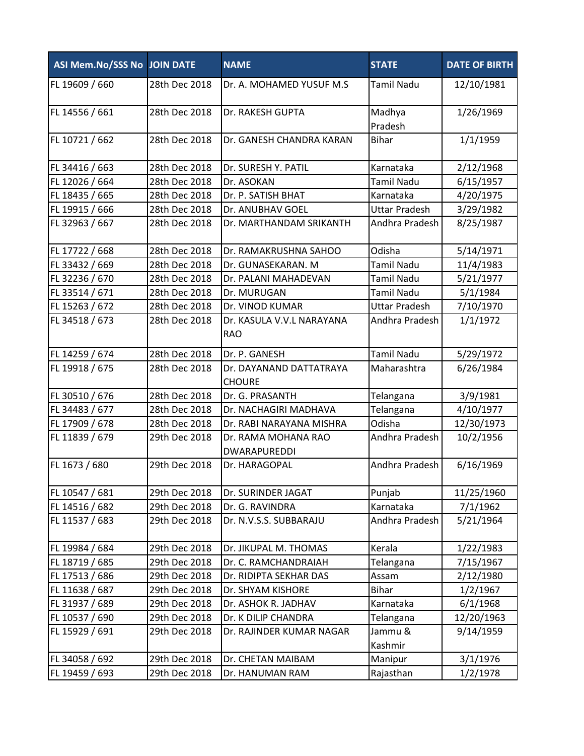| ASI Mem.No/SSS No | JOIN DATE | NAME | STATE | DATE OF BIRTH |
| --- | --- | --- | --- | --- |
| FL 19609 / 660 | 28th Dec 2018 | Dr. A. MOHAMED YUSUF M.S | Tamil Nadu | 12/10/1981 |
| FL 14556 / 661 | 28th Dec 2018 | Dr. RAKESH GUPTA | Madhya Pradesh | 1/26/1969 |
| FL 10721 / 662 | 28th Dec 2018 | Dr. GANESH CHANDRA KARAN | Bihar | 1/1/1959 |
| FL 34416 / 663 | 28th Dec 2018 | Dr. SURESH Y. PATIL | Karnataka | 2/12/1968 |
| FL 12026 / 664 | 28th Dec 2018 | Dr. ASOKAN | Tamil Nadu | 6/15/1957 |
| FL 18435 / 665 | 28th Dec 2018 | Dr. P. SATISH BHAT | Karnataka | 4/20/1975 |
| FL 19915 / 666 | 28th Dec 2018 | Dr. ANUBHAV GOEL | Uttar Pradesh | 3/29/1982 |
| FL 32963 / 667 | 28th Dec 2018 | Dr. MARTHANDAM SRIKANTH | Andhra Pradesh | 8/25/1987 |
| FL 17722 / 668 | 28th Dec 2018 | Dr. RAMAKRUSHNA SAHOO | Odisha | 5/14/1971 |
| FL 33432 / 669 | 28th Dec 2018 | Dr. GUNASEKARAN. M | Tamil Nadu | 11/4/1983 |
| FL 32236 / 670 | 28th Dec 2018 | Dr. PALANI MAHADEVAN | Tamil Nadu | 5/21/1977 |
| FL 33514 / 671 | 28th Dec 2018 | Dr. MURUGAN | Tamil Nadu | 5/1/1984 |
| FL 15263 / 672 | 28th Dec 2018 | Dr. VINOD KUMAR | Uttar Pradesh | 7/10/1970 |
| FL 34518 / 673 | 28th Dec 2018 | Dr. KASULA V.V.L NARAYANA RAO | Andhra Pradesh | 1/1/1972 |
| FL 14259 / 674 | 28th Dec 2018 | Dr. P. GANESH | Tamil Nadu | 5/29/1972 |
| FL 19918 / 675 | 28th Dec 2018 | Dr. DAYANAND DATTATRAYA CHOURE | Maharashtra | 6/26/1984 |
| FL 30510 / 676 | 28th Dec 2018 | Dr. G. PRASANTH | Telangana | 3/9/1981 |
| FL 34483 / 677 | 28th Dec 2018 | Dr. NACHAGIRI MADHAVA | Telangana | 4/10/1977 |
| FL 17909 / 678 | 28th Dec 2018 | Dr. RABI NARAYANA MISHRA | Odisha | 12/30/1973 |
| FL 11839 / 679 | 29th Dec 2018 | Dr. RAMA MOHANA RAO DWARAPUREDDI | Andhra Pradesh | 10/2/1956 |
| FL 1673 / 680 | 29th Dec 2018 | Dr. HARAGOPAL | Andhra Pradesh | 6/16/1969 |
| FL 10547 / 681 | 29th Dec 2018 | Dr. SURINDER JAGAT | Punjab | 11/25/1960 |
| FL 14516 / 682 | 29th Dec 2018 | Dr. G. RAVINDRA | Karnataka | 7/1/1962 |
| FL 11537 / 683 | 29th Dec 2018 | Dr. N.V.S.S. SUBBARAJU | Andhra Pradesh | 5/21/1964 |
| FL 19984 / 684 | 29th Dec 2018 | Dr. JIKUPAL M. THOMAS | Kerala | 1/22/1983 |
| FL 18719 / 685 | 29th Dec 2018 | Dr. C. RAMCHANDRAIAH | Telangana | 7/15/1967 |
| FL 17513 / 686 | 29th Dec 2018 | Dr. RIDIPTA SEKHAR DAS | Assam | 2/12/1980 |
| FL 11638 / 687 | 29th Dec 2018 | Dr. SHYAM KISHORE | Bihar | 1/2/1967 |
| FL 31937 / 689 | 29th Dec 2018 | Dr. ASHOK R. JADHAV | Karnataka | 6/1/1968 |
| FL 10537 / 690 | 29th Dec 2018 | Dr. K DILIP CHANDRA | Telangana | 12/20/1963 |
| FL 15929 / 691 | 29th Dec 2018 | Dr. RAJINDER KUMAR NAGAR | Jammu & Kashmir | 9/14/1959 |
| FL 34058 / 692 | 29th Dec 2018 | Dr. CHETAN MAIBAM | Manipur | 3/1/1976 |
| FL 19459 / 693 | 29th Dec 2018 | Dr. HANUMAN RAM | Rajasthan | 1/2/1978 |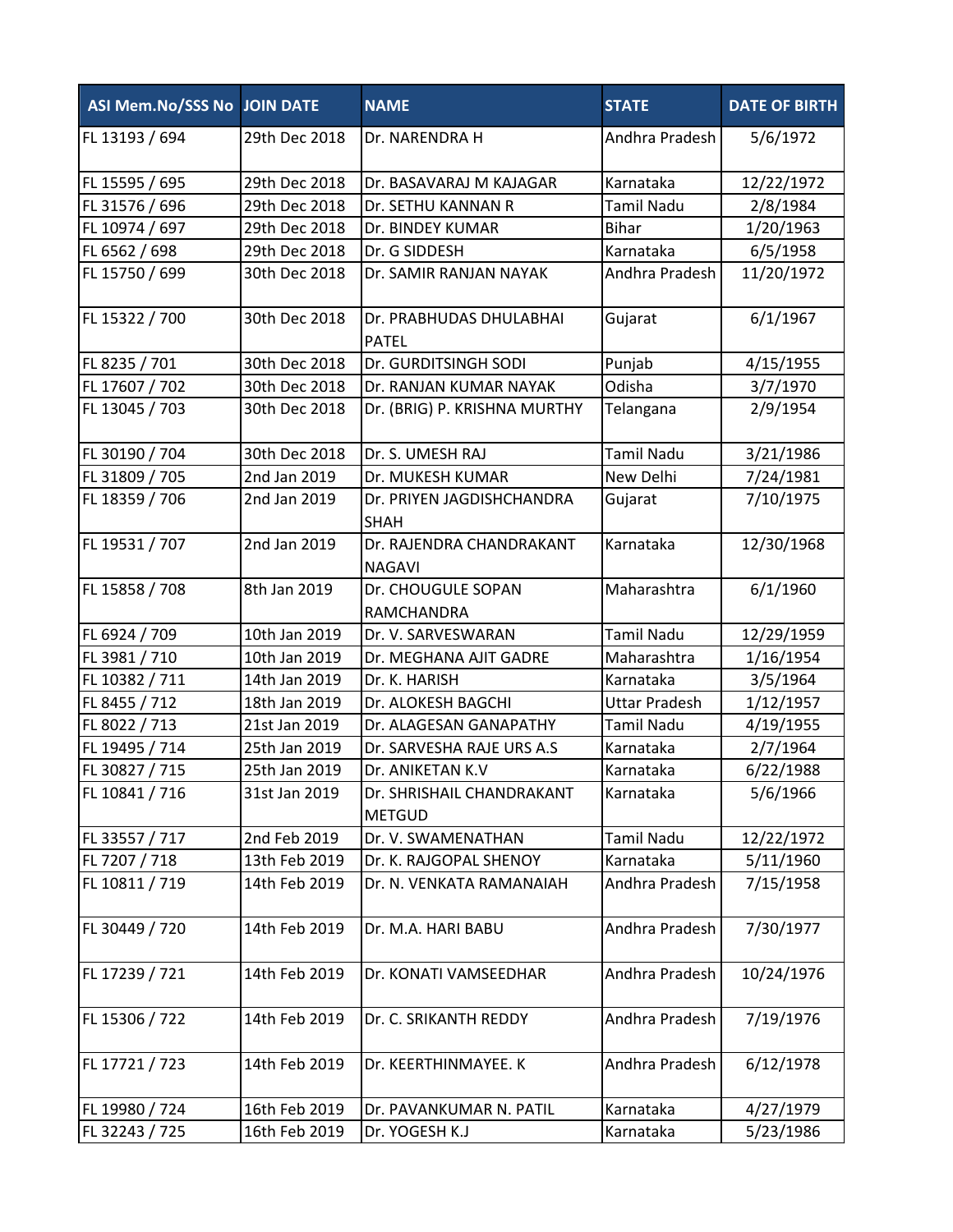| ASI Mem.No/SSS No | JOIN DATE | NAME | STATE | DATE OF BIRTH |
|---|---|---|---|---|
| FL 13193 / 694 | 29th Dec 2018 | Dr. NARENDRA H | Andhra Pradesh | 5/6/1972 |
| FL 15595 / 695 | 29th Dec 2018 | Dr. BASAVARAJ M KAJAGAR | Karnataka | 12/22/1972 |
| FL 31576 / 696 | 29th Dec 2018 | Dr. SETHU KANNAN R | Tamil Nadu | 2/8/1984 |
| FL 10974 / 697 | 29th Dec 2018 | Dr. BINDEY KUMAR | Bihar | 1/20/1963 |
| FL 6562 / 698 | 29th Dec 2018 | Dr. G SIDDESH | Karnataka | 6/5/1958 |
| FL 15750 / 699 | 30th Dec 2018 | Dr. SAMIR RANJAN NAYAK | Andhra Pradesh | 11/20/1972 |
| FL 15322 / 700 | 30th Dec 2018 | Dr. PRABHUDAS DHULABHAI PATEL | Gujarat | 6/1/1967 |
| FL 8235 / 701 | 30th Dec 2018 | Dr. GURDITSINGH SODI | Punjab | 4/15/1955 |
| FL 17607 / 702 | 30th Dec 2018 | Dr. RANJAN KUMAR NAYAK | Odisha | 3/7/1970 |
| FL 13045 / 703 | 30th Dec 2018 | Dr. (BRIG) P. KRISHNA MURTHY | Telangana | 2/9/1954 |
| FL 30190 / 704 | 30th Dec 2018 | Dr. S. UMESH RAJ | Tamil Nadu | 3/21/1986 |
| FL 31809 / 705 | 2nd Jan 2019 | Dr. MUKESH KUMAR | New Delhi | 7/24/1981 |
| FL 18359 / 706 | 2nd Jan 2019 | Dr. PRIYEN JAGDISHCHANDRA SHAH | Gujarat | 7/10/1975 |
| FL 19531 / 707 | 2nd Jan 2019 | Dr. RAJENDRA CHANDRAKANT NAGAVI | Karnataka | 12/30/1968 |
| FL 15858 / 708 | 8th Jan 2019 | Dr. CHOUGULE SOPAN RAMCHANDRA | Maharashtra | 6/1/1960 |
| FL 6924 / 709 | 10th Jan 2019 | Dr. V. SARVESWARAN | Tamil Nadu | 12/29/1959 |
| FL 3981 / 710 | 10th Jan 2019 | Dr. MEGHANA AJIT GADRE | Maharashtra | 1/16/1954 |
| FL 10382 / 711 | 14th Jan 2019 | Dr. K. HARISH | Karnataka | 3/5/1964 |
| FL 8455 / 712 | 18th Jan 2019 | Dr. ALOKESH BAGCHI | Uttar Pradesh | 1/12/1957 |
| FL 8022 / 713 | 21st Jan 2019 | Dr. ALAGESAN GANAPATHY | Tamil Nadu | 4/19/1955 |
| FL 19495 / 714 | 25th Jan 2019 | Dr. SARVESHA RAJE URS A.S | Karnataka | 2/7/1964 |
| FL 30827 / 715 | 25th Jan 2019 | Dr. ANIKETAN K.V | Karnataka | 6/22/1988 |
| FL 10841 / 716 | 31st Jan 2019 | Dr. SHRISHAIL CHANDRAKANT METGUD | Karnataka | 5/6/1966 |
| FL 33557 / 717 | 2nd Feb 2019 | Dr. V. SWAMENATHAN | Tamil Nadu | 12/22/1972 |
| FL 7207 / 718 | 13th Feb 2019 | Dr. K. RAJGOPAL SHENOY | Karnataka | 5/11/1960 |
| FL 10811 / 719 | 14th Feb 2019 | Dr. N. VENKATA RAMANAIAH | Andhra Pradesh | 7/15/1958 |
| FL 30449 / 720 | 14th Feb 2019 | Dr. M.A. HARI BABU | Andhra Pradesh | 7/30/1977 |
| FL 17239 / 721 | 14th Feb 2019 | Dr. KONATI VAMSEEDHAR | Andhra Pradesh | 10/24/1976 |
| FL 15306 / 722 | 14th Feb 2019 | Dr. C. SRIKANTH REDDY | Andhra Pradesh | 7/19/1976 |
| FL 17721 / 723 | 14th Feb 2019 | Dr. KEERTHINMAYEE. K | Andhra Pradesh | 6/12/1978 |
| FL 19980 / 724 | 16th Feb 2019 | Dr. PAVANKUMAR N. PATIL | Karnataka | 4/27/1979 |
| FL 32243 / 725 | 16th Feb 2019 | Dr. YOGESH K.J | Karnataka | 5/23/1986 |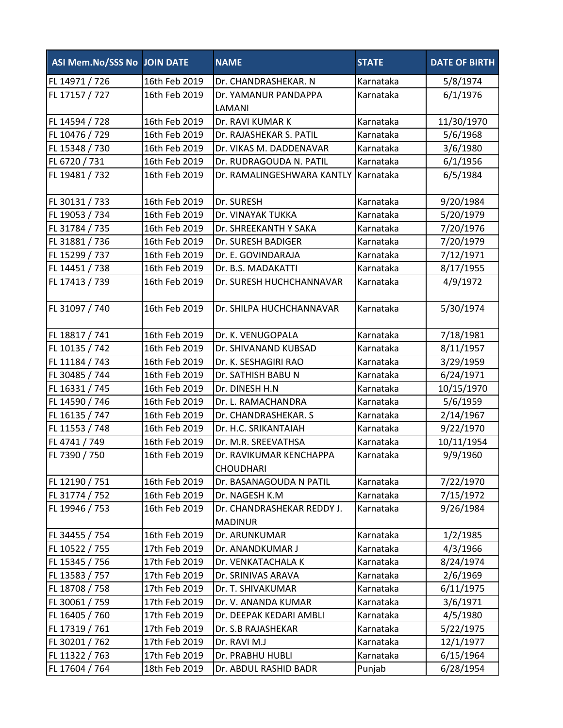| ASI Mem.No/SSS No | JOIN DATE | NAME | STATE | DATE OF BIRTH |
|---|---|---|---|---|
| FL 14971 / 726 | 16th Feb 2019 | Dr. CHANDRASHEKAR. N | Karnataka | 5/8/1974 |
| FL 17157 / 727 | 16th Feb 2019 | Dr. YAMANUR PANDAPPA LAMANI | Karnataka | 6/1/1976 |
| FL 14594 / 728 | 16th Feb 2019 | Dr. RAVI KUMAR K | Karnataka | 11/30/1970 |
| FL 10476 / 729 | 16th Feb 2019 | Dr. RAJASHEKAR S. PATIL | Karnataka | 5/6/1968 |
| FL 15348 / 730 | 16th Feb 2019 | Dr. VIKAS M. DADDENAVAR | Karnataka | 3/6/1980 |
| FL 6720 / 731 | 16th Feb 2019 | Dr. RUDRAGOUDA N. PATIL | Karnataka | 6/1/1956 |
| FL 19481 / 732 | 16th Feb 2019 | Dr. RAMALINGESHWARA KANTLY | Karnataka | 6/5/1984 |
| FL 30131 / 733 | 16th Feb 2019 | Dr. SURESH | Karnataka | 9/20/1984 |
| FL 19053 / 734 | 16th Feb 2019 | Dr. VINAYAK TUKKA | Karnataka | 5/20/1979 |
| FL 31784 / 735 | 16th Feb 2019 | Dr. SHREEKANTH Y SAKA | Karnataka | 7/20/1976 |
| FL 31881 / 736 | 16th Feb 2019 | Dr. SURESH BADIGER | Karnataka | 7/20/1979 |
| FL 15299 / 737 | 16th Feb 2019 | Dr. E. GOVINDARAJA | Karnataka | 7/12/1971 |
| FL 14451 / 738 | 16th Feb 2019 | Dr. B.S. MADAKATTI | Karnataka | 8/17/1955 |
| FL 17413 / 739 | 16th Feb 2019 | Dr. SURESH HUCHCHANNAVAR | Karnataka | 4/9/1972 |
| FL 31097 / 740 | 16th Feb 2019 | Dr. SHILPA HUCHCHANNAVAR | Karnataka | 5/30/1974 |
| FL 18817 / 741 | 16th Feb 2019 | Dr. K. VENUGOPALA | Karnataka | 7/18/1981 |
| FL 10135 / 742 | 16th Feb 2019 | Dr. SHIVANAND KUBSAD | Karnataka | 8/11/1957 |
| FL 11184 / 743 | 16th Feb 2019 | Dr. K. SESHAGIRI RAO | Karnataka | 3/29/1959 |
| FL 30485 / 744 | 16th Feb 2019 | Dr. SATHISH BABU N | Karnataka | 6/24/1971 |
| FL 16331 / 745 | 16th Feb 2019 | Dr. DINESH H.N | Karnataka | 10/15/1970 |
| FL 14590 / 746 | 16th Feb 2019 | Dr. L. RAMACHANDRA | Karnataka | 5/6/1959 |
| FL 16135 / 747 | 16th Feb 2019 | Dr. CHANDRASHEKAR. S | Karnataka | 2/14/1967 |
| FL 11553 / 748 | 16th Feb 2019 | Dr. H.C. SRIKANTAIAH | Karnataka | 9/22/1970 |
| FL 4741 / 749 | 16th Feb 2019 | Dr. M.R. SREEVATHSA | Karnataka | 10/11/1954 |
| FL 7390 / 750 | 16th Feb 2019 | Dr. RAVIKUMAR KENCHAPPA CHOUDHARI | Karnataka | 9/9/1960 |
| FL 12190 / 751 | 16th Feb 2019 | Dr. BASANAGOUDA N PATIL | Karnataka | 7/22/1970 |
| FL 31774 / 752 | 16th Feb 2019 | Dr. NAGESH K.M | Karnataka | 7/15/1972 |
| FL 19946 / 753 | 16th Feb 2019 | Dr. CHANDRASHEKAR REDDY J. MADINUR | Karnataka | 9/26/1984 |
| FL 34455 / 754 | 16th Feb 2019 | Dr. ARUNKUMAR | Karnataka | 1/2/1985 |
| FL 10522 / 755 | 17th Feb 2019 | Dr. ANANDKUMAR J | Karnataka | 4/3/1966 |
| FL 15345 / 756 | 17th Feb 2019 | Dr. VENKATACHALA K | Karnataka | 8/24/1974 |
| FL 13583 / 757 | 17th Feb 2019 | Dr. SRINIVAS ARAVA | Karnataka | 2/6/1969 |
| FL 18708 / 758 | 17th Feb 2019 | Dr. T. SHIVAKUMAR | Karnataka | 6/11/1975 |
| FL 30061 / 759 | 17th Feb 2019 | Dr. V. ANANDA KUMAR | Karnataka | 3/6/1971 |
| FL 16405 / 760 | 17th Feb 2019 | Dr. DEEPAK KEDARI AMBLI | Karnataka | 4/5/1980 |
| FL 17319 / 761 | 17th Feb 2019 | Dr. S.B RAJASHEKAR | Karnataka | 5/22/1975 |
| FL 30201 / 762 | 17th Feb 2019 | Dr. RAVI M.J | Karnataka | 12/1/1977 |
| FL 11322 / 763 | 17th Feb 2019 | Dr. PRABHU HUBLI | Karnataka | 6/15/1964 |
| FL 17604 / 764 | 18th Feb 2019 | Dr. ABDUL RASHID BADR | Punjab | 6/28/1954 |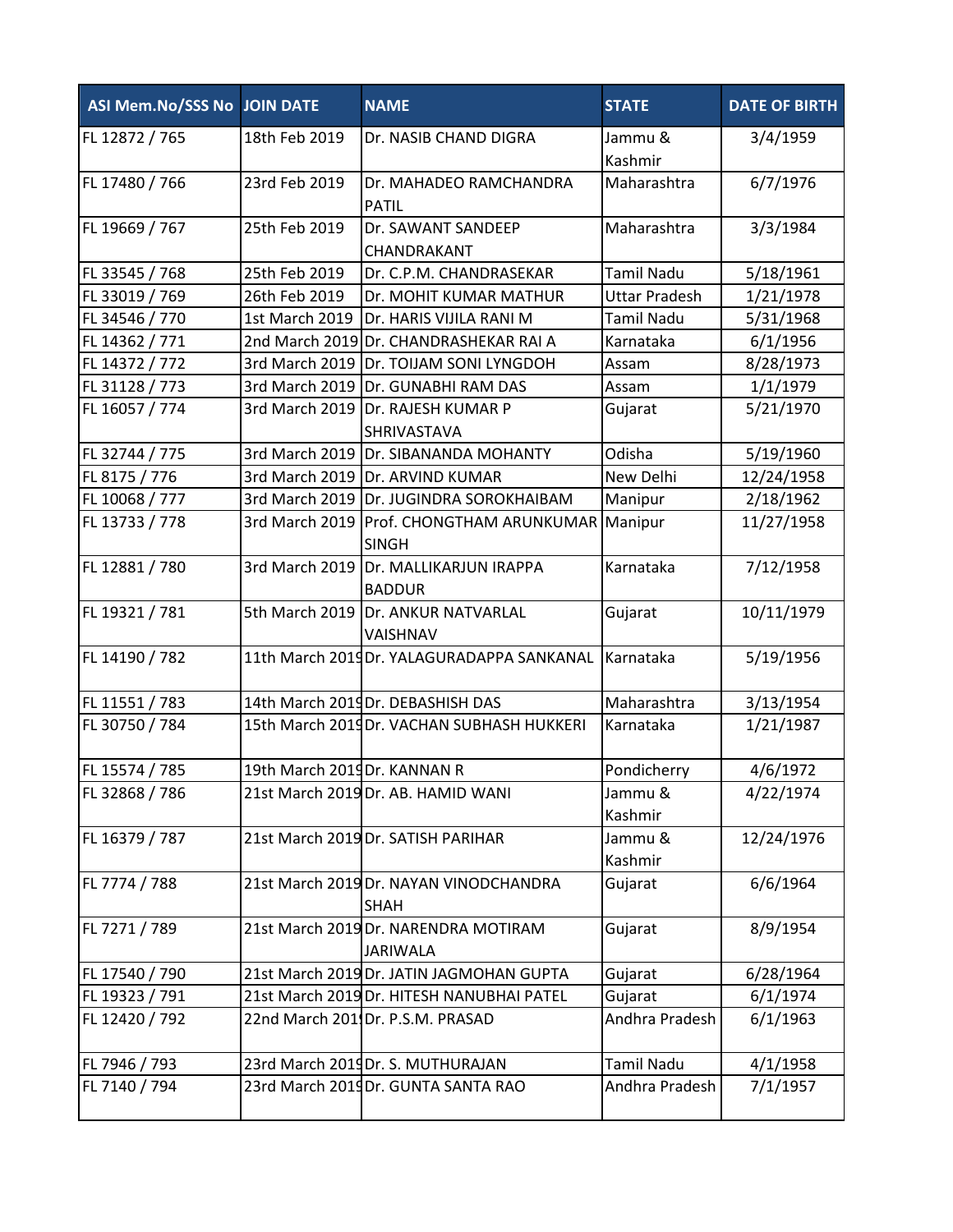| ASI Mem.No/SSS No | JOIN DATE | NAME | STATE | DATE OF BIRTH |
|---|---|---|---|---|
| FL 12872 / 765 | 18th Feb 2019 | Dr. NASIB CHAND DIGRA | Jammu & Kashmir | 3/4/1959 |
| FL 17480 / 766 | 23rd Feb 2019 | Dr. MAHADEO RAMCHANDRA PATIL | Maharashtra | 6/7/1976 |
| FL 19669 / 767 | 25th Feb 2019 | Dr. SAWANT SANDEEP CHANDRAKANT | Maharashtra | 3/3/1984 |
| FL 33545 / 768 | 25th Feb 2019 | Dr. C.P.M. CHANDRASEKAR | Tamil Nadu | 5/18/1961 |
| FL 33019 / 769 | 26th Feb 2019 | Dr. MOHIT KUMAR MATHUR | Uttar Pradesh | 1/21/1978 |
| FL 34546 / 770 | 1st March 2019 | Dr. HARIS VIJILA RANI M | Tamil Nadu | 5/31/1968 |
| FL 14362 / 771 | 2nd March 2019 | Dr. CHANDRASHEKAR RAI A | Karnataka | 6/1/1956 |
| FL 14372 / 772 | 3rd March 2019 | Dr. TOIJAM SONI LYNGDOH | Assam | 8/28/1973 |
| FL 31128 / 773 | 3rd March 2019 | Dr. GUNABHI RAM DAS | Assam | 1/1/1979 |
| FL 16057 / 774 | 3rd March 2019 | Dr. RAJESH KUMAR P SHRIVASTAVA | Gujarat | 5/21/1970 |
| FL 32744 / 775 | 3rd March 2019 | Dr. SIBANANDA MOHANTY | Odisha | 5/19/1960 |
| FL 8175 / 776 | 3rd March 2019 | Dr. ARVIND KUMAR | New Delhi | 12/24/1958 |
| FL 10068 / 777 | 3rd March 2019 | Dr. JUGINDRA SOROKHAIBAM | Manipur | 2/18/1962 |
| FL 13733 / 778 | 3rd March 2019 | Prof. CHONGTHAM ARUNKUMAR SINGH | Manipur | 11/27/1958 |
| FL 12881 / 780 | 3rd March 2019 | Dr. MALLIKARJUN IRAPPA BADDUR | Karnataka | 7/12/1958 |
| FL 19321 / 781 | 5th March 2019 | Dr. ANKUR NATVARLAL VAISHNAV | Gujarat | 10/11/1979 |
| FL 14190 / 782 | 11th March 2019 | Dr. YALAGURADAPPA SANKANAL | Karnataka | 5/19/1956 |
| FL 11551 / 783 | 14th March 2019 | Dr. DEBASHISH DAS | Maharashtra | 3/13/1954 |
| FL 30750 / 784 | 15th March 2019 | Dr. VACHAN SUBHASH HUKKERI | Karnataka | 1/21/1987 |
| FL 15574 / 785 | 19th March 2019 | Dr. KANNAN R | Pondicherry | 4/6/1972 |
| FL 32868 / 786 | 21st March 2019 | Dr. AB. HAMID WANI | Jammu & Kashmir | 4/22/1974 |
| FL 16379 / 787 | 21st March 2019 | Dr. SATISH PARIHAR | Jammu & Kashmir | 12/24/1976 |
| FL 7774 / 788 | 21st March 2019 | Dr. NAYAN VINODCHANDRA SHAH | Gujarat | 6/6/1964 |
| FL 7271 / 789 | 21st March 2019 | Dr. NARENDRA MOTIRAM JARIWALA | Gujarat | 8/9/1954 |
| FL 17540 / 790 | 21st March 2019 | Dr. JATIN JAGMOHAN GUPTA | Gujarat | 6/28/1964 |
| FL 19323 / 791 | 21st March 2019 | Dr. HITESH NANUBHAI PATEL | Gujarat | 6/1/1974 |
| FL 12420 / 792 | 22nd March 2019 | Dr. P.S.M. PRASAD | Andhra Pradesh | 6/1/1963 |
| FL 7946 / 793 | 23rd March 2019 | Dr. S. MUTHURAJAN | Tamil Nadu | 4/1/1958 |
| FL 7140 / 794 | 23rd March 2019 | Dr. GUNTA SANTA RAO | Andhra Pradesh | 7/1/1957 |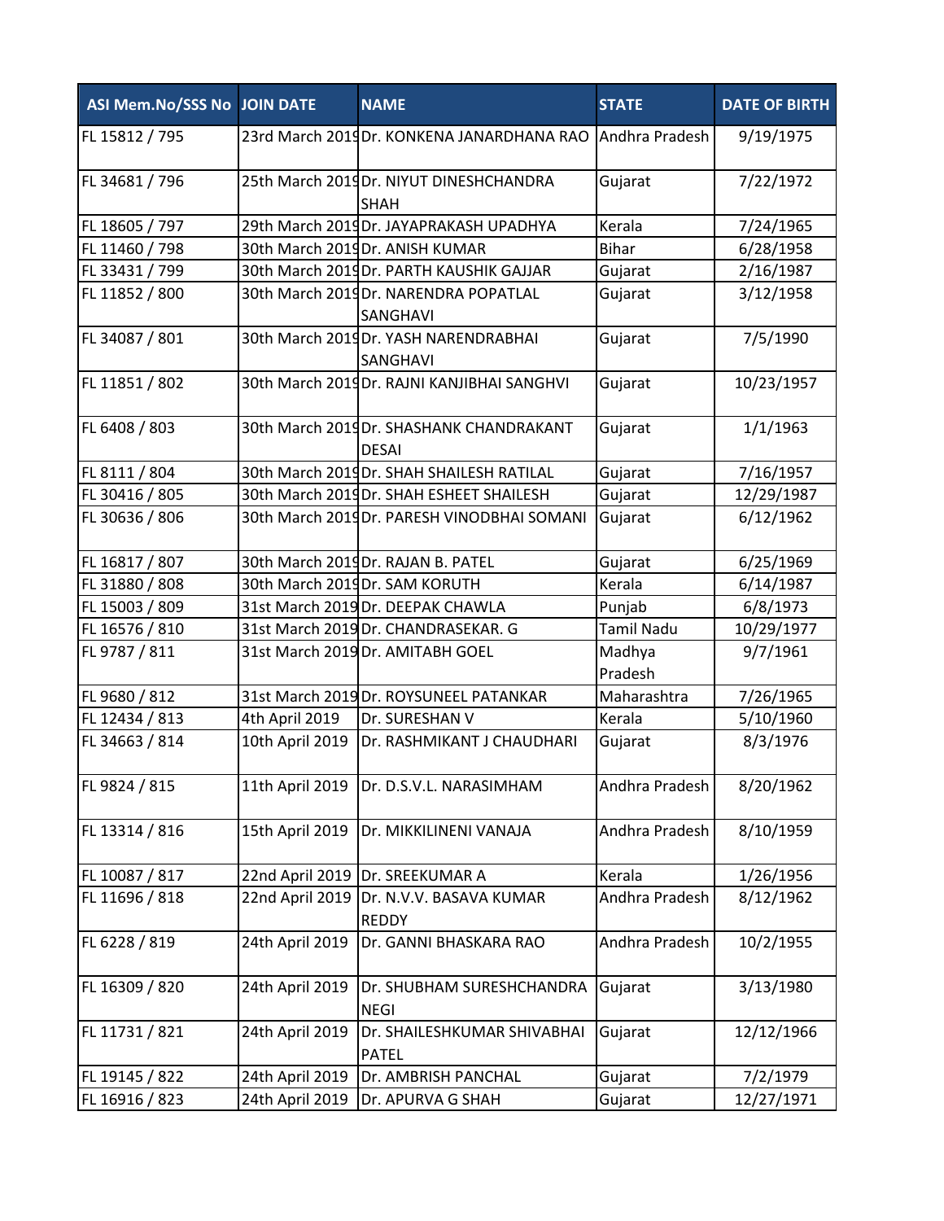| ASI Mem.No/SSS No | JOIN DATE | NAME | STATE | DATE OF BIRTH |
|---|---|---|---|---|
| FL 15812 / 795 | 23rd March 2019 | Dr. KONKENA JANARDHANA RAO | Andhra Pradesh | 9/19/1975 |
| FL 34681 / 796 | 25th March 2019 | Dr. NIYUT DINESHCHANDRA SHAH | Gujarat | 7/22/1972 |
| FL 18605 / 797 | 29th March 2019 | Dr. JAYAPRAKASH UPADHYA | Kerala | 7/24/1965 |
| FL 11460 / 798 | 30th March 2019 | Dr. ANISH KUMAR | Bihar | 6/28/1958 |
| FL 33431 / 799 | 30th March 2019 | Dr. PARTH KAUSHIK GAJJAR | Gujarat | 2/16/1987 |
| FL 11852 / 800 | 30th March 2019 | Dr. NARENDRA POPATLAL SANGHAVI | Gujarat | 3/12/1958 |
| FL 34087 / 801 | 30th March 2019 | Dr. YASH NARENDRABHAI SANGHAVI | Gujarat | 7/5/1990 |
| FL 11851 / 802 | 30th March 2019 | Dr. RAJNI KANJIBHAI SANGHVI | Gujarat | 10/23/1957 |
| FL 6408 / 803 | 30th March 2019 | Dr. SHASHANK CHANDRAKANT DESAI | Gujarat | 1/1/1963 |
| FL 8111 / 804 | 30th March 2019 | Dr. SHAH SHAILESH RATILAL | Gujarat | 7/16/1957 |
| FL 30416 / 805 | 30th March 2019 | Dr. SHAH ESHEET SHAILESH | Gujarat | 12/29/1987 |
| FL 30636 / 806 | 30th March 2019 | Dr. PARESH VINODBHAI SOMANI | Gujarat | 6/12/1962 |
| FL 16817 / 807 | 30th March 2019 | Dr. RAJAN B. PATEL | Gujarat | 6/25/1969 |
| FL 31880 / 808 | 30th March 2019 | Dr. SAM KORUTH | Kerala | 6/14/1987 |
| FL 15003 / 809 | 31st March 2019 | Dr. DEEPAK CHAWLA | Punjab | 6/8/1973 |
| FL 16576 / 810 | 31st March 2019 | Dr. CHANDRASEKAR. G | Tamil Nadu | 10/29/1977 |
| FL 9787 / 811 | 31st March 2019 | Dr. AMITABH GOEL | Madhya Pradesh | 9/7/1961 |
| FL 9680 / 812 | 31st March 2019 | Dr. ROYSUNEEL PATANKAR | Maharashtra | 7/26/1965 |
| FL 12434 / 813 | 4th April 2019 | Dr. SURESHAN V | Kerala | 5/10/1960 |
| FL 34663 / 814 | 10th April 2019 | Dr. RASHMIKANT J CHAUDHARI | Gujarat | 8/3/1976 |
| FL 9824 / 815 | 11th April 2019 | Dr. D.S.V.L. NARASIMHAM | Andhra Pradesh | 8/20/1962 |
| FL 13314 / 816 | 15th April 2019 | Dr. MIKKILINENI VANAJA | Andhra Pradesh | 8/10/1959 |
| FL 10087 / 817 | 22nd April 2019 | Dr. SREEKUMAR A | Kerala | 1/26/1956 |
| FL 11696 / 818 | 22nd April 2019 | Dr. N.V.V. BASAVA KUMAR REDDY | Andhra Pradesh | 8/12/1962 |
| FL 6228 / 819 | 24th April 2019 | Dr. GANNI BHASKARA RAO | Andhra Pradesh | 10/2/1955 |
| FL 16309 / 820 | 24th April 2019 | Dr. SHUBHAM SURESHCHANDRA NEGI | Gujarat | 3/13/1980 |
| FL 11731 / 821 | 24th April 2019 | Dr. SHAILESHKUMAR SHIVABHAI PATEL | Gujarat | 12/12/1966 |
| FL 19145 / 822 | 24th April 2019 | Dr. AMBRISH PANCHAL | Gujarat | 7/2/1979 |
| FL 16916 / 823 | 24th April 2019 | Dr. APURVA G SHAH | Gujarat | 12/27/1971 |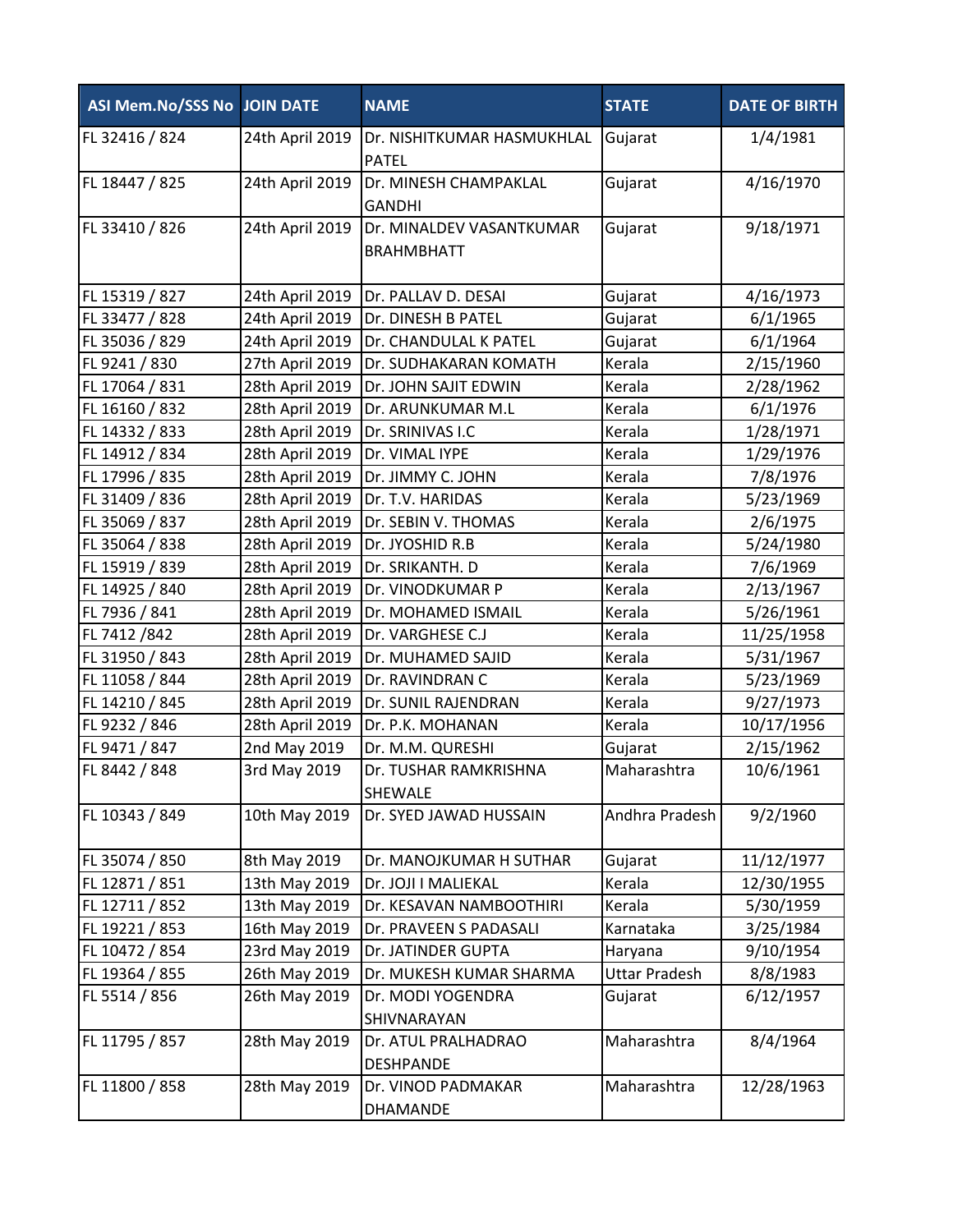| ASI Mem.No/SSS No | JOIN DATE | NAME | STATE | DATE OF BIRTH |
|---|---|---|---|---|
| FL 32416 / 824 | 24th April 2019 | Dr. NISHITKUMAR HASMUKHLAL PATEL | Gujarat | 1/4/1981 |
| FL 18447 / 825 | 24th April 2019 | Dr. MINESH CHAMPAKLAL GANDHI | Gujarat | 4/16/1970 |
| FL 33410 / 826 | 24th April 2019 | Dr. MINALDEV VASANTKUMAR BRAHMBHATT | Gujarat | 9/18/1971 |
| FL 15319 / 827 | 24th April 2019 | Dr. PALLAV D. DESAI | Gujarat | 4/16/1973 |
| FL 33477 / 828 | 24th April 2019 | Dr. DINESH B PATEL | Gujarat | 6/1/1965 |
| FL 35036 / 829 | 24th April 2019 | Dr. CHANDULAL K PATEL | Gujarat | 6/1/1964 |
| FL 9241 / 830 | 27th April 2019 | Dr. SUDHAKARAN KOMATH | Kerala | 2/15/1960 |
| FL 17064 / 831 | 28th April 2019 | Dr. JOHN SAJIT EDWIN | Kerala | 2/28/1962 |
| FL 16160 / 832 | 28th April 2019 | Dr. ARUNKUMAR M.L | Kerala | 6/1/1976 |
| FL 14332 / 833 | 28th April 2019 | Dr. SRINIVAS I.C | Kerala | 1/28/1971 |
| FL 14912 / 834 | 28th April 2019 | Dr. VIMAL IYPE | Kerala | 1/29/1976 |
| FL 17996 / 835 | 28th April 2019 | Dr. JIMMY C. JOHN | Kerala | 7/8/1976 |
| FL 31409 / 836 | 28th April 2019 | Dr. T.V. HARIDAS | Kerala | 5/23/1969 |
| FL 35069 / 837 | 28th April 2019 | Dr. SEBIN V. THOMAS | Kerala | 2/6/1975 |
| FL 35064 / 838 | 28th April 2019 | Dr. JYOSHID R.B | Kerala | 5/24/1980 |
| FL 15919 / 839 | 28th April 2019 | Dr. SRIKANTH. D | Kerala | 7/6/1969 |
| FL 14925 / 840 | 28th April 2019 | Dr. VINODKUMAR P | Kerala | 2/13/1967 |
| FL 7936 / 841 | 28th April 2019 | Dr. MOHAMED ISMAIL | Kerala | 5/26/1961 |
| FL 7412 /842 | 28th April 2019 | Dr. VARGHESE C.J | Kerala | 11/25/1958 |
| FL 31950 / 843 | 28th April 2019 | Dr. MUHAMED SAJID | Kerala | 5/31/1967 |
| FL 11058 / 844 | 28th April 2019 | Dr. RAVINDRAN C | Kerala | 5/23/1969 |
| FL 14210 / 845 | 28th April 2019 | Dr. SUNIL RAJENDRAN | Kerala | 9/27/1973 |
| FL 9232 / 846 | 28th April 2019 | Dr. P.K. MOHANAN | Kerala | 10/17/1956 |
| FL 9471 / 847 | 2nd May 2019 | Dr. M.M. QURESHI | Gujarat | 2/15/1962 |
| FL 8442 / 848 | 3rd May 2019 | Dr. TUSHAR RAMKRISHNA SHEWALE | Maharashtra | 10/6/1961 |
| FL 10343 / 849 | 10th May 2019 | Dr. SYED JAWAD HUSSAIN | Andhra Pradesh | 9/2/1960 |
| FL 35074 / 850 | 8th May 2019 | Dr. MANOJKUMAR H SUTHAR | Gujarat | 11/12/1977 |
| FL 12871 / 851 | 13th May 2019 | Dr. JOJI I MALIEKAL | Kerala | 12/30/1955 |
| FL 12711 / 852 | 13th May 2019 | Dr. KESAVAN NAMBOOTHIRI | Kerala | 5/30/1959 |
| FL 19221 / 853 | 16th May 2019 | Dr. PRAVEEN S PADASALI | Karnataka | 3/25/1984 |
| FL 10472 / 854 | 23rd May 2019 | Dr. JATINDER GUPTA | Haryana | 9/10/1954 |
| FL 19364 / 855 | 26th May 2019 | Dr. MUKESH KUMAR SHARMA | Uttar Pradesh | 8/8/1983 |
| FL 5514 / 856 | 26th May 2019 | Dr. MODI YOGENDRA SHIVNARAYAN | Gujarat | 6/12/1957 |
| FL 11795 / 857 | 28th May 2019 | Dr. ATUL PRALHADRAO DESHPANDE | Maharashtra | 8/4/1964 |
| FL 11800 / 858 | 28th May 2019 | Dr. VINOD PADMAKAR DHAMANDE | Maharashtra | 12/28/1963 |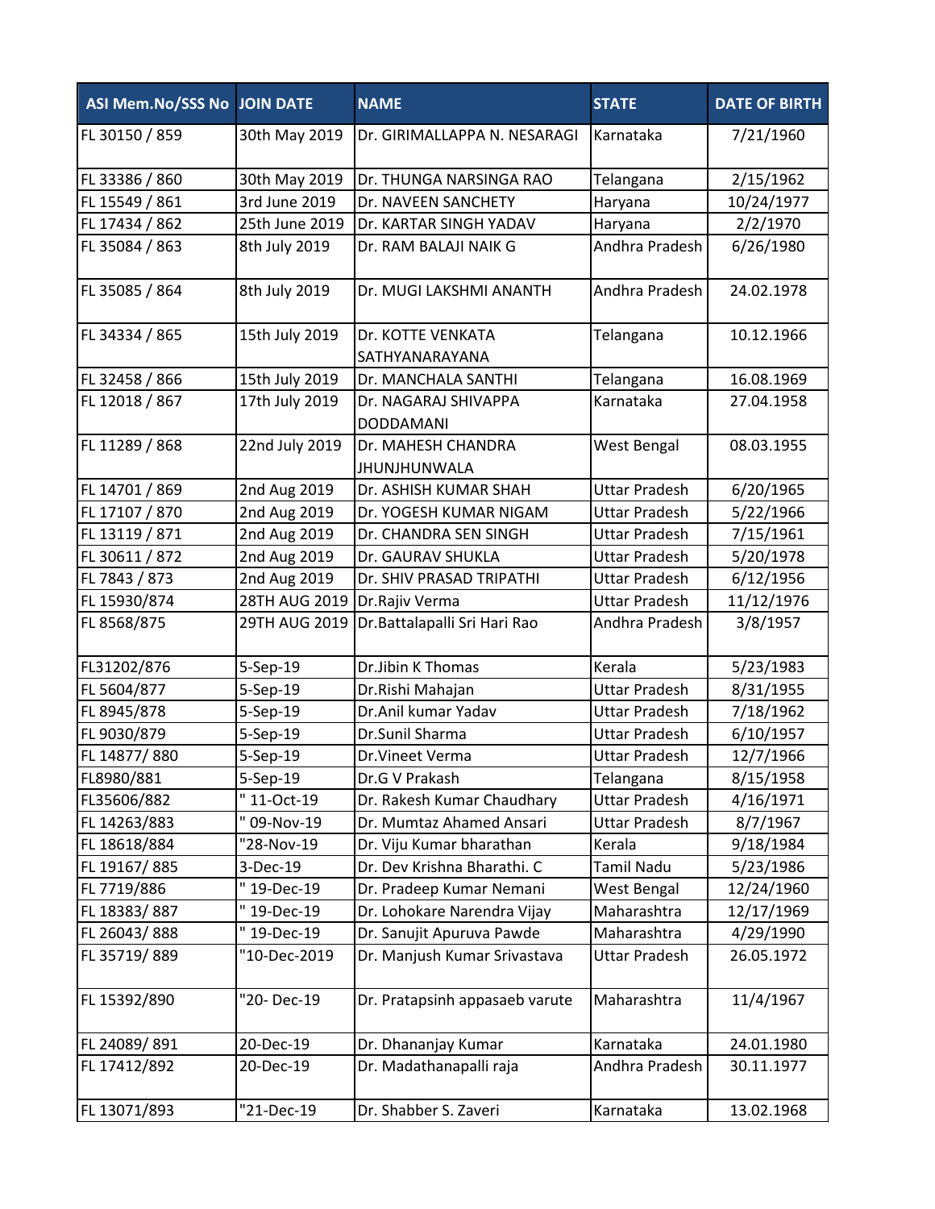| ASI Mem.No/SSS No | JOIN DATE | NAME | STATE | DATE OF BIRTH |
|---|---|---|---|---|
| FL 30150 / 859 | 30th May 2019 | Dr. GIRIMALLAPPA N. NESARAGI | Karnataka | 7/21/1960 |
| FL 33386 / 860 | 30th May 2019 | Dr. THUNGA NARSINGA RAO | Telangana | 2/15/1962 |
| FL 15549 / 861 | 3rd June 2019 | Dr. NAVEEN SANCHETY | Haryana | 10/24/1977 |
| FL 17434 / 862 | 25th June 2019 | Dr. KARTAR SINGH YADAV | Haryana | 2/2/1970 |
| FL 35084 / 863 | 8th July 2019 | Dr. RAM BALAJI NAIK G | Andhra Pradesh | 6/26/1980 |
| FL 35085 / 864 | 8th July 2019 | Dr. MUGI LAKSHMI ANANTH | Andhra Pradesh | 24.02.1978 |
| FL 34334 / 865 | 15th July 2019 | Dr. KOTTE VENKATA SATHYANARAYANA | Telangana | 10.12.1966 |
| FL 32458 / 866 | 15th July 2019 | Dr. MANCHALA SANTHI | Telangana | 16.08.1969 |
| FL 12018 / 867 | 17th July 2019 | Dr. NAGARAJ SHIVAPPA DODDAMANI | Karnataka | 27.04.1958 |
| FL 11289 / 868 | 22nd July 2019 | Dr. MAHESH CHANDRA JHUNJHUNWALA | West Bengal | 08.03.1955 |
| FL 14701 / 869 | 2nd Aug 2019 | Dr. ASHISH KUMAR SHAH | Uttar Pradesh | 6/20/1965 |
| FL 17107 / 870 | 2nd Aug 2019 | Dr. YOGESH KUMAR NIGAM | Uttar Pradesh | 5/22/1966 |
| FL 13119 / 871 | 2nd Aug 2019 | Dr. CHANDRA SEN SINGH | Uttar Pradesh | 7/15/1961 |
| FL 30611 / 872 | 2nd Aug 2019 | Dr. GAURAV SHUKLA | Uttar Pradesh | 5/20/1978 |
| FL 7843 / 873 | 2nd Aug 2019 | Dr. SHIV PRASAD TRIPATHI | Uttar Pradesh | 6/12/1956 |
| FL 15930/874 | 28TH AUG 2019 | Dr.Rajiv Verma | Uttar Pradesh | 11/12/1976 |
| FL 8568/875 | 29TH AUG 2019 | Dr.Battalapalli Sri Hari Rao | Andhra Pradesh | 3/8/1957 |
| FL31202/876 | 5-Sep-19 | Dr.Jibin K Thomas | Kerala | 5/23/1983 |
| FL 5604/877 | 5-Sep-19 | Dr.Rishi Mahajan | Uttar Pradesh | 8/31/1955 |
| FL 8945/878 | 5-Sep-19 | Dr.Anil kumar Yadav | Uttar Pradesh | 7/18/1962 |
| FL 9030/879 | 5-Sep-19 | Dr.Sunil Sharma | Uttar Pradesh | 6/10/1957 |
| FL 14877/ 880 | 5-Sep-19 | Dr.Vineet Verma | Uttar Pradesh | 12/7/1966 |
| FL8980/881 | 5-Sep-19 | Dr.G V Prakash | Telangana | 8/15/1958 |
| FL35606/882 | " 11-Oct-19 | Dr. Rakesh Kumar Chaudhary | Uttar Pradesh | 4/16/1971 |
| FL 14263/883 | " 09-Nov-19 | Dr. Mumtaz Ahamed Ansari | Uttar Pradesh | 8/7/1967 |
| FL 18618/884 | "28-Nov-19 | Dr. Viju Kumar bharathan | Kerala | 9/18/1984 |
| FL 19167/ 885 | 3-Dec-19 | Dr. Dev Krishna Bharathi. C | Tamil Nadu | 5/23/1986 |
| FL 7719/886 | " 19-Dec-19 | Dr. Pradeep Kumar Nemani | West Bengal | 12/24/1960 |
| FL 18383/ 887 | " 19-Dec-19 | Dr. Lohokare Narendra Vijay | Maharashtra | 12/17/1969 |
| FL 26043/ 888 | " 19-Dec-19 | Dr. Sanujit Apuruva Pawde | Maharashtra | 4/29/1990 |
| FL 35719/ 889 | "10-Dec-2019 | Dr. Manjush Kumar Srivastava | Uttar Pradesh | 26.05.1972 |
| FL 15392/890 | "20- Dec-19 | Dr. Pratapsinh appasaeb varute | Maharashtra | 11/4/1967 |
| FL 24089/ 891 | 20-Dec-19 | Dr. Dhananjay Kumar | Karnataka | 24.01.1980 |
| FL 17412/892 | 20-Dec-19 | Dr. Madathanapalli raja | Andhra Pradesh | 30.11.1977 |
| FL 13071/893 | "21-Dec-19 | Dr. Shabber S. Zaveri | Karnataka | 13.02.1968 |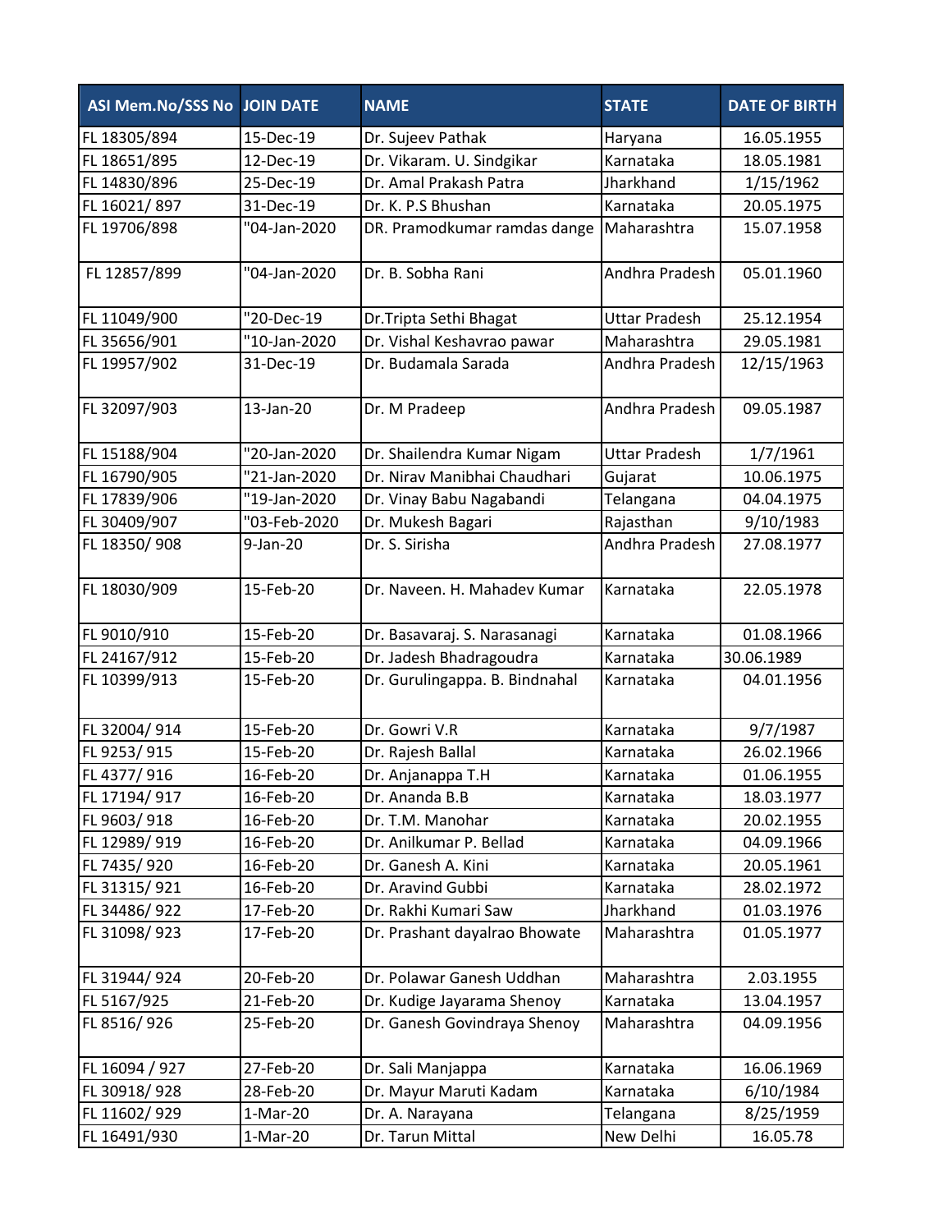| ASI Mem.No/SSS No | JOIN DATE | NAME | STATE | DATE OF BIRTH |
|---|---|---|---|---|
| FL 18305/894 | 15-Dec-19 | Dr. Sujeev Pathak | Haryana | 16.05.1955 |
| FL 18651/895 | 12-Dec-19 | Dr. Vikaram. U. Sindgikar | Karnataka | 18.05.1981 |
| FL 14830/896 | 25-Dec-19 | Dr. Amal Prakash Patra | Jharkhand | 1/15/1962 |
| FL 16021/ 897 | 31-Dec-19 | Dr. K. P.S Bhushan | Karnataka | 20.05.1975 |
| FL 19706/898 | "04-Jan-2020 | DR. Pramodkumar ramdas dange | Maharashtra | 15.07.1958 |
| FL 12857/899 | "04-Jan-2020 | Dr. B. Sobha Rani | Andhra Pradesh | 05.01.1960 |
| FL 11049/900 | "20-Dec-19 | Dr.Tripta Sethi Bhagat | Uttar Pradesh | 25.12.1954 |
| FL 35656/901 | "10-Jan-2020 | Dr. Vishal Keshavrao pawar | Maharashtra | 29.05.1981 |
| FL 19957/902 | 31-Dec-19 | Dr. Budamala Sarada | Andhra Pradesh | 12/15/1963 |
| FL 32097/903 | 13-Jan-20 | Dr. M Pradeep | Andhra Pradesh | 09.05.1987 |
| FL 15188/904 | "20-Jan-2020 | Dr. Shailendra Kumar Nigam | Uttar Pradesh | 1/7/1961 |
| FL 16790/905 | "21-Jan-2020 | Dr. Nirav Manibhai Chaudhari | Gujarat | 10.06.1975 |
| FL 17839/906 | "19-Jan-2020 | Dr. Vinay Babu Nagabandi | Telangana | 04.04.1975 |
| FL 30409/907 | "03-Feb-2020 | Dr. Mukesh Bagari | Rajasthan | 9/10/1983 |
| FL 18350/ 908 | 9-Jan-20 | Dr. S. Sirisha | Andhra Pradesh | 27.08.1977 |
| FL 18030/909 | 15-Feb-20 | Dr. Naveen. H. Mahadev Kumar | Karnataka | 22.05.1978 |
| FL 9010/910 | 15-Feb-20 | Dr. Basavaraj. S. Narasanagi | Karnataka | 01.08.1966 |
| FL 24167/912 | 15-Feb-20 | Dr. Jadesh Bhadragoudra | Karnataka | 30.06.1989 |
| FL 10399/913 | 15-Feb-20 | Dr. Gurulingappa. B. Bindnahal | Karnataka | 04.01.1956 |
| FL 32004/ 914 | 15-Feb-20 | Dr. Gowri V.R | Karnataka | 9/7/1987 |
| FL 9253/ 915 | 15-Feb-20 | Dr. Rajesh Ballal | Karnataka | 26.02.1966 |
| FL 4377/ 916 | 16-Feb-20 | Dr. Anjanappa T.H | Karnataka | 01.06.1955 |
| FL 17194/ 917 | 16-Feb-20 | Dr. Ananda B.B | Karnataka | 18.03.1977 |
| FL 9603/ 918 | 16-Feb-20 | Dr. T.M. Manohar | Karnataka | 20.02.1955 |
| FL 12989/ 919 | 16-Feb-20 | Dr. Anilkumar P. Bellad | Karnataka | 04.09.1966 |
| FL 7435/ 920 | 16-Feb-20 | Dr. Ganesh A. Kini | Karnataka | 20.05.1961 |
| FL 31315/ 921 | 16-Feb-20 | Dr. Aravind Gubbi | Karnataka | 28.02.1972 |
| FL 34486/ 922 | 17-Feb-20 | Dr. Rakhi Kumari Saw | Jharkhand | 01.03.1976 |
| FL 31098/ 923 | 17-Feb-20 | Dr. Prashant dayalrao Bhowate | Maharashtra | 01.05.1977 |
| FL 31944/ 924 | 20-Feb-20 | Dr. Polawar Ganesh Uddhan | Maharashtra | 2.03.1955 |
| FL 5167/925 | 21-Feb-20 | Dr. Kudige Jayarama Shenoy | Karnataka | 13.04.1957 |
| FL 8516/ 926 | 25-Feb-20 | Dr. Ganesh Govindraya Shenoy | Maharashtra | 04.09.1956 |
| FL 16094 / 927 | 27-Feb-20 | Dr. Sali Manjappa | Karnataka | 16.06.1969 |
| FL 30918/ 928 | 28-Feb-20 | Dr. Mayur Maruti Kadam | Karnataka | 6/10/1984 |
| FL 11602/ 929 | 1-Mar-20 | Dr. A. Narayana | Telangana | 8/25/1959 |
| FL 16491/930 | 1-Mar-20 | Dr. Tarun Mittal | New Delhi | 16.05.78 |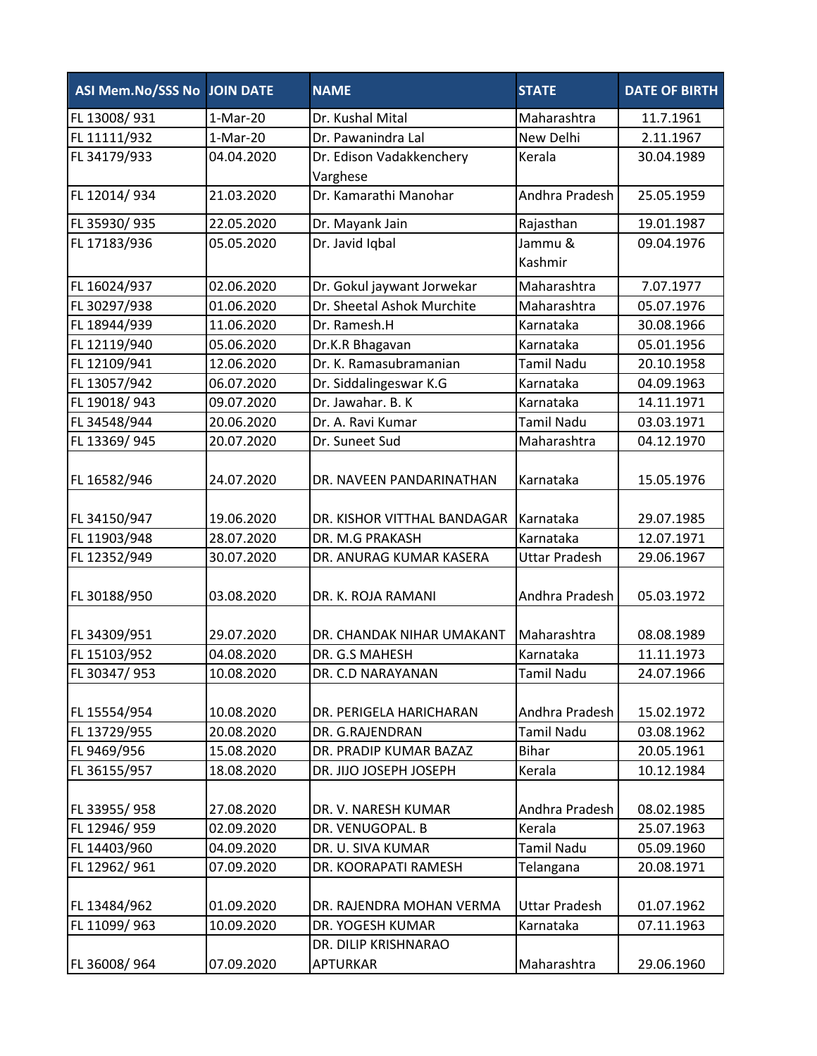| ASI Mem.No/SSS No | JOIN DATE | NAME | STATE | DATE OF BIRTH |
|---|---|---|---|---|
| FL 13008/ 931 | 1-Mar-20 | Dr. Kushal Mital | Maharashtra | 11.7.1961 |
| FL 11111/932 | 1-Mar-20 | Dr. Pawanindra Lal | New Delhi | 2.11.1967 |
| FL 34179/933 | 04.04.2020 | Dr. Edison Vadakkenchery Varghese | Kerala | 30.04.1989 |
| FL 12014/ 934 | 21.03.2020 | Dr. Kamarathi Manohar | Andhra Pradesh | 25.05.1959 |
| FL 35930/ 935 | 22.05.2020 | Dr. Mayank Jain | Rajasthan | 19.01.1987 |
| FL 17183/936 | 05.05.2020 | Dr. Javid Iqbal | Jammu & Kashmir | 09.04.1976 |
| FL 16024/937 | 02.06.2020 | Dr. Gokul jaywant Jorwekar | Maharashtra | 7.07.1977 |
| FL 30297/938 | 01.06.2020 | Dr. Sheetal Ashok Murchite | Maharashtra | 05.07.1976 |
| FL 18944/939 | 11.06.2020 | Dr. Ramesh.H | Karnataka | 30.08.1966 |
| FL 12119/940 | 05.06.2020 | Dr.K.R Bhagavan | Karnataka | 05.01.1956 |
| FL 12109/941 | 12.06.2020 | Dr. K. Ramasubramanian | Tamil Nadu | 20.10.1958 |
| FL 13057/942 | 06.07.2020 | Dr. Siddalingeswar K.G | Karnataka | 04.09.1963 |
| FL 19018/ 943 | 09.07.2020 | Dr. Jawahar. B. K | Karnataka | 14.11.1971 |
| FL 34548/944 | 20.06.2020 | Dr. A. Ravi Kumar | Tamil Nadu | 03.03.1971 |
| FL 13369/ 945 | 20.07.2020 | Dr. Suneet Sud | Maharashtra | 04.12.1970 |
| FL 16582/946 | 24.07.2020 | DR. NAVEEN PANDARINATHAN | Karnataka | 15.05.1976 |
| FL 34150/947 | 19.06.2020 | DR. KISHOR VITTHAL BANDAGAR | Karnataka | 29.07.1985 |
| FL 11903/948 | 28.07.2020 | DR. M.G PRAKASH | Karnataka | 12.07.1971 |
| FL 12352/949 | 30.07.2020 | DR. ANURAG KUMAR KASERA | Uttar Pradesh | 29.06.1967 |
| FL 30188/950 | 03.08.2020 | DR. K. ROJA RAMANI | Andhra Pradesh | 05.03.1972 |
| FL 34309/951 | 29.07.2020 | DR. CHANDAK NIHAR UMAKANT | Maharashtra | 08.08.1989 |
| FL 15103/952 | 04.08.2020 | DR. G.S MAHESH | Karnataka | 11.11.1973 |
| FL 30347/ 953 | 10.08.2020 | DR. C.D NARAYANAN | Tamil Nadu | 24.07.1966 |
| FL 15554/954 | 10.08.2020 | DR. PERIGELA HARICHARAN | Andhra Pradesh | 15.02.1972 |
| FL 13729/955 | 20.08.2020 | DR. G.RAJENDRAN | Tamil Nadu | 03.08.1962 |
| FL 9469/956 | 15.08.2020 | DR. PRADIP KUMAR BAZAZ | Bihar | 20.05.1961 |
| FL 36155/957 | 18.08.2020 | DR. JIJO JOSEPH JOSEPH | Kerala | 10.12.1984 |
| FL 33955/ 958 | 27.08.2020 | DR. V. NARESH KUMAR | Andhra Pradesh | 08.02.1985 |
| FL 12946/ 959 | 02.09.2020 | DR. VENUGOPAL. B | Kerala | 25.07.1963 |
| FL 14403/960 | 04.09.2020 | DR. U. SIVA KUMAR | Tamil Nadu | 05.09.1960 |
| FL 12962/ 961 | 07.09.2020 | DR. KOORAPATI RAMESH | Telangana | 20.08.1971 |
| FL 13484/962 | 01.09.2020 | DR. RAJENDRA MOHAN VERMA | Uttar Pradesh | 01.07.1962 |
| FL 11099/ 963 | 10.09.2020 | DR. YOGESH KUMAR | Karnataka | 07.11.1963 |
| FL 36008/ 964 | 07.09.2020 | DR. DILIP KRISHNARAO APTURKAR | Maharashtra | 29.06.1960 |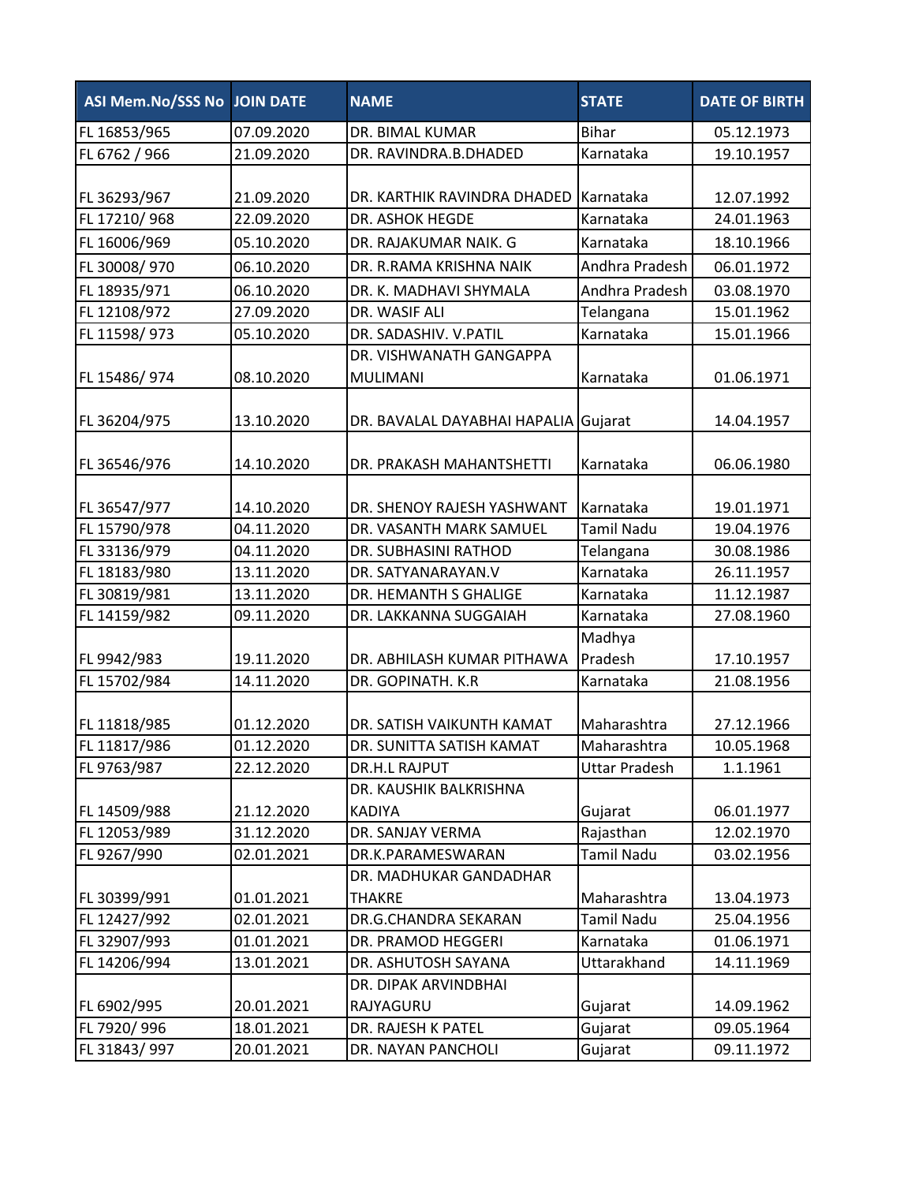| ASI Mem.No/SSS No | JOIN DATE | NAME | STATE | DATE OF BIRTH |
|---|---|---|---|---|
| FL 16853/965 | 07.09.2020 | DR. BIMAL KUMAR | Bihar | 05.12.1973 |
| FL 6762 / 966 | 21.09.2020 | DR. RAVINDRA.B.DHADED | Karnataka | 19.10.1957 |
| FL 36293/967 | 21.09.2020 | DR. KARTHIK RAVINDRA DHADED | Karnataka | 12.07.1992 |
| FL 17210/ 968 | 22.09.2020 | DR. ASHOK HEGDE | Karnataka | 24.01.1963 |
| FL 16006/969 | 05.10.2020 | DR. RAJAKUMAR NAIK. G | Karnataka | 18.10.1966 |
| FL 30008/ 970 | 06.10.2020 | DR. R.RAMA KRISHNA NAIK | Andhra Pradesh | 06.01.1972 |
| FL 18935/971 | 06.10.2020 | DR. K. MADHAVI SHYMALA | Andhra Pradesh | 03.08.1970 |
| FL 12108/972 | 27.09.2020 | DR. WASIF ALI | Telangana | 15.01.1962 |
| FL 11598/ 973 | 05.10.2020 | DR. SADASHIV. V.PATIL | Karnataka | 15.01.1966 |
| FL 15486/ 974 | 08.10.2020 | DR. VISHWANATH GANGAPPA MULIMANI | Karnataka | 01.06.1971 |
| FL 36204/975 | 13.10.2020 | DR. BAVALAL DAYABHAI HAPALIA | Gujarat | 14.04.1957 |
| FL 36546/976 | 14.10.2020 | DR. PRAKASH MAHANTSHETTI | Karnataka | 06.06.1980 |
| FL 36547/977 | 14.10.2020 | DR. SHENOY RAJESH YASHWANT | Karnataka | 19.01.1971 |
| FL 15790/978 | 04.11.2020 | DR. VASANTH MARK SAMUEL | Tamil Nadu | 19.04.1976 |
| FL 33136/979 | 04.11.2020 | DR. SUBHASINI RATHOD | Telangana | 30.08.1986 |
| FL 18183/980 | 13.11.2020 | DR. SATYANARAYAN.V | Karnataka | 26.11.1957 |
| FL 30819/981 | 13.11.2020 | DR. HEMANTH S GHALIGE | Karnataka | 11.12.1987 |
| FL 14159/982 | 09.11.2020 | DR. LAKKANNA SUGGAIAH | Karnataka | 27.08.1960 |
| FL 9942/983 | 19.11.2020 | DR. ABHILASH KUMAR PITHAWA | Madhya Pradesh | 17.10.1957 |
| FL 15702/984 | 14.11.2020 | DR. GOPINATH. K.R | Karnataka | 21.08.1956 |
| FL 11818/985 | 01.12.2020 | DR. SATISH VAIKUNTH KAMAT | Maharashtra | 27.12.1966 |
| FL 11817/986 | 01.12.2020 | DR. SUNITTA SATISH KAMAT | Maharashtra | 10.05.1968 |
| FL 9763/987 | 22.12.2020 | DR.H.L RAJPUT | Uttar Pradesh | 1.1.1961 |
| FL 14509/988 | 21.12.2020 | DR. KAUSHIK BALKRISHNA KADIYA | Gujarat | 06.01.1977 |
| FL 12053/989 | 31.12.2020 | DR. SANJAY VERMA | Rajasthan | 12.02.1970 |
| FL 9267/990 | 02.01.2021 | DR.K.PARAMESWARAN | Tamil Nadu | 03.02.1956 |
| FL 30399/991 | 01.01.2021 | DR. MADHUKAR GANDADHAR THAKRE | Maharashtra | 13.04.1973 |
| FL 12427/992 | 02.01.2021 | DR.G.CHANDRA SEKARAN | Tamil Nadu | 25.04.1956 |
| FL 32907/993 | 01.01.2021 | DR. PRAMOD HEGGERI | Karnataka | 01.06.1971 |
| FL 14206/994 | 13.01.2021 | DR. ASHUTOSH SAYANA | Uttarakhand | 14.11.1969 |
| FL 6902/995 | 20.01.2021 | DR. DIPAK ARVINDBHAI RAJYAGURU | Gujarat | 14.09.1962 |
| FL 7920/ 996 | 18.01.2021 | DR. RAJESH K PATEL | Gujarat | 09.05.1964 |
| FL 31843/ 997 | 20.01.2021 | DR. NAYAN PANCHOLI | Gujarat | 09.11.1972 |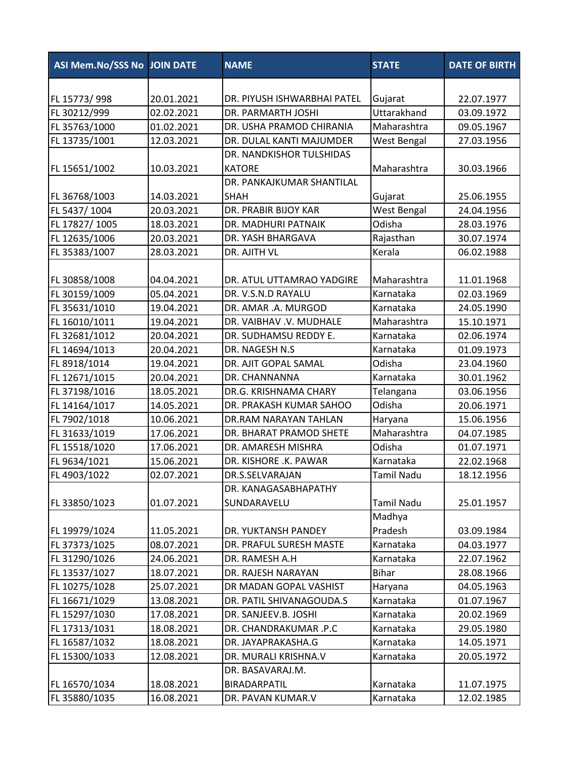| ASI Mem.No/SSS No | JOIN DATE | NAME | STATE | DATE OF BIRTH |
|---|---|---|---|---|
| FL 15773/ 998 | 20.01.2021 | DR. PIYUSH ISHWARBHAI PATEL | Gujarat | 22.07.1977 |
| FL 30212/999 | 02.02.2021 | DR. PARMARTH JOSHI | Uttarakhand | 03.09.1972 |
| FL 35763/1000 | 01.02.2021 | DR. USHA PRAMOD CHIRANIA | Maharashtra | 09.05.1967 |
| FL 13735/1001 | 12.03.2021 | DR. DULAL KANTI MAJUMDER | West Bengal | 27.03.1956 |
| FL 15651/1002 | 10.03.2021 | DR. NANDKISHOR TULSHIDAS KATORE | Maharashtra | 30.03.1966 |
| FL 36768/1003 | 14.03.2021 | DR. PANKAJKUMAR SHANTILAL SHAH | Gujarat | 25.06.1955 |
| FL 5437/ 1004 | 20.03.2021 | DR. PRABIR BIJOY KAR | West Bengal | 24.04.1956 |
| FL 17827/ 1005 | 18.03.2021 | DR. MADHURI PATNAIK | Odisha | 28.03.1976 |
| FL 12635/1006 | 20.03.2021 | DR. YASH BHARGAVA | Rajasthan | 30.07.1974 |
| FL 35383/1007 | 28.03.2021 | DR. AJITH VL | Kerala | 06.02.1988 |
| FL 30858/1008 | 04.04.2021 | DR. ATUL UTTAMRAO YADGIRE | Maharashtra | 11.01.1968 |
| FL 30159/1009 | 05.04.2021 | DR. V.S.N.D RAYALU | Karnataka | 02.03.1969 |
| FL 35631/1010 | 19.04.2021 | DR. AMAR .A. MURGOD | Karnataka | 24.05.1990 |
| FL 16010/1011 | 19.04.2021 | DR. VAIBHAV .V. MUDHALE | Maharashtra | 15.10.1971 |
| FL 32681/1012 | 20.04.2021 | DR. SUDHAMSU REDDY E. | Karnataka | 02.06.1974 |
| FL 14694/1013 | 20.04.2021 | DR. NAGESH N.S | Karnataka | 01.09.1973 |
| FL 8918/1014 | 19.04.2021 | DR. AJIT GOPAL SAMAL | Odisha | 23.04.1960 |
| FL 12671/1015 | 20.04.2021 | DR. CHANNANNA | Karnataka | 30.01.1962 |
| FL 37198/1016 | 18.05.2021 | DR.G. KRISHNAMA CHARY | Telangana | 03.06.1956 |
| FL 14164/1017 | 14.05.2021 | DR. PRAKASH KUMAR SAHOO | Odisha | 20.06.1971 |
| FL 7902/1018 | 10.06.2021 | DR.RAM NARAYAN TAHLAN | Haryana | 15.06.1956 |
| FL 31633/1019 | 17.06.2021 | DR. BHARAT PRAMOD SHETE | Maharashtra | 04.07.1985 |
| FL 15518/1020 | 17.06.2021 | DR. AMARESH MISHRA | Odisha | 01.07.1971 |
| FL 9634/1021 | 15.06.2021 | DR. KISHORE .K. PAWAR | Karnataka | 22.02.1968 |
| FL 4903/1022 | 02.07.2021 | DR.S.SELVARAJAN | Tamil Nadu | 18.12.1956 |
| FL 33850/1023 | 01.07.2021 | DR. KANAGASABHAPATHY SUNDARAVELU | Tamil Nadu | 25.01.1957 |
| FL 19979/1024 | 11.05.2021 | DR. YUKTANSH PANDEY | Madhya Pradesh | 03.09.1984 |
| FL 37373/1025 | 08.07.2021 | DR. PRAFUL SURESH MASTE | Karnataka | 04.03.1977 |
| FL 31290/1026 | 24.06.2021 | DR. RAMESH A.H | Karnataka | 22.07.1962 |
| FL 13537/1027 | 18.07.2021 | DR. RAJESH NARAYAN | Bihar | 28.08.1966 |
| FL 10275/1028 | 25.07.2021 | DR MADAN GOPAL VASHIST | Haryana | 04.05.1963 |
| FL 16671/1029 | 13.08.2021 | DR. PATIL SHIVANAGOUDA.S | Karnataka | 01.07.1967 |
| FL 15297/1030 | 17.08.2021 | DR. SANJEEV.B. JOSHI | Karnataka | 20.02.1969 |
| FL 17313/1031 | 18.08.2021 | DR. CHANDRAKUMAR .P.C | Karnataka | 29.05.1980 |
| FL 16587/1032 | 18.08.2021 | DR. JAYAPRAKASHA.G | Karnataka | 14.05.1971 |
| FL 15300/1033 | 12.08.2021 | DR. MURALI KRISHNA.V | Karnataka | 20.05.1972 |
| FL 16570/1034 | 18.08.2021 | DR. BASAVARAJ.M. BIRADARPATIL | Karnataka | 11.07.1975 |
| FL 35880/1035 | 16.08.2021 | DR. PAVAN KUMAR.V | Karnataka | 12.02.1985 |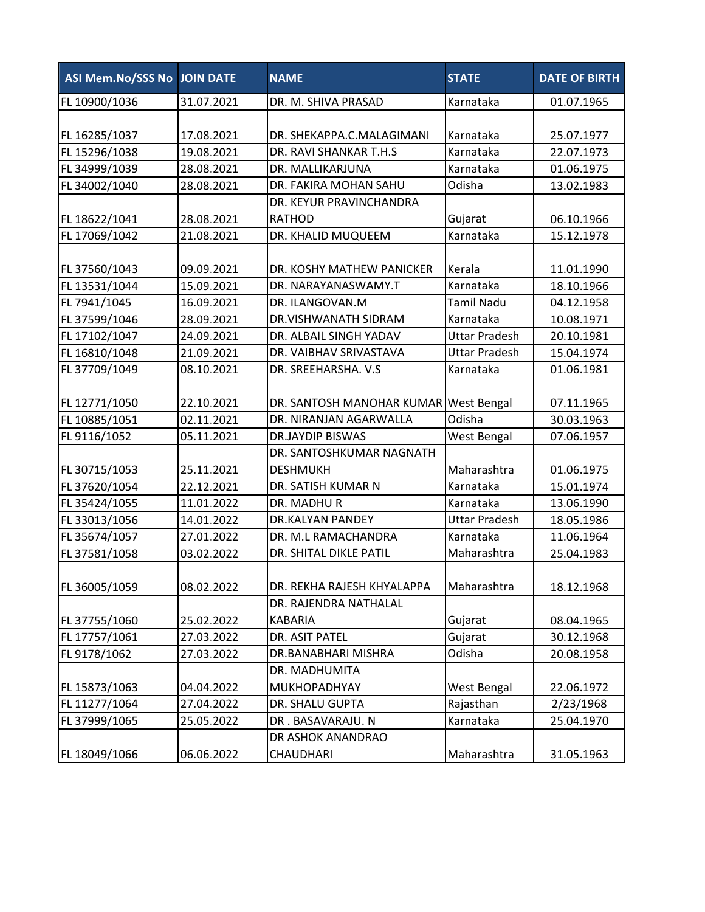| ASI Mem.No/SSS No | JOIN DATE | NAME | STATE | DATE OF BIRTH |
|---|---|---|---|---|
| FL 10900/1036 | 31.07.2021 | DR. M. SHIVA PRASAD | Karnataka | 01.07.1965 |
| FL 16285/1037 | 17.08.2021 | DR. SHEKAPPA.C.MALAGIMANI | Karnataka | 25.07.1977 |
| FL 15296/1038 | 19.08.2021 | DR. RAVI SHANKAR T.H.S | Karnataka | 22.07.1973 |
| FL 34999/1039 | 28.08.2021 | DR. MALLIKARJUNA | Karnataka | 01.06.1975 |
| FL 34002/1040 | 28.08.2021 | DR. FAKIRA MOHAN SAHU | Odisha | 13.02.1983 |
| FL 18622/1041 | 28.08.2021 | DR. KEYUR PRAVINCHANDRA RATHOD | Gujarat | 06.10.1966 |
| FL 17069/1042 | 21.08.2021 | DR. KHALID MUQUEEM | Karnataka | 15.12.1978 |
| FL 37560/1043 | 09.09.2021 | DR. KOSHY MATHEW PANICKER | Kerala | 11.01.1990 |
| FL 13531/1044 | 15.09.2021 | DR. NARAYANASWAMY.T | Karnataka | 18.10.1966 |
| FL 7941/1045 | 16.09.2021 | DR. ILANGOVAN.M | Tamil Nadu | 04.12.1958 |
| FL 37599/1046 | 28.09.2021 | DR.VISHWANATH SIDRAM | Karnataka | 10.08.1971 |
| FL 17102/1047 | 24.09.2021 | DR. ALBAIL SINGH YADAV | Uttar Pradesh | 20.10.1981 |
| FL 16810/1048 | 21.09.2021 | DR. VAIBHAV SRIVASTAVA | Uttar Pradesh | 15.04.1974 |
| FL 37709/1049 | 08.10.2021 | DR. SREEHARSHA. V.S | Karnataka | 01.06.1981 |
| FL 12771/1050 | 22.10.2021 | DR. SANTOSH MANOHAR KUMAR | West Bengal | 07.11.1965 |
| FL 10885/1051 | 02.11.2021 | DR. NIRANJAN AGARWALLA | Odisha | 30.03.1963 |
| FL 9116/1052 | 05.11.2021 | DR.JAYDIP BISWAS | West Bengal | 07.06.1957 |
| FL 30715/1053 | 25.11.2021 | DR. SANTOSHKUMAR NAGNATH DESHMUKH | Maharashtra | 01.06.1975 |
| FL 37620/1054 | 22.12.2021 | DR. SATISH KUMAR N | Karnataka | 15.01.1974 |
| FL 35424/1055 | 11.01.2022 | DR. MADHU R | Karnataka | 13.06.1990 |
| FL 33013/1056 | 14.01.2022 | DR.KALYAN PANDEY | Uttar Pradesh | 18.05.1986 |
| FL 35674/1057 | 27.01.2022 | DR. M.L RAMACHANDRA | Karnataka | 11.06.1964 |
| FL 37581/1058 | 03.02.2022 | DR. SHITAL DIKLE PATIL | Maharashtra | 25.04.1983 |
| FL 36005/1059 | 08.02.2022 | DR. REKHA RAJESH KHYALAPPA | Maharashtra | 18.12.1968 |
| FL 37755/1060 | 25.02.2022 | DR. RAJENDRA NATHALAL KABARIA | Gujarat | 08.04.1965 |
| FL 17757/1061 | 27.03.2022 | DR. ASIT PATEL | Gujarat | 30.12.1968 |
| FL 9178/1062 | 27.03.2022 | DR.BANABHARI MISHRA | Odisha | 20.08.1958 |
| FL 15873/1063 | 04.04.2022 | DR. MADHUMITA MUKHOPADHYAY | West Bengal | 22.06.1972 |
| FL 11277/1064 | 27.04.2022 | DR. SHALU GUPTA | Rajasthan | 2/23/1968 |
| FL 37999/1065 | 25.05.2022 | DR . BASAVARAJU. N | Karnataka | 25.04.1970 |
| FL 18049/1066 | 06.06.2022 | DR ASHOK ANANDRAO CHAUDHARI | Maharashtra | 31.05.1963 |